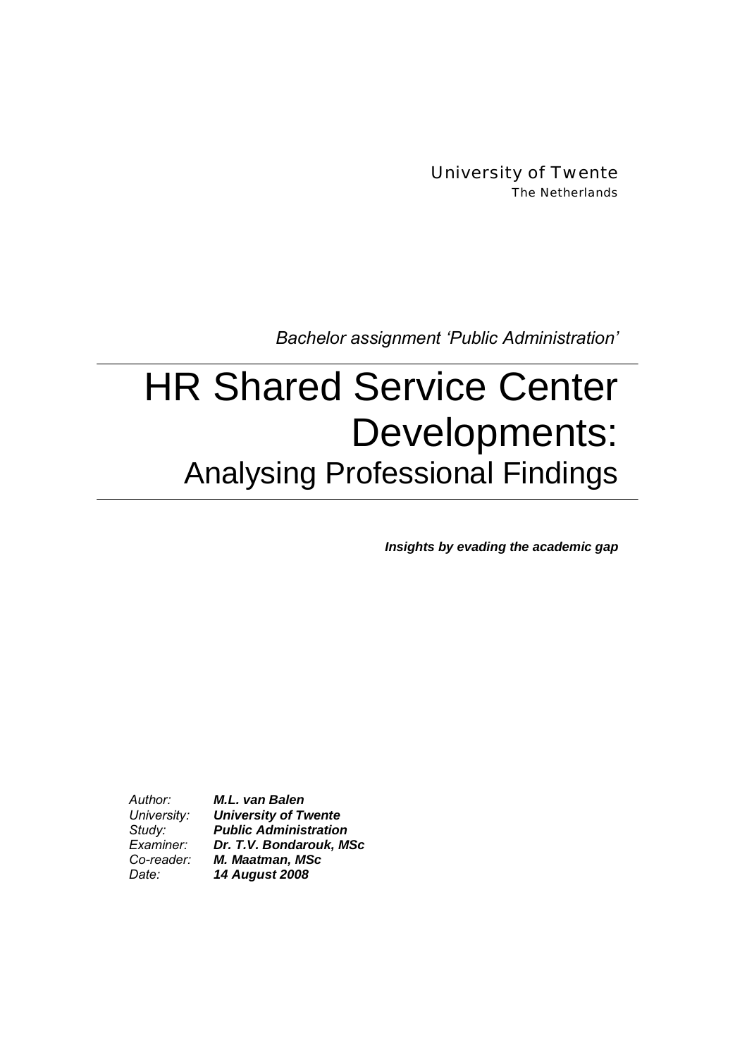University of Twente
The Netherlands

*Bachelor assignment 'Public Administration'*

# HR Shared Service Center Developments:
## Analysing Professional Findings

***Insights by evading the academic gap***

| | |
|---|---|
| *Author:* | ***M.L. van Balen*** |
| *University:* | ***University of Twente*** |
| *Study:* | ***Public Administration*** |
| *Examiner:* | ***Dr. T.V. Bondarouk, MSc*** |
| *Co-reader:* | ***M. Maatman, MSc*** |
| *Date:* | ***14 August 2008*** |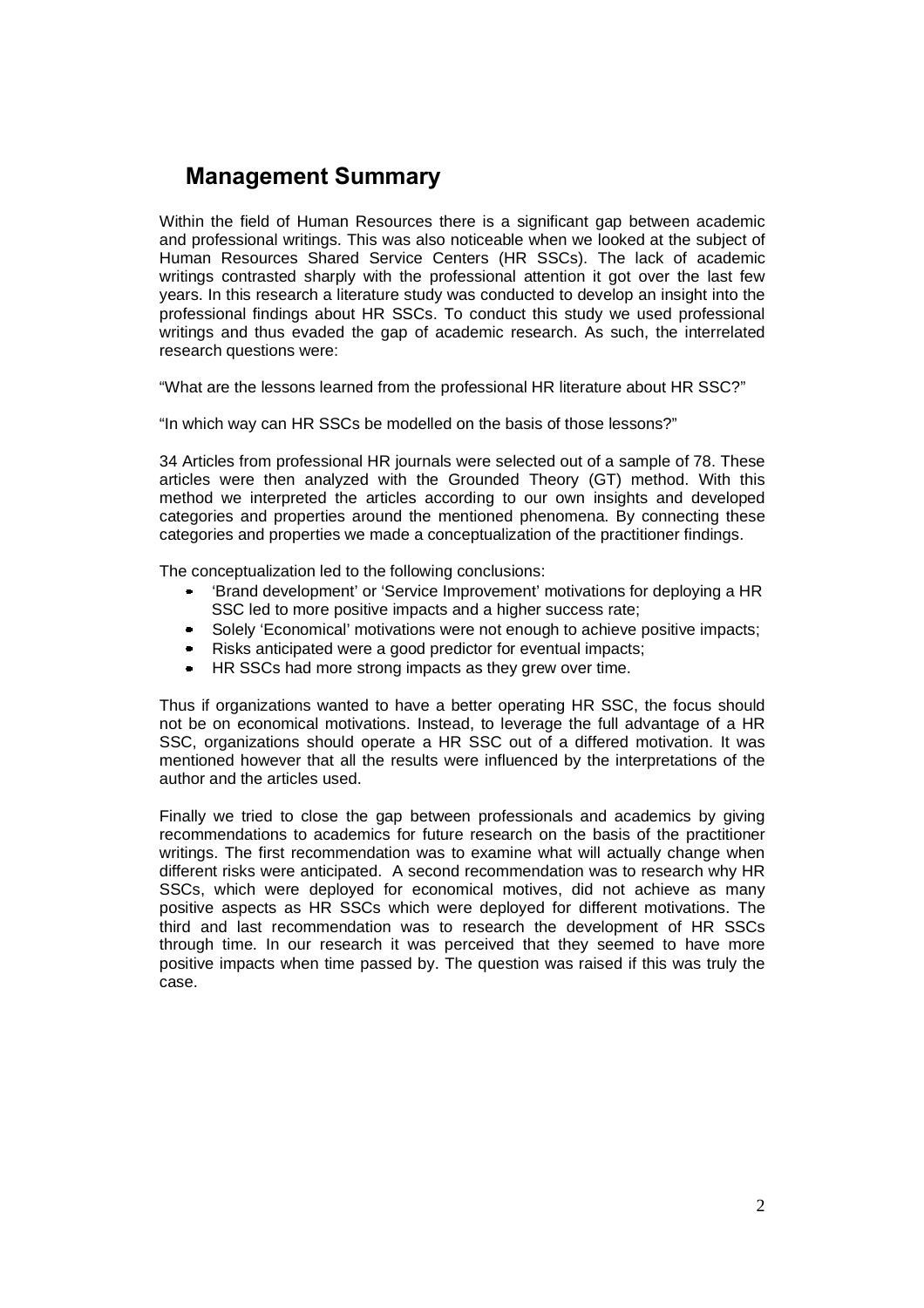# Management Summary

Within the field of Human Resources there is a significant gap between academic and professional writings. This was also noticeable when we looked at the subject of Human Resources Shared Service Centers (HR SSCs). The lack of academic writings contrasted sharply with the professional attention it got over the last few years. In this research a literature study was conducted to develop an insight into the professional findings about HR SSCs. To conduct this study we used professional writings and thus evaded the gap of academic research. As such, the interrelated research questions were:

“What are the lessons learned from the professional HR literature about HR SSC?”

“In which way can HR SSCs be modelled on the basis of those lessons?”

34 Articles from professional HR journals were selected out of a sample of 78. These articles were then analyzed with the Grounded Theory (GT) method. With this method we interpreted the articles according to our own insights and developed categories and properties around the mentioned phenomena. By connecting these categories and properties we made a conceptualization of the practitioner findings.

The conceptualization led to the following conclusions:

- ‘Brand development’ or ‘Service Improvement’ motivations for deploying a HR SSC led to more positive impacts and a higher success rate;
- Solely ‘Economical’ motivations were not enough to achieve positive impacts;
- Risks anticipated were a good predictor for eventual impacts;
- HR SSCs had more strong impacts as they grew over time.

Thus if organizations wanted to have a better operating HR SSC, the focus should not be on economical motivations. Instead, to leverage the full advantage of a HR SSC, organizations should operate a HR SSC out of a differed motivation. It was mentioned however that all the results were influenced by the interpretations of the author and the articles used.

Finally we tried to close the gap between professionals and academics by giving recommendations to academics for future research on the basis of the practitioner writings. The first recommendation was to examine what will actually change when different risks were anticipated. A second recommendation was to research why HR SSCs, which were deployed for economical motives, did not achieve as many positive aspects as HR SSCs which were deployed for different motivations. The third and last recommendation was to research the development of HR SSCs through time. In our research it was perceived that they seemed to have more positive impacts when time passed by. The question was raised if this was truly the case.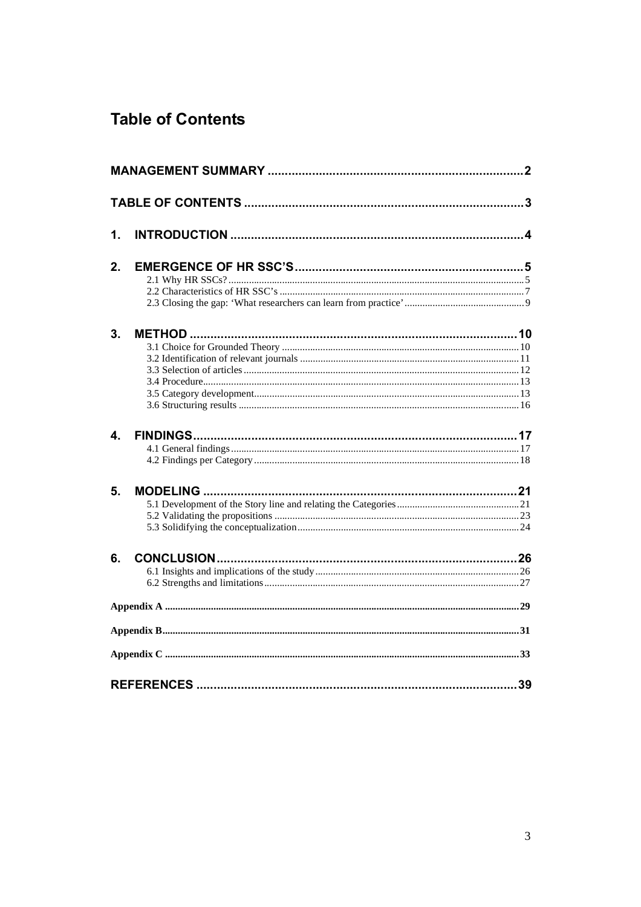# Table of Contents

**MANAGEMENT SUMMARY** .......... 2

**TABLE OF CONTENTS** .......... 3

**1. INTRODUCTION** .......... 4

**2. EMERGENCE OF HR SSC'S** .......... 5

- 2.1 Why HR SSCs? .......... 5
- 2.2 Characteristics of HR SSC's .......... 7
- 2.3 Closing the gap: 'What researchers can learn from practice' .......... 9

**3. METHOD** .......... 10

- 3.1 Choice for Grounded Theory .......... 10
- 3.2 Identification of relevant journals .......... 11
- 3.3 Selection of articles .......... 12
- 3.4 Procedure .......... 13
- 3.5 Category development .......... 13
- 3.6 Structuring results .......... 16

**4. FINDINGS** .......... 17

- 4.1 General findings .......... 17
- 4.2 Findings per Category .......... 18

**5. MODELING** .......... 21

- 5.1 Development of the Story line and relating the Categories .......... 21
- 5.2 Validating the propositions .......... 23
- 5.3 Solidifying the conceptualization .......... 24

**6. CONCLUSION** .......... 26

- 6.1 Insights and implications of the study .......... 26
- 6.2 Strengths and limitations .......... 27

**Appendix A** .......... 29

**Appendix B** .......... 31

**Appendix C** .......... 33

**REFERENCES** .......... 39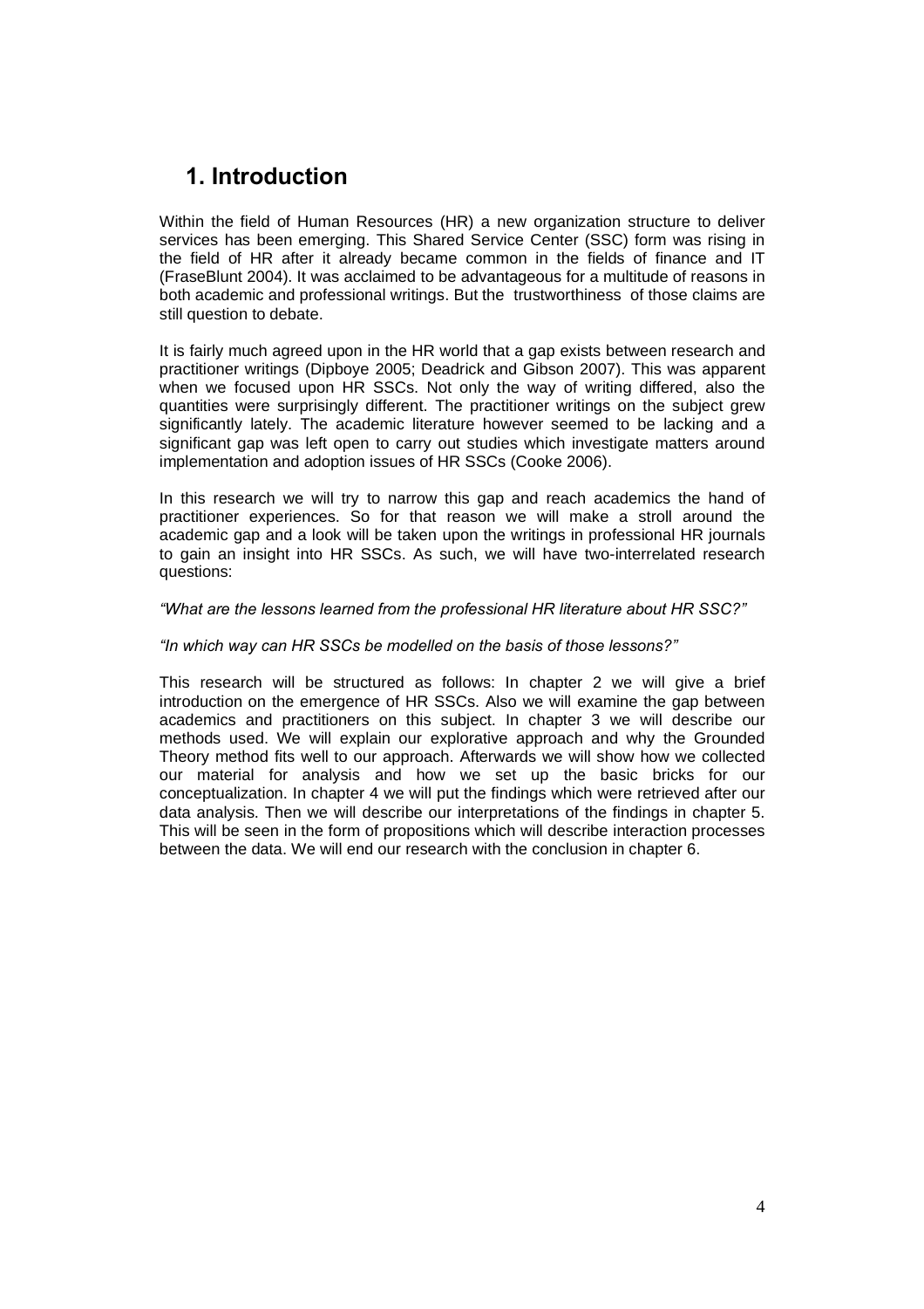# 1. Introduction

Within the field of Human Resources (HR) a new organization structure to deliver services has been emerging. This Shared Service Center (SSC) form was rising in the field of HR after it already became common in the fields of finance and IT (FraseBlunt 2004). It was acclaimed to be advantageous for a multitude of reasons in both academic and professional writings. But the trustworthiness of those claims are still question to debate.

It is fairly much agreed upon in the HR world that a gap exists between research and practitioner writings (Dipboye 2005; Deadrick and Gibson 2007). This was apparent when we focused upon HR SSCs. Not only the way of writing differed, also the quantities were surprisingly different. The practitioner writings on the subject grew significantly lately. The academic literature however seemed to be lacking and a significant gap was left open to carry out studies which investigate matters around implementation and adoption issues of HR SSCs (Cooke 2006).

In this research we will try to narrow this gap and reach academics the hand of practitioner experiences. So for that reason we will make a stroll around the academic gap and a look will be taken upon the writings in professional HR journals to gain an insight into HR SSCs. As such, we will have two-interrelated research questions:

*"What are the lessons learned from the professional HR literature about HR SSC?"*

*"In which way can HR SSCs be modelled on the basis of those lessons?"*

This research will be structured as follows: In chapter 2 we will give a brief introduction on the emergence of HR SSCs. Also we will examine the gap between academics and practitioners on this subject. In chapter 3 we will describe our methods used. We will explain our explorative approach and why the Grounded Theory method fits well to our approach. Afterwards we will show how we collected our material for analysis and how we set up the basic bricks for our conceptualization. In chapter 4 we will put the findings which were retrieved after our data analysis. Then we will describe our interpretations of the findings in chapter 5. This will be seen in the form of propositions which will describe interaction processes between the data. We will end our research with the conclusion in chapter 6.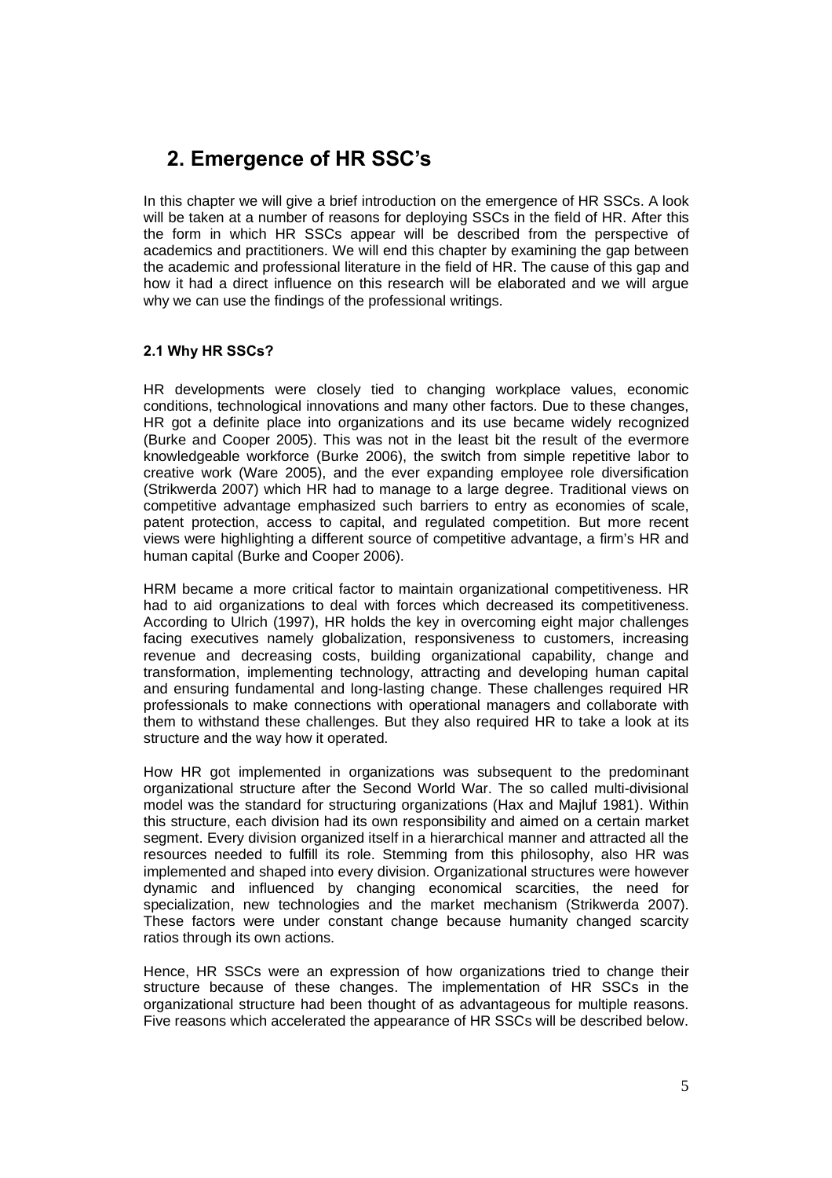## 2. Emergence of HR SSC's

In this chapter we will give a brief introduction on the emergence of HR SSCs. A look will be taken at a number of reasons for deploying SSCs in the field of HR. After this the form in which HR SSCs appear will be described from the perspective of academics and practitioners. We will end this chapter by examining the gap between the academic and professional literature in the field of HR. The cause of this gap and how it had a direct influence on this research will be elaborated and we will argue why we can use the findings of the professional writings.

### 2.1 Why HR SSCs?

HR developments were closely tied to changing workplace values, economic conditions, technological innovations and many other factors. Due to these changes, HR got a definite place into organizations and its use became widely recognized (Burke and Cooper 2005). This was not in the least bit the result of the evermore knowledgeable workforce (Burke 2006), the switch from simple repetitive labor to creative work (Ware 2005), and the ever expanding employee role diversification (Strikwerda 2007) which HR had to manage to a large degree. Traditional views on competitive advantage emphasized such barriers to entry as economies of scale, patent protection, access to capital, and regulated competition. But more recent views were highlighting a different source of competitive advantage, a firm's HR and human capital (Burke and Cooper 2006).

HRM became a more critical factor to maintain organizational competitiveness. HR had to aid organizations to deal with forces which decreased its competitiveness. According to Ulrich (1997), HR holds the key in overcoming eight major challenges facing executives namely globalization, responsiveness to customers, increasing revenue and decreasing costs, building organizational capability, change and transformation, implementing technology, attracting and developing human capital and ensuring fundamental and long-lasting change. These challenges required HR professionals to make connections with operational managers and collaborate with them to withstand these challenges. But they also required HR to take a look at its structure and the way how it operated.

How HR got implemented in organizations was subsequent to the predominant organizational structure after the Second World War. The so called multi-divisional model was the standard for structuring organizations (Hax and Majluf 1981). Within this structure, each division had its own responsibility and aimed on a certain market segment. Every division organized itself in a hierarchical manner and attracted all the resources needed to fulfill its role. Stemming from this philosophy, also HR was implemented and shaped into every division. Organizational structures were however dynamic and influenced by changing economical scarcities, the need for specialization, new technologies and the market mechanism (Strikwerda 2007). These factors were under constant change because humanity changed scarcity ratios through its own actions.

Hence, HR SSCs were an expression of how organizations tried to change their structure because of these changes. The implementation of HR SSCs in the organizational structure had been thought of as advantageous for multiple reasons. Five reasons which accelerated the appearance of HR SSCs will be described below.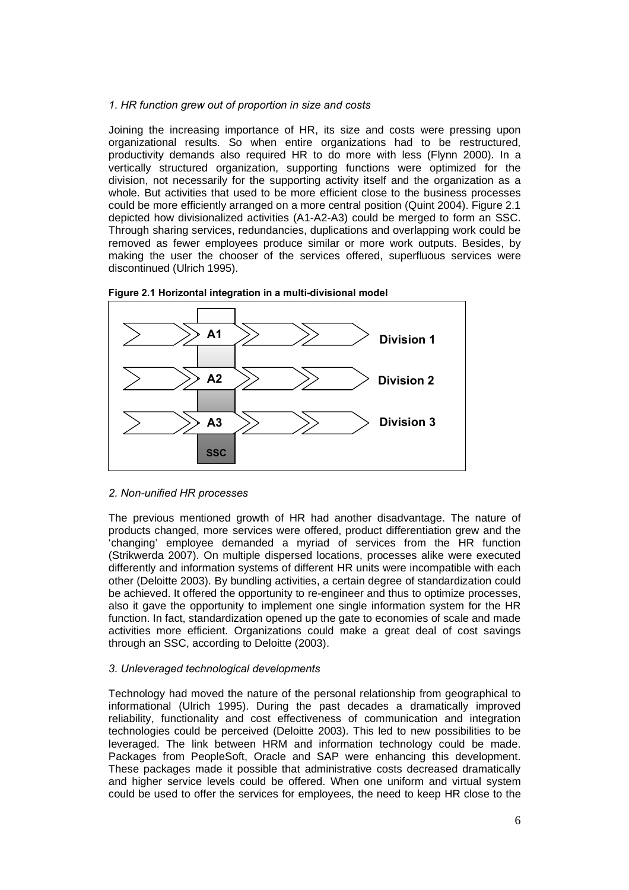*1. HR function grew out of proportion in size and costs*

Joining the increasing importance of HR, its size and costs were pressing upon organizational results. So when entire organizations had to be restructured, productivity demands also required HR to do more with less (Flynn 2000). In a vertically structured organization, supporting functions were optimized for the division, not necessarily for the supporting activity itself and the organization as a whole. But activities that used to be more efficient close to the business processes could be more efficiently arranged on a more central position (Quint 2004). Figure 2.1 depicted how divisionalized activities (A1-A2-A3) could be merged to form an SSC. Through sharing services, redundancies, duplications and overlapping work could be removed as fewer employees produce similar or more work outputs. Besides, by making the user the chooser of the services offered, superfluous services were discontinued (Ulrich 1995).

**Figure 2.1 Horizontal integration in a multi-divisional model**

A1 — Division 1
A2 — Division 2
A3 — Division 3
SSC

*2. Non-unified HR processes*

The previous mentioned growth of HR had another disadvantage. The nature of products changed, more services were offered, product differentiation grew and the 'changing' employee demanded a myriad of services from the HR function (Strikwerda 2007). On multiple dispersed locations, processes alike were executed differently and information systems of different HR units were incompatible with each other (Deloitte 2003). By bundling activities, a certain degree of standardization could be achieved. It offered the opportunity to re-engineer and thus to optimize processes, also it gave the opportunity to implement one single information system for the HR function. In fact, standardization opened up the gate to economies of scale and made activities more efficient. Organizations could make a great deal of cost savings through an SSC, according to Deloitte (2003).

*3. Unleveraged technological developments*

Technology had moved the nature of the personal relationship from geographical to informational (Ulrich 1995). During the past decades a dramatically improved reliability, functionality and cost effectiveness of communication and integration technologies could be perceived (Deloitte 2003). This led to new possibilities to be leveraged. The link between HRM and information technology could be made. Packages from PeopleSoft, Oracle and SAP were enhancing this development. These packages made it possible that administrative costs decreased dramatically and higher service levels could be offered. When one uniform and virtual system could be used to offer the services for employees, the need to keep HR close to the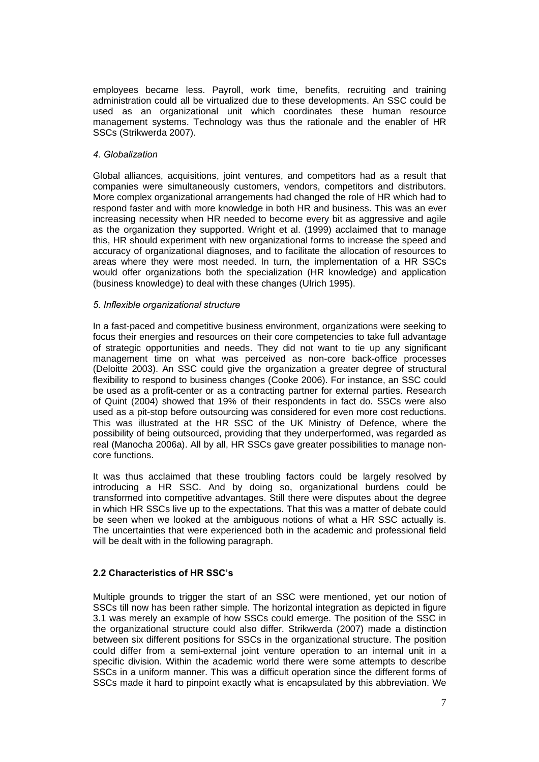employees became less. Payroll, work time, benefits, recruiting and training administration could all be virtualized due to these developments. An SSC could be used as an organizational unit which coordinates these human resource management systems. Technology was thus the rationale and the enabler of HR SSCs (Strikwerda 2007).

*4. Globalization*

Global alliances, acquisitions, joint ventures, and competitors had as a result that companies were simultaneously customers, vendors, competitors and distributors. More complex organizational arrangements had changed the role of HR which had to respond faster and with more knowledge in both HR and business. This was an ever increasing necessity when HR needed to become every bit as aggressive and agile as the organization they supported. Wright et al. (1999) acclaimed that to manage this, HR should experiment with new organizational forms to increase the speed and accuracy of organizational diagnoses, and to facilitate the allocation of resources to areas where they were most needed. In turn, the implementation of a HR SSCs would offer organizations both the specialization (HR knowledge) and application (business knowledge) to deal with these changes (Ulrich 1995).

*5. Inflexible organizational structure*

In a fast-paced and competitive business environment, organizations were seeking to focus their energies and resources on their core competencies to take full advantage of strategic opportunities and needs. They did not want to tie up any significant management time on what was perceived as non-core back-office processes (Deloitte 2003). An SSC could give the organization a greater degree of structural flexibility to respond to business changes (Cooke 2006). For instance, an SSC could be used as a profit-center or as a contracting partner for external parties. Research of Quint (2004) showed that 19% of their respondents in fact do. SSCs were also used as a pit-stop before outsourcing was considered for even more cost reductions. This was illustrated at the HR SSC of the UK Ministry of Defence, where the possibility of being outsourced, providing that they underperformed, was regarded as real (Manocha 2006a). All by all, HR SSCs gave greater possibilities to manage non-core functions.

It was thus acclaimed that these troubling factors could be largely resolved by introducing a HR SSC. And by doing so, organizational burdens could be transformed into competitive advantages. Still there were disputes about the degree in which HR SSCs live up to the expectations. That this was a matter of debate could be seen when we looked at the ambiguous notions of what a HR SSC actually is. The uncertainties that were experienced both in the academic and professional field will be dealt with in the following paragraph.

### 2.2 Characteristics of HR SSC's

Multiple grounds to trigger the start of an SSC were mentioned, yet our notion of SSCs till now has been rather simple. The horizontal integration as depicted in figure 3.1 was merely an example of how SSCs could emerge. The position of the SSC in the organizational structure could also differ. Strikwerda (2007) made a distinction between six different positions for SSCs in the organizational structure. The position could differ from a semi-external joint venture operation to an internal unit in a specific division. Within the academic world there were some attempts to describe SSCs in a uniform manner. This was a difficult operation since the different forms of SSCs made it hard to pinpoint exactly what is encapsulated by this abbreviation. We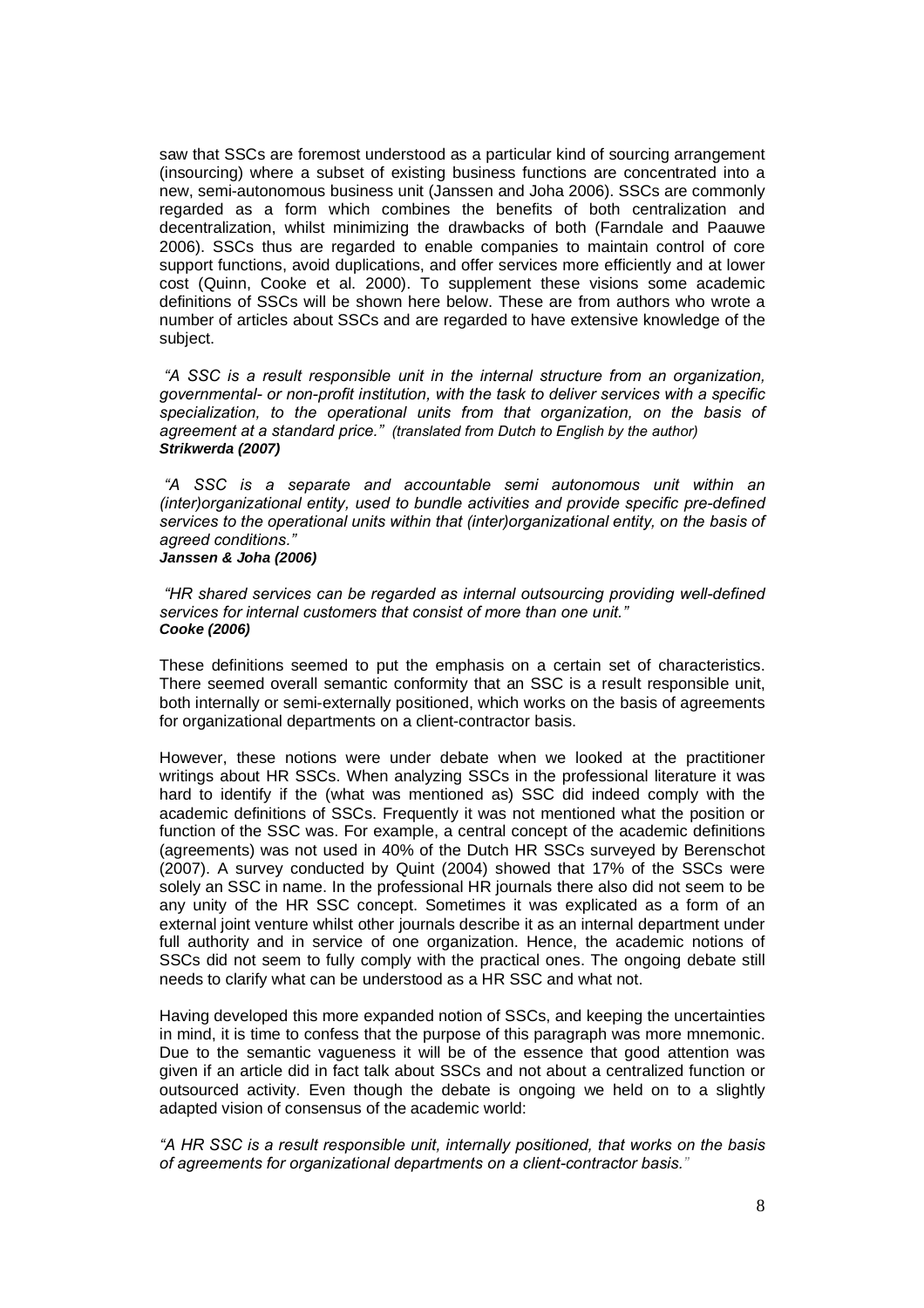saw that SSCs are foremost understood as a particular kind of sourcing arrangement (insourcing) where a subset of existing business functions are concentrated into a new, semi-autonomous business unit (Janssen and Joha 2006). SSCs are commonly regarded as a form which combines the benefits of both centralization and decentralization, whilst minimizing the drawbacks of both (Farndale and Paauwe 2006). SSCs thus are regarded to enable companies to maintain control of core support functions, avoid duplications, and offer services more efficiently and at lower cost (Quinn, Cooke et al. 2000). To supplement these visions some academic definitions of SSCs will be shown here below. These are from authors who wrote a number of articles about SSCs and are regarded to have extensive knowledge of the subject.

*"A SSC is a result responsible unit in the internal structure from an organization, governmental- or non-profit institution, with the task to deliver services with a specific specialization, to the operational units from that organization, on the basis of agreement at a standard price."* *(translated from Dutch to English by the author)*
***Strikwerda (2007)***

*"A SSC is a separate and accountable semi autonomous unit within an (inter)organizational entity, used to bundle activities and provide specific pre-defined services to the operational units within that (inter)organizational entity, on the basis of agreed conditions."*
***Janssen & Joha (2006)***

*"HR shared services can be regarded as internal outsourcing providing well-defined services for internal customers that consist of more than one unit."*
***Cooke (2006)***

These definitions seemed to put the emphasis on a certain set of characteristics. There seemed overall semantic conformity that an SSC is a result responsible unit, both internally or semi-externally positioned, which works on the basis of agreements for organizational departments on a client-contractor basis.

However, these notions were under debate when we looked at the practitioner writings about HR SSCs. When analyzing SSCs in the professional literature it was hard to identify if the (what was mentioned as) SSC did indeed comply with the academic definitions of SSCs. Frequently it was not mentioned what the position or function of the SSC was. For example, a central concept of the academic definitions (agreements) was not used in 40% of the Dutch HR SSCs surveyed by Berenschot (2007). A survey conducted by Quint (2004) showed that 17% of the SSCs were solely an SSC in name. In the professional HR journals there also did not seem to be any unity of the HR SSC concept. Sometimes it was explicated as a form of an external joint venture whilst other journals describe it as an internal department under full authority and in service of one organization. Hence, the academic notions of SSCs did not seem to fully comply with the practical ones. The ongoing debate still needs to clarify what can be understood as a HR SSC and what not.

Having developed this more expanded notion of SSCs, and keeping the uncertainties in mind, it is time to confess that the purpose of this paragraph was more mnemonic. Due to the semantic vagueness it will be of the essence that good attention was given if an article did in fact talk about SSCs and not about a centralized function or outsourced activity. Even though the debate is ongoing we held on to a slightly adapted vision of consensus of the academic world:

*"A HR SSC is a result responsible unit, internally positioned, that works on the basis of agreements for organizational departments on a client-contractor basis."*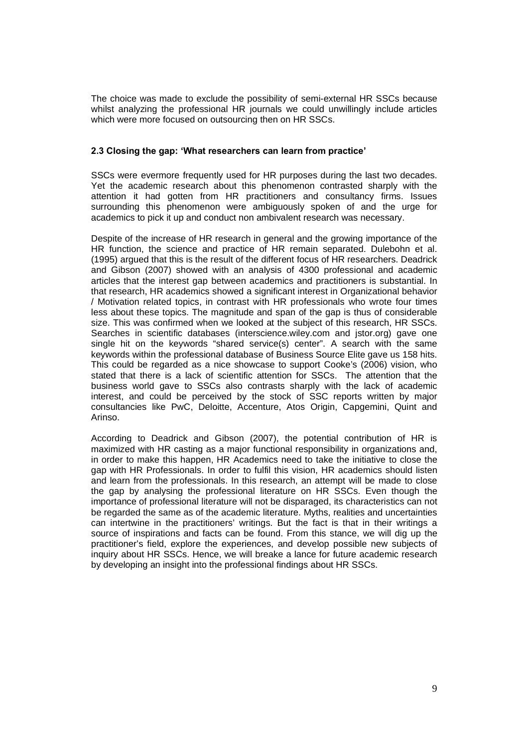The choice was made to exclude the possibility of semi-external HR SSCs because whilst analyzing the professional HR journals we could unwillingly include articles which were more focused on outsourcing then on HR SSCs.

### 2.3 Closing the gap: 'What researchers can learn from practice'

SSCs were evermore frequently used for HR purposes during the last two decades. Yet the academic research about this phenomenon contrasted sharply with the attention it had gotten from HR practitioners and consultancy firms. Issues surrounding this phenomenon were ambiguously spoken of and the urge for academics to pick it up and conduct non ambivalent research was necessary.

Despite of the increase of HR research in general and the growing importance of the HR function, the science and practice of HR remain separated. Dulebohn et al. (1995) argued that this is the result of the different focus of HR researchers. Deadrick and Gibson (2007) showed with an analysis of 4300 professional and academic articles that the interest gap between academics and practitioners is substantial. In that research, HR academics showed a significant interest in Organizational behavior / Motivation related topics, in contrast with HR professionals who wrote four times less about these topics. The magnitude and span of the gap is thus of considerable size. This was confirmed when we looked at the subject of this research, HR SSCs. Searches in scientific databases (interscience.wiley.com and jstor.org) gave one single hit on the keywords "shared service(s) center". A search with the same keywords within the professional database of Business Source Elite gave us 158 hits. This could be regarded as a nice showcase to support Cooke's (2006) vision, who stated that there is a lack of scientific attention for SSCs. The attention that the business world gave to SSCs also contrasts sharply with the lack of academic interest, and could be perceived by the stock of SSC reports written by major consultancies like PwC, Deloitte, Accenture, Atos Origin, Capgemini, Quint and Arinso.

According to Deadrick and Gibson (2007), the potential contribution of HR is maximized with HR casting as a major functional responsibility in organizations and, in order to make this happen, HR Academics need to take the initiative to close the gap with HR Professionals. In order to fulfil this vision, HR academics should listen and learn from the professionals. In this research, an attempt will be made to close the gap by analysing the professional literature on HR SSCs. Even though the importance of professional literature will not be disparaged, its characteristics can not be regarded the same as of the academic literature. Myths, realities and uncertainties can intertwine in the practitioners' writings. But the fact is that in their writings a source of inspirations and facts can be found. From this stance, we will dig up the practitioner's field, explore the experiences, and develop possible new subjects of inquiry about HR SSCs. Hence, we will breake a lance for future academic research by developing an insight into the professional findings about HR SSCs.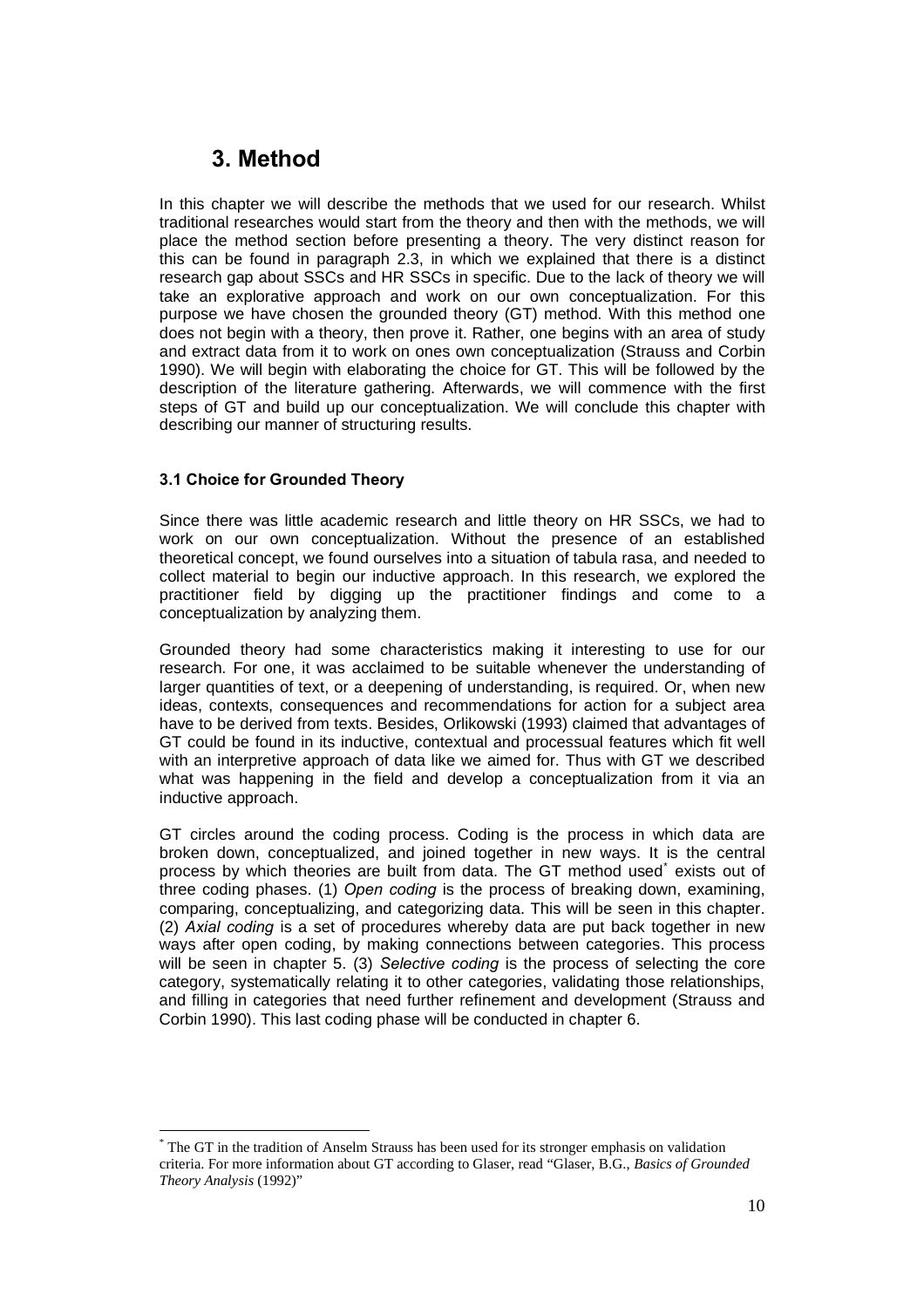# 3. Method

In this chapter we will describe the methods that we used for our research. Whilst traditional researches would start from the theory and then with the methods, we will place the method section before presenting a theory. The very distinct reason for this can be found in paragraph 2.3, in which we explained that there is a distinct research gap about SSCs and HR SSCs in specific. Due to the lack of theory we will take an explorative approach and work on our own conceptualization. For this purpose we have chosen the grounded theory (GT) method. With this method one does not begin with a theory, then prove it. Rather, one begins with an area of study and extract data from it to work on ones own conceptualization (Strauss and Corbin 1990). We will begin with elaborating the choice for GT. This will be followed by the description of the literature gathering. Afterwards, we will commence with the first steps of GT and build up our conceptualization. We will conclude this chapter with describing our manner of structuring results.

### 3.1 Choice for Grounded Theory

Since there was little academic research and little theory on HR SSCs, we had to work on our own conceptualization. Without the presence of an established theoretical concept, we found ourselves into a situation of tabula rasa, and needed to collect material to begin our inductive approach. In this research, we explored the practitioner field by digging up the practitioner findings and come to a conceptualization by analyzing them.

Grounded theory had some characteristics making it interesting to use for our research. For one, it was acclaimed to be suitable whenever the understanding of larger quantities of text, or a deepening of understanding, is required. Or, when new ideas, contexts, consequences and recommendations for action for a subject area have to be derived from texts. Besides, Orlikowski (1993) claimed that advantages of GT could be found in its inductive, contextual and processual features which fit well with an interpretive approach of data like we aimed for. Thus with GT we described what was happening in the field and develop a conceptualization from it via an inductive approach.

GT circles around the coding process. Coding is the process in which data are broken down, conceptualized, and joined together in new ways. It is the central process by which theories are built from data. The GT method used[*] exists out of three coding phases. (1) *Open coding* is the process of breaking down, examining, comparing, conceptualizing, and categorizing data. This will be seen in this chapter. (2) *Axial coding* is a set of procedures whereby data are put back together in new ways after open coding, by making connections between categories. This process will be seen in chapter 5. (3) *Selective coding* is the process of selecting the core category, systematically relating it to other categories, validating those relationships, and filling in categories that need further refinement and development (Strauss and Corbin 1990). This last coding phase will be conducted in chapter 6.

---

[*] The GT in the tradition of Anselm Strauss has been used for its stronger emphasis on validation criteria. For more information about GT according to Glaser, read "Glaser, B.G., *Basics of Grounded Theory Analysis* (1992)"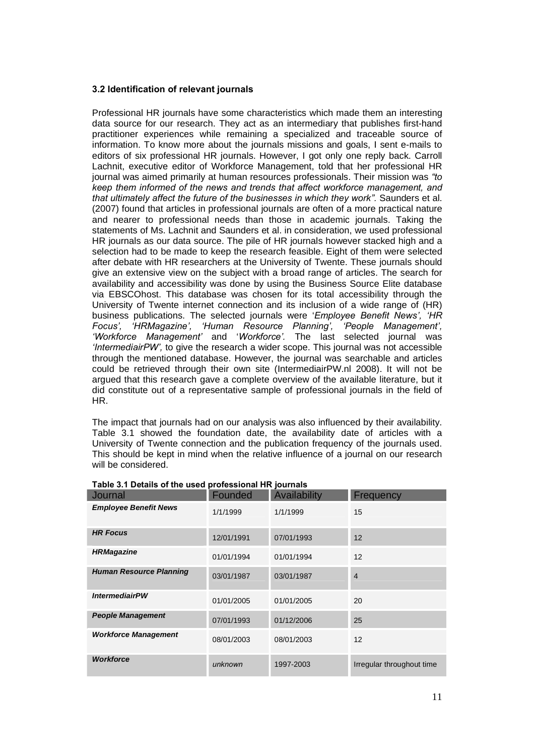### 3.2 Identification of relevant journals

Professional HR journals have some characteristics which made them an interesting data source for our research. They act as an intermediary that publishes first-hand practitioner experiences while remaining a specialized and traceable source of information. To know more about the journals missions and goals, I sent e-mails to editors of six professional HR journals. However, I got only one reply back. Carroll Lachnit, executive editor of Workforce Management, told that her professional HR journal was aimed primarily at human resources professionals. Their mission was *"to keep them informed of the news and trends that affect workforce management, and that ultimately affect the future of the businesses in which they work"*. Saunders et al. (2007) found that articles in professional journals are often of a more practical nature and nearer to professional needs than those in academic journals. Taking the statements of Ms. Lachnit and Saunders et al. in consideration, we used professional HR journals as our data source. The pile of HR journals however stacked high and a selection had to be made to keep the research feasible. Eight of them were selected after debate with HR researchers at the University of Twente. These journals should give an extensive view on the subject with a broad range of articles. The search for availability and accessibility was done by using the Business Source Elite database via EBSCOhost. This database was chosen for its total accessibility through the University of Twente internet connection and its inclusion of a wide range of (HR) business publications. The selected journals were '*Employee Benefit News', 'HR Focus', 'HRMagazine', 'Human Resource Planning', 'People Management', 'Workforce Management'* and '*Workforce'.* The last selected journal was *'IntermediairPW',* to give the research a wider scope. This journal was not accessible through the mentioned database. However, the journal was searchable and articles could be retrieved through their own site (IntermediairPW.nl 2008). It will not be argued that this research gave a complete overview of the available literature, but it did constitute out of a representative sample of professional journals in the field of HR.

The impact that journals had on our analysis was also influenced by their availability. Table 3.1 showed the foundation date, the availability date of articles with a University of Twente connection and the publication frequency of the journals used. This should be kept in mind when the relative influence of a journal on our research will be considered.

**Table 3.1 Details of the used professional HR journals**

| Journal | Founded | Availability | Frequency |
|---|---|---|---|
| ***Employee Benefit News*** | 1/1/1999 | 1/1/1999 | 15 |
| ***HR Focus*** | 12/01/1991 | 07/01/1993 | 12 |
| ***HRMagazine*** | 01/01/1994 | 01/01/1994 | 12 |
| ***Human Resource Planning*** | 03/01/1987 | 03/01/1987 | 4 |
| ***IntermediairPW*** | 01/01/2005 | 01/01/2005 | 20 |
| ***People Management*** | 07/01/1993 | 01/12/2006 | 25 |
| ***Workforce Management*** | 08/01/2003 | 08/01/2003 | 12 |
| ***Workforce*** | *unknown* | 1997-2003 | Irregular throughout time |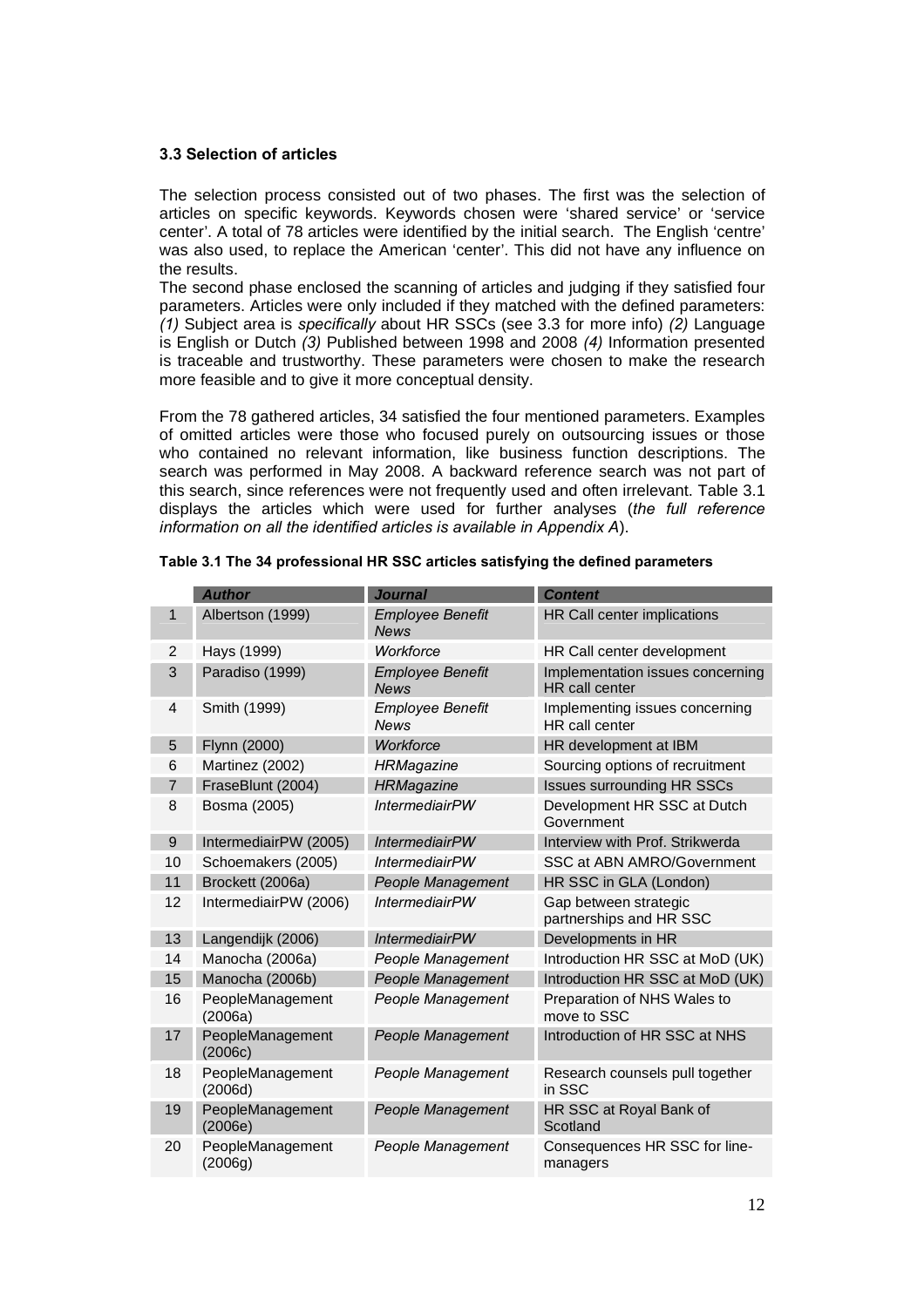### 3.3 Selection of articles

The selection process consisted out of two phases. The first was the selection of articles on specific keywords. Keywords chosen were 'shared service' or 'service center'. A total of 78 articles were identified by the initial search. The English 'centre' was also used, to replace the American 'center'. This did not have any influence on the results.
The second phase enclosed the scanning of articles and judging if they satisfied four parameters. Articles were only included if they matched with the defined parameters: *(1)* Subject area is *specifically* about HR SSCs (see 3.3 for more info) *(2)* Language is English or Dutch *(3)* Published between 1998 and 2008 *(4)* Information presented is traceable and trustworthy. These parameters were chosen to make the research more feasible and to give it more conceptual density.

From the 78 gathered articles, 34 satisfied the four mentioned parameters. Examples of omitted articles were those who focused purely on outsourcing issues or those who contained no relevant information, like business function descriptions. The search was performed in May 2008. A backward reference search was not part of this search, since references were not frequently used and often irrelevant. Table 3.1 displays the articles which were used for further analyses (*the full reference information on all the identified articles is available in Appendix A*).

**Table 3.1 The 34 professional HR SSC articles satisfying the defined parameters**

| | *Author* | *Journal* | *Content* |
|---|---|---|---|
| 1 | Albertson (1999) | *Employee Benefit News* | HR Call center implications |
| 2 | Hays (1999) | *Workforce* | HR Call center development |
| 3 | Paradiso (1999) | *Employee Benefit News* | Implementation issues concerning HR call center |
| 4 | Smith (1999) | *Employee Benefit News* | Implementing issues concerning HR call center |
| 5 | Flynn (2000) | *Workforce* | HR development at IBM |
| 6 | Martinez (2002) | *HRMagazine* | Sourcing options of recruitment |
| 7 | FraseBlunt (2004) | *HRMagazine* | Issues surrounding HR SSCs |
| 8 | Bosma (2005) | *IntermediairPW* | Development HR SSC at Dutch Government |
| 9 | IntermediairPW (2005) | *IntermediairPW* | Interview with Prof. Strikwerda |
| 10 | Schoemakers (2005) | *IntermediairPW* | SSC at ABN AMRO/Government |
| 11 | Brockett (2006a) | *People Management* | HR SSC in GLA (London) |
| 12 | IntermediairPW (2006) | *IntermediairPW* | Gap between strategic partnerships and HR SSC |
| 13 | Langendijk (2006) | *IntermediairPW* | Developments in HR |
| 14 | Manocha (2006a) | *People Management* | Introduction HR SSC at MoD (UK) |
| 15 | Manocha (2006b) | *People Management* | Introduction HR SSC at MoD (UK) |
| 16 | PeopleManagement (2006a) | *People Management* | Preparation of NHS Wales to move to SSC |
| 17 | PeopleManagement (2006c) | *People Management* | Introduction of HR SSC at NHS |
| 18 | PeopleManagement (2006d) | *People Management* | Research counsels pull together in SSC |
| 19 | PeopleManagement (2006e) | *People Management* | HR SSC at Royal Bank of Scotland |
| 20 | PeopleManagement (2006g) | *People Management* | Consequences HR SSC for line-managers |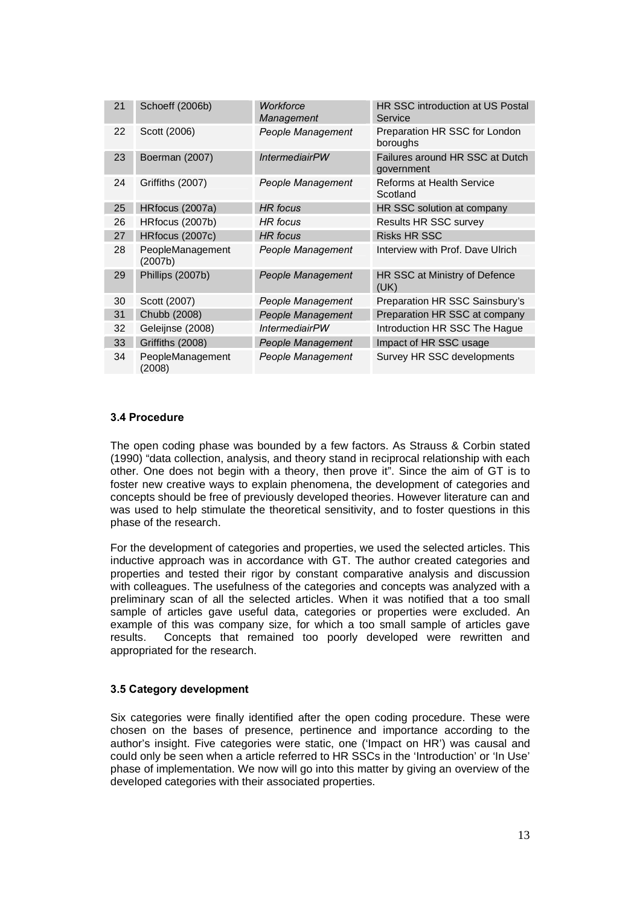| | | | |
|---|---|---|---|
| 21 | Schoeff (2006b) | *Workforce Management* | HR SSC introduction at US Postal Service |
| 22 | Scott (2006) | *People Management* | Preparation HR SSC for London boroughs |
| 23 | Boerman (2007) | *IntermediairPW* | Failures around HR SSC at Dutch government |
| 24 | Griffiths (2007) | *People Management* | Reforms at Health Service Scotland |
| 25 | HRfocus (2007a) | *HR focus* | HR SSC solution at company |
| 26 | HRfocus (2007b) | *HR focus* | Results HR SSC survey |
| 27 | HRfocus (2007c) | *HR focus* | Risks HR SSC |
| 28 | PeopleManagement (2007b) | *People Management* | Interview with Prof. Dave Ulrich |
| 29 | Phillips (2007b) | *People Management* | HR SSC at Ministry of Defence (UK) |
| 30 | Scott (2007) | *People Management* | Preparation HR SSC Sainsbury's |
| 31 | Chubb (2008) | *People Management* | Preparation HR SSC at company |
| 32 | Geleijnse (2008) | *IntermediairPW* | Introduction HR SSC The Hague |
| 33 | Griffiths (2008) | *People Management* | Impact of HR SSC usage |
| 34 | PeopleManagement (2008) | *People Management* | Survey HR SSC developments |

### 3.4 Procedure

The open coding phase was bounded by a few factors. As Strauss & Corbin stated (1990) "data collection, analysis, and theory stand in reciprocal relationship with each other. One does not begin with a theory, then prove it". Since the aim of GT is to foster new creative ways to explain phenomena, the development of categories and concepts should be free of previously developed theories. However literature can and was used to help stimulate the theoretical sensitivity, and to foster questions in this phase of the research.

For the development of categories and properties, we used the selected articles. This inductive approach was in accordance with GT. The author created categories and properties and tested their rigor by constant comparative analysis and discussion with colleagues. The usefulness of the categories and concepts was analyzed with a preliminary scan of all the selected articles. When it was notified that a too small sample of articles gave useful data, categories or properties were excluded. An example of this was company size, for which a too small sample of articles gave results. Concepts that remained too poorly developed were rewritten and appropriated for the research.

### 3.5 Category development

Six categories were finally identified after the open coding procedure. These were chosen on the bases of presence, pertinence and importance according to the author's insight. Five categories were static, one ('Impact on HR') was causal and could only be seen when a article referred to HR SSCs in the 'Introduction' or 'In Use' phase of implementation. We now will go into this matter by giving an overview of the developed categories with their associated properties.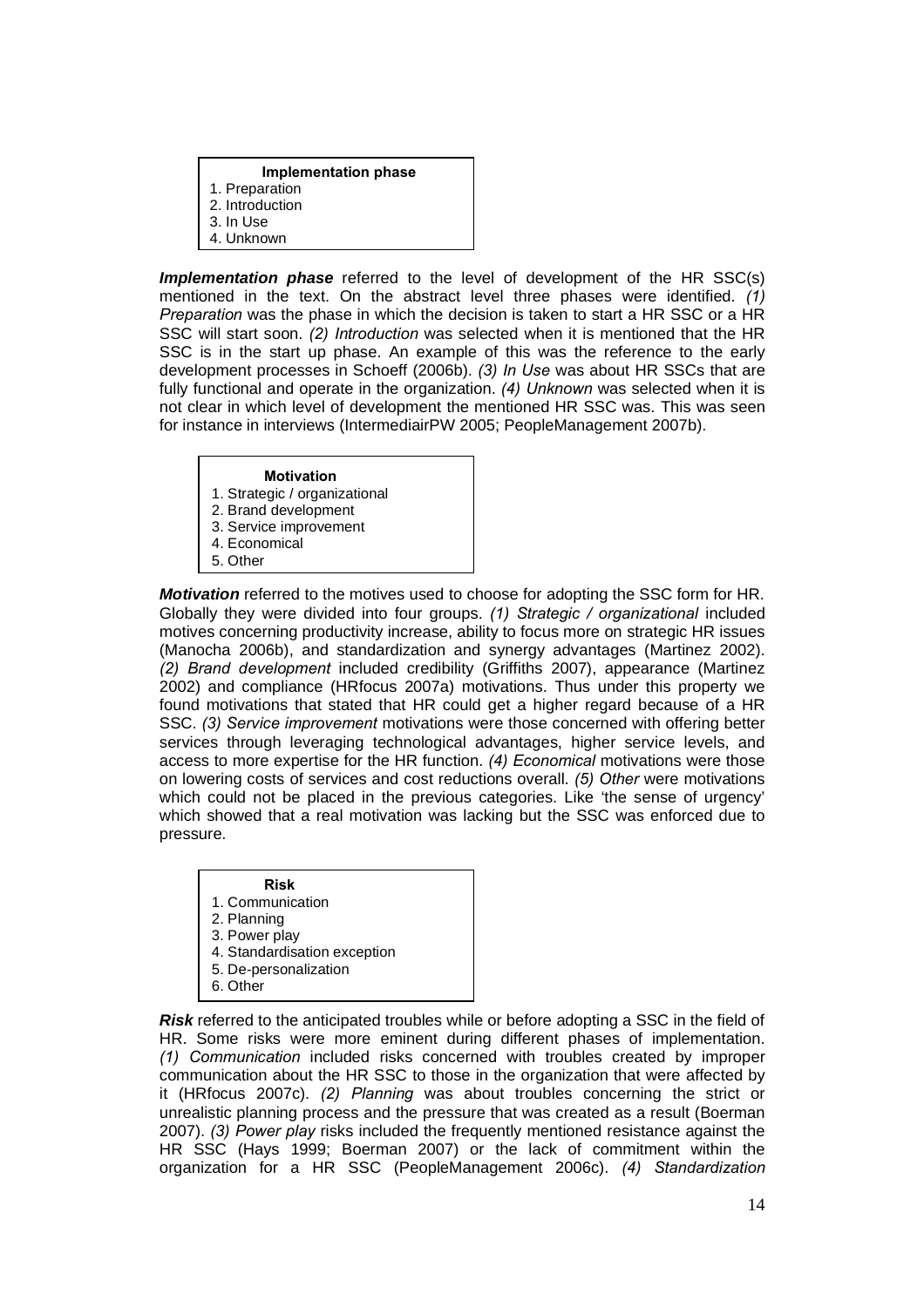| Implementation phase |
|---|
| 1. Preparation |
| 2. Introduction |
| 3. In Use |
| 4. Unknown |

***Implementation phase*** referred to the level of development of the HR SSC(s) mentioned in the text. On the abstract level three phases were identified. *(1) Preparation* was the phase in which the decision is taken to start a HR SSC or a HR SSC will start soon. *(2) Introduction* was selected when it is mentioned that the HR SSC is in the start up phase. An example of this was the reference to the early development processes in Schoeff (2006b). *(3) In Use* was about HR SSCs that are fully functional and operate in the organization. *(4) Unknown* was selected when it is not clear in which level of development the mentioned HR SSC was. This was seen for instance in interviews (IntermediairPW 2005; PeopleManagement 2007b).

| Motivation |
|---|
| 1. Strategic / organizational |
| 2. Brand development |
| 3. Service improvement |
| 4. Economical |
| 5. Other |

***Motivation*** referred to the motives used to choose for adopting the SSC form for HR. Globally they were divided into four groups. *(1) Strategic / organizational* included motives concerning productivity increase, ability to focus more on strategic HR issues (Manocha 2006b), and standardization and synergy advantages (Martinez 2002). *(2) Brand development* included credibility (Griffiths 2007), appearance (Martinez 2002) and compliance (HRfocus 2007a) motivations. Thus under this property we found motivations that stated that HR could get a higher regard because of a HR SSC. *(3) Service improvement* motivations were those concerned with offering better services through leveraging technological advantages, higher service levels, and access to more expertise for the HR function. *(4) Economical* motivations were those on lowering costs of services and cost reductions overall. *(5) Other* were motivations which could not be placed in the previous categories. Like 'the sense of urgency' which showed that a real motivation was lacking but the SSC was enforced due to pressure.

| Risk |
|---|
| 1. Communication |
| 2. Planning |
| 3. Power play |
| 4. Standardisation exception |
| 5. De-personalization |
| 6. Other |

***Risk*** referred to the anticipated troubles while or before adopting a SSC in the field of HR. Some risks were more eminent during different phases of implementation. *(1) Communication* included risks concerned with troubles created by improper communication about the HR SSC to those in the organization that were affected by it (HRfocus 2007c). *(2) Planning* was about troubles concerning the strict or unrealistic planning process and the pressure that was created as a result (Boerman 2007). *(3) Power play* risks included the frequently mentioned resistance against the HR SSC (Hays 1999; Boerman 2007) or the lack of commitment within the organization for a HR SSC (PeopleManagement 2006c). *(4) Standardization*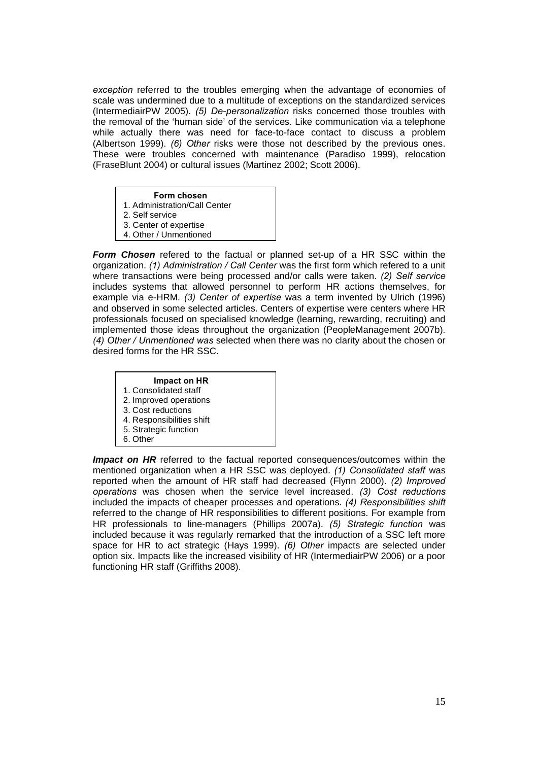*exception* referred to the troubles emerging when the advantage of economies of scale was undermined due to a multitude of exceptions on the standardized services (IntermediairPW 2005). *(5) De-personalization* risks concerned those troubles with the removal of the 'human side' of the services. Like communication via a telephone while actually there was need for face-to-face contact to discuss a problem (Albertson 1999). *(6) Other* risks were those not described by the previous ones. These were troubles concerned with maintenance (Paradiso 1999), relocation (FraseBlunt 2004) or cultural issues (Martinez 2002; Scott 2006).

| Form chosen |
|---|
| 1. Administration/Call Center |
| 2. Self service |
| 3. Center of expertise |
| 4. Other / Unmentioned |

***Form Chosen*** refered to the factual or planned set-up of a HR SSC within the organization. *(1) Administration / Call Center* was the first form which refered to a unit where transactions were being processed and/or calls were taken. *(2) Self service* includes systems that allowed personnel to perform HR actions themselves, for example via e-HRM. *(3) Center of expertise* was a term invented by Ulrich (1996) and observed in some selected articles. Centers of expertise were centers where HR professionals focused on specialised knowledge (learning, rewarding, recruiting) and implemented those ideas throughout the organization (PeopleManagement 2007b). *(4) Other / Unmentioned was* selected when there was no clarity about the chosen or desired forms for the HR SSC.

| Impact on HR |
|---|
| 1. Consolidated staff |
| 2. Improved operations |
| 3. Cost reductions |
| 4. Responsibilities shift |
| 5. Strategic function |
| 6. Other |

***Impact on HR*** referred to the factual reported consequences/outcomes within the mentioned organization when a HR SSC was deployed. *(1) Consolidated staff* was reported when the amount of HR staff had decreased (Flynn 2000). *(2) Improved operations* was chosen when the service level increased. *(3) Cost reductions* included the impacts of cheaper processes and operations. *(4) Responsibilities shift* referred to the change of HR responsibilities to different positions. For example from HR professionals to line-managers (Phillips 2007a). *(5) Strategic function* was included because it was regularly remarked that the introduction of a SSC left more space for HR to act strategic (Hays 1999). *(6) Other* impacts are selected under option six. Impacts like the increased visibility of HR (IntermediairPW 2006) or a poor functioning HR staff (Griffiths 2008).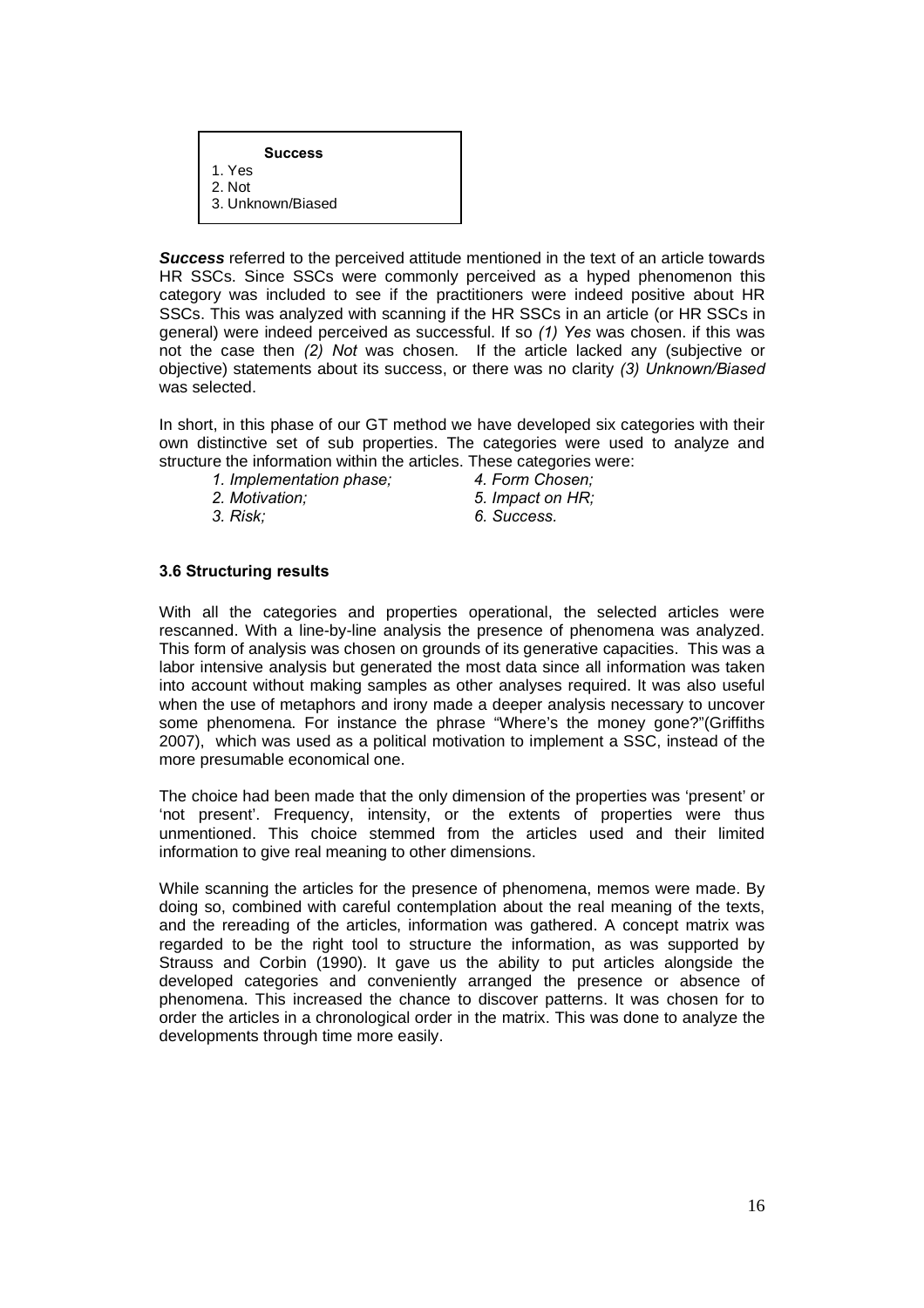| **Success** |
|---|
| 1. Yes<br>2. Not<br>3. Unknown/Biased |

***Success*** referred to the perceived attitude mentioned in the text of an article towards HR SSCs. Since SSCs were commonly perceived as a hyped phenomenon this category was included to see if the practitioners were indeed positive about HR SSCs. This was analyzed with scanning if the HR SSCs in an article (or HR SSCs in general) were indeed perceived as successful. If so *(1) Yes* was chosen. if this was not the case then *(2) Not* was chosen. If the article lacked any (subjective or objective) statements about its success, or there was no clarity *(3) Unknown/Biased* was selected.

In short, in this phase of our GT method we have developed six categories with their own distinctive set of sub properties. The categories were used to analyze and structure the information within the articles. These categories were:

*1. Implementation phase;*
*2. Motivation;*
*3. Risk;*
*4. Form Chosen;*
*5. Impact on HR;*
*6. Success.*

### 3.6 Structuring results

With all the categories and properties operational, the selected articles were rescanned. With a line-by-line analysis the presence of phenomena was analyzed. This form of analysis was chosen on grounds of its generative capacities. This was a labor intensive analysis but generated the most data since all information was taken into account without making samples as other analyses required. It was also useful when the use of metaphors and irony made a deeper analysis necessary to uncover some phenomena. For instance the phrase "Where's the money gone?"(Griffiths 2007), which was used as a political motivation to implement a SSC, instead of the more presumable economical one.

The choice had been made that the only dimension of the properties was 'present' or 'not present'. Frequency, intensity, or the extents of properties were thus unmentioned. This choice stemmed from the articles used and their limited information to give real meaning to other dimensions.

While scanning the articles for the presence of phenomena, memos were made. By doing so, combined with careful contemplation about the real meaning of the texts, and the rereading of the articles, information was gathered. A concept matrix was regarded to be the right tool to structure the information, as was supported by Strauss and Corbin (1990). It gave us the ability to put articles alongside the developed categories and conveniently arranged the presence or absence of phenomena. This increased the chance to discover patterns. It was chosen for to order the articles in a chronological order in the matrix. This was done to analyze the developments through time more easily.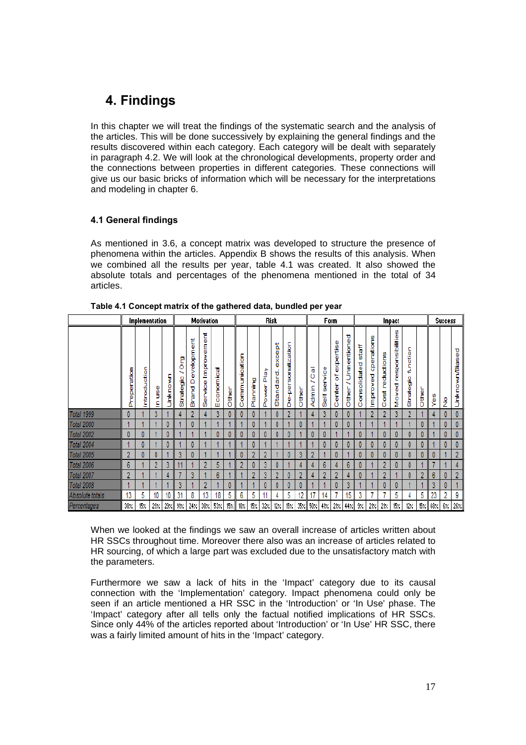# 4. Findings

In this chapter we will treat the findings of the systematic search and the analysis of the articles. This will be done successively by explaining the general findings and the results discovered within each category. Each category will be dealt with separately in paragraph 4.2. We will look at the chronological developments, property order and the connections between properties in different categories. These connections will give us our basic bricks of information which will be necessary for the interpretations and modeling in chapter 6.

### 4.1 General findings

As mentioned in 3.6, a concept matrix was developed to structure the presence of phenomena within the articles. Appendix B shows the results of this analysis. When we combined all the results per year, table 4.1 was created. It also showed the absolute totals and percentages of the phenomena mentioned in the total of 34 articles.

**Table 4.1 Concept matrix of the gathered data, bundled per year**

| | Implementation | | | | Motivation | | | | | Risk | | | | | | Form | | | | Impact | | | | | | Success | | |
|---|---|---|---|---|---|---|---|---|---|---|---|---|---|---|---|---|---|---|---|---|---|---|---|---|---|---|---|---|
| | Preperation | Introduction | In use | Unknown | Strategic / Org | Brand Development | Service Improvement | Economical | Other | Communication | Planning | Power Play | Standard. except | De-personalization | Other | Admin / Cal | Self service | Center of expertise | Other / Unmentioned | Consolidated staff | Improved operations | Cost reductions | Moved responsibilities | Strategic function | Other | Yes | No | Unknown/Biased |
| Total 1999 | 0 | 1 | 3 | 1 | 4 | 2 | 4 | 3 | 0 | 0 | 0 | 1 | 0 | 2 | 1 | 4 | 3 | 0 | 0 | 1 | 2 | 2 | 3 | 2 | 1 | 4 | 0 | 0 |
| Total 2000 | 1 | 1 | 1 | 0 | 1 | 0 | 1 | 1 | 1 | 1 | 0 | 1 | 0 | 1 | 0 | 1 | 1 | 0 | 0 | 1 | 1 | 1 | 1 | 1 | 0 | 1 | 0 | 0 |
| Total 2002 | 0 | 0 | 1 | 0 | 1 | 1 | 1 | 0 | 0 | 0 | 0 | 0 | 0 | 0 | 1 | 0 | 0 | 1 | 1 | 0 | 1 | 0 | 0 | 0 | 0 | 1 | 0 | 0 |
| Total 2004 | 1 | 0 | 1 | 0 | 1 | 0 | 1 | 1 | 1 | 1 | 0 | 1 | 1 | 1 | 1 | 1 | 0 | 0 | 0 | 0 | 0 | 0 | 0 | 0 | 0 | 1 | 0 | 0 |
| Total 2005 | 2 | 0 | 0 | 1 | 3 | 0 | 1 | 1 | 1 | 0 | 2 | 2 | 1 | 0 | 3 | 2 | 1 | 0 | 1 | 0 | 0 | 0 | 0 | 0 | 0 | 0 | 1 | 2 |
| Total 2006 | 6 | 1 | 2 | 3 | 11 | 1 | 2 | 5 | 1 | 2 | 0 | 3 | 0 | 1 | 4 | 4 | 6 | 4 | 6 | 0 | 1 | 2 | 0 | 0 | 1 | 7 | 1 | 4 |
| Total 2007 | 2 | 1 | 1 | 4 | 7 | 3 | 1 | 6 | 1 | 1 | 2 | 3 | 2 | 0 | 2 | 4 | 2 | 2 | 4 | 0 | 1 | 2 | 1 | 0 | 2 | 6 | 0 | 2 |
| Total 2008 | 1 | 1 | 1 | 1 | 3 | 1 | 2 | 1 | 0 | 1 | 1 | 0 | 0 | 0 | 0 | 1 | 1 | 0 | 3 | 1 | 1 | 0 | 0 | 1 | 1 | 3 | 0 | 1 |
| Absolute totals | 13 | 5 | 10 | 10 | 31 | 8 | 13 | 18 | 5 | 6 | 5 | 11 | 4 | 5 | 12 | 17 | 14 | 7 | 15 | 3 | 7 | 7 | 5 | 4 | 5 | 23 | 2 | 9 |
| Percentages | 38% | 15% | 29% | 29% | 91% | 24% | 38% | 53% | 15% | 18% | 15% | 32% | 12% | 15% | 35% | 50% | 41% | 21% | 44% | 9% | 21% | 21% | 15% | 12% | 15% | 68% | 6% | 26% |

When we looked at the findings we saw an overall increase of articles written about HR SSCs throughout time. Moreover there also was an increase of articles related to HR sourcing, of which a large part was excluded due to the unsatisfactory match with the parameters.

Furthermore we saw a lack of hits in the 'Impact' category due to its causal connection with the 'Implementation' category. Impact phenomena could only be seen if an article mentioned a HR SSC in the 'Introduction' or 'In Use' phase. The 'Impact' category after all tells only the factual notified implications of HR SSCs. Since only 44% of the articles reported about 'Introduction' or 'In Use' HR SSC, there was a fairly limited amount of hits in the 'Impact' category.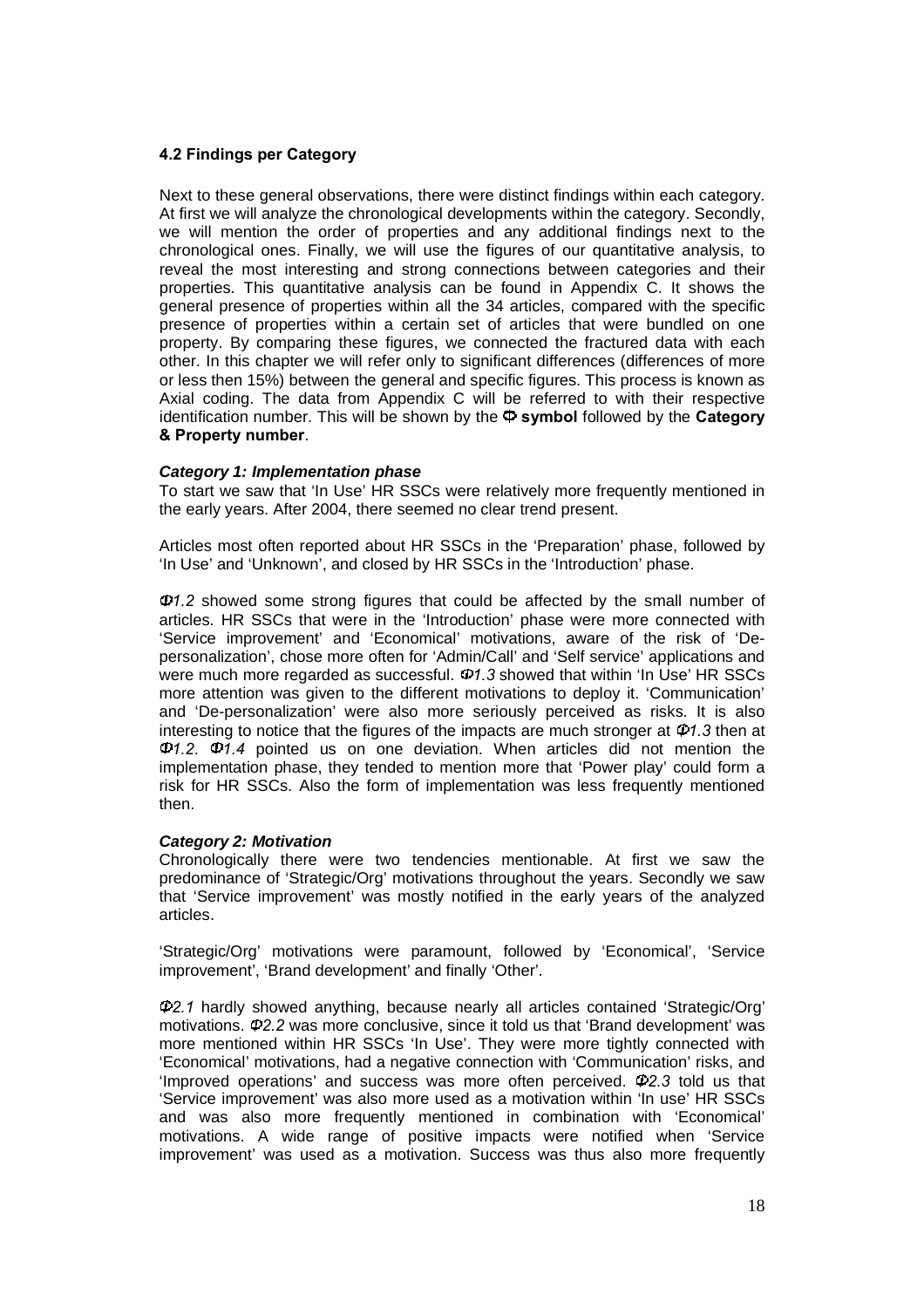### 4.2 Findings per Category

Next to these general observations, there were distinct findings within each category. At first we will analyze the chronological developments within the category. Secondly, we will mention the order of properties and any additional findings next to the chronological ones. Finally, we will use the figures of our quantitative analysis, to reveal the most interesting and strong connections between categories and their properties. This quantitative analysis can be found in Appendix C. It shows the general presence of properties within all the 34 articles, compared with the specific presence of properties within a certain set of articles that were bundled on one property. By comparing these figures, we connected the fractured data with each other. In this chapter we will refer only to significant differences (differences of more or less then 15%) between the general and specific figures. This process is known as Axial coding. The data from Appendix C will be referred to with their respective identification number. This will be shown by the **Φ symbol** followed by the **Category & Property number**.

***Category 1: Implementation phase***

To start we saw that 'In Use' HR SSCs were relatively more frequently mentioned in the early years. After 2004, there seemed no clear trend present.

Articles most often reported about HR SSCs in the 'Preparation' phase, followed by 'In Use' and 'Unknown', and closed by HR SSCs in the 'Introduction' phase.

*Φ1.2* showed some strong figures that could be affected by the small number of articles. HR SSCs that were in the 'Introduction' phase were more connected with 'Service improvement' and 'Economical' motivations, aware of the risk of 'De-personalization', chose more often for 'Admin/Call' and 'Self service' applications and were much more regarded as successful. *Φ1.3* showed that within 'In Use' HR SSCs more attention was given to the different motivations to deploy it. 'Communication' and 'De-personalization' were also more seriously perceived as risks. It is also interesting to notice that the figures of the impacts are much stronger at *Φ1.3* then at *Φ1.2*. *Φ1.4* pointed us on one deviation. When articles did not mention the implementation phase, they tended to mention more that 'Power play' could form a risk for HR SSCs. Also the form of implementation was less frequently mentioned then.

***Category 2: Motivation***

Chronologically there were two tendencies mentionable. At first we saw the predominance of 'Strategic/Org' motivations throughout the years. Secondly we saw that 'Service improvement' was mostly notified in the early years of the analyzed articles.

'Strategic/Org' motivations were paramount, followed by 'Economical', 'Service improvement', 'Brand development' and finally 'Other'.

*Φ2.1* hardly showed anything, because nearly all articles contained 'Strategic/Org' motivations. *Φ2.2* was more conclusive, since it told us that 'Brand development' was more mentioned within HR SSCs 'In Use'. They were more tightly connected with 'Economical' motivations, had a negative connection with 'Communication' risks, and 'Improved operations' and success was more often perceived. *Φ2.3* told us that 'Service improvement' was also more used as a motivation within 'In use' HR SSCs and was also more frequently mentioned in combination with 'Economical' motivations. A wide range of positive impacts were notified when 'Service improvement' was used as a motivation. Success was thus also more frequently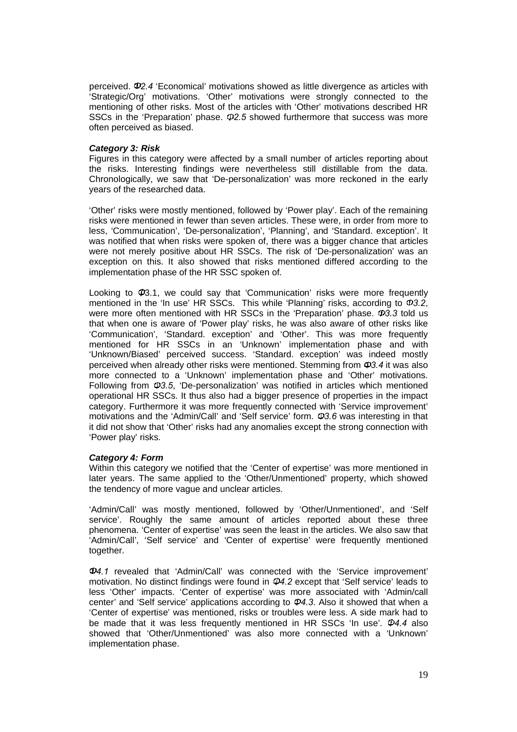perceived. *Φ2.4* 'Economical' motivations showed as little divergence as articles with 'Strategic/Org' motivations. 'Other' motivations were strongly connected to the mentioning of other risks. Most of the articles with 'Other' motivations described HR SSCs in the 'Preparation' phase. *Φ2.5* showed furthermore that success was more often perceived as biased.

***Category 3: Risk***

Figures in this category were affected by a small number of articles reporting about the risks. Interesting findings were nevertheless still distillable from the data. Chronologically, we saw that 'De-personalization' was more reckoned in the early years of the researched data.

'Other' risks were mostly mentioned, followed by 'Power play'. Each of the remaining risks were mentioned in fewer than seven articles. These were, in order from more to less, 'Communication', 'De-personalization', 'Planning', and 'Standard. exception'. It was notified that when risks were spoken of, there was a bigger chance that articles were not merely positive about HR SSCs. The risk of 'De-personalization' was an exception on this. It also showed that risks mentioned differed according to the implementation phase of the HR SSC spoken of.

Looking to Φ3.1, we could say that 'Communication' risks were more frequently mentioned in the 'In use' HR SSCs. This while 'Planning' risks, according to *Φ3.2*, were more often mentioned with HR SSCs in the 'Preparation' phase. *Φ3.3* told us that when one is aware of 'Power play' risks, he was also aware of other risks like 'Communication', 'Standard. exception' and 'Other'. This was more frequently mentioned for HR SSCs in an 'Unknown' implementation phase and with 'Unknown/Biased' perceived success. 'Standard. exception' was indeed mostly perceived when already other risks were mentioned. Stemming from *Φ3.4* it was also more connected to a 'Unknown' implementation phase and 'Other' motivations. Following from *Φ3.5*, 'De-personalization' was notified in articles which mentioned operational HR SSCs. It thus also had a bigger presence of properties in the impact category. Furthermore it was more frequently connected with 'Service improvement' motivations and the 'Admin/Call' and 'Self service' form. *Φ3.6* was interesting in that it did not show that 'Other' risks had any anomalies except the strong connection with 'Power play' risks.

***Category 4: Form***

Within this category we notified that the 'Center of expertise' was more mentioned in later years. The same applied to the 'Other/Unmentioned' property, which showed the tendency of more vague and unclear articles.

'Admin/Call' was mostly mentioned, followed by 'Other/Unmentioned', and 'Self service'. Roughly the same amount of articles reported about these three phenomena. 'Center of expertise' was seen the least in the articles. We also saw that 'Admin/Call', 'Self service' and 'Center of expertise' were frequently mentioned together.

*Φ4.1* revealed that 'Admin/Call' was connected with the 'Service improvement' motivation. No distinct findings were found in *Φ4.2* except that 'Self service' leads to less 'Other' impacts. 'Center of expertise' was more associated with 'Admin/call center' and 'Self service' applications according to *Φ4.3*. Also it showed that when a 'Center of expertise' was mentioned, risks or troubles were less. A side mark had to be made that it was less frequently mentioned in HR SSCs 'In use'. *Φ4.4* also showed that 'Other/Unmentioned' was also more connected with a 'Unknown' implementation phase.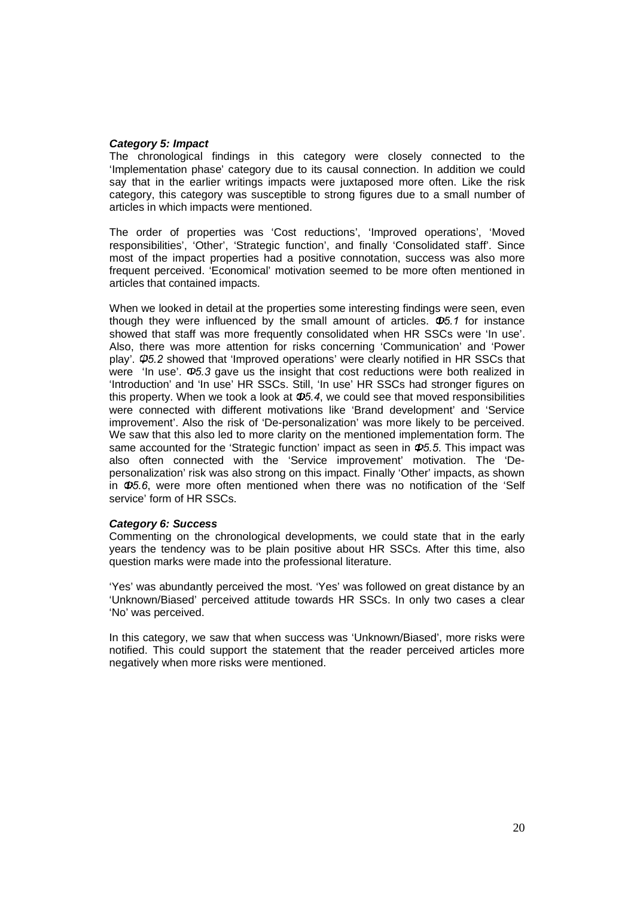***Category 5: Impact***

The chronological findings in this category were closely connected to the 'Implementation phase' category due to its causal connection. In addition we could say that in the earlier writings impacts were juxtaposed more often. Like the risk category, this category was susceptible to strong figures due to a small number of articles in which impacts were mentioned.

The order of properties was 'Cost reductions', 'Improved operations', 'Moved responsibilities', 'Other', 'Strategic function', and finally 'Consolidated staff'. Since most of the impact properties had a positive connotation, success was also more frequent perceived. 'Economical' motivation seemed to be more often mentioned in articles that contained impacts.

When we looked in detail at the properties some interesting findings were seen, even though they were influenced by the small amount of articles. *Φ5.1* for instance showed that staff was more frequently consolidated when HR SSCs were 'In use'. Also, there was more attention for risks concerning 'Communication' and 'Power play'. *Φ5.2* showed that 'Improved operations' were clearly notified in HR SSCs that were 'In use'. *Φ5.3* gave us the insight that cost reductions were both realized in 'Introduction' and 'In use' HR SSCs. Still, 'In use' HR SSCs had stronger figures on this property. When we took a look at *Φ5.4*, we could see that moved responsibilities were connected with different motivations like 'Brand development' and 'Service improvement'. Also the risk of 'De-personalization' was more likely to be perceived. We saw that this also led to more clarity on the mentioned implementation form. The same accounted for the 'Strategic function' impact as seen in *Φ5.5*. This impact was also often connected with the 'Service improvement' motivation. The 'De-personalization' risk was also strong on this impact. Finally 'Other' impacts, as shown in *Φ5.6*, were more often mentioned when there was no notification of the 'Self service' form of HR SSCs.

***Category 6: Success***

Commenting on the chronological developments, we could state that in the early years the tendency was to be plain positive about HR SSCs. After this time, also question marks were made into the professional literature.

'Yes' was abundantly perceived the most. 'Yes' was followed on great distance by an 'Unknown/Biased' perceived attitude towards HR SSCs. In only two cases a clear 'No' was perceived.

In this category, we saw that when success was 'Unknown/Biased', more risks were notified. This could support the statement that the reader perceived articles more negatively when more risks were mentioned.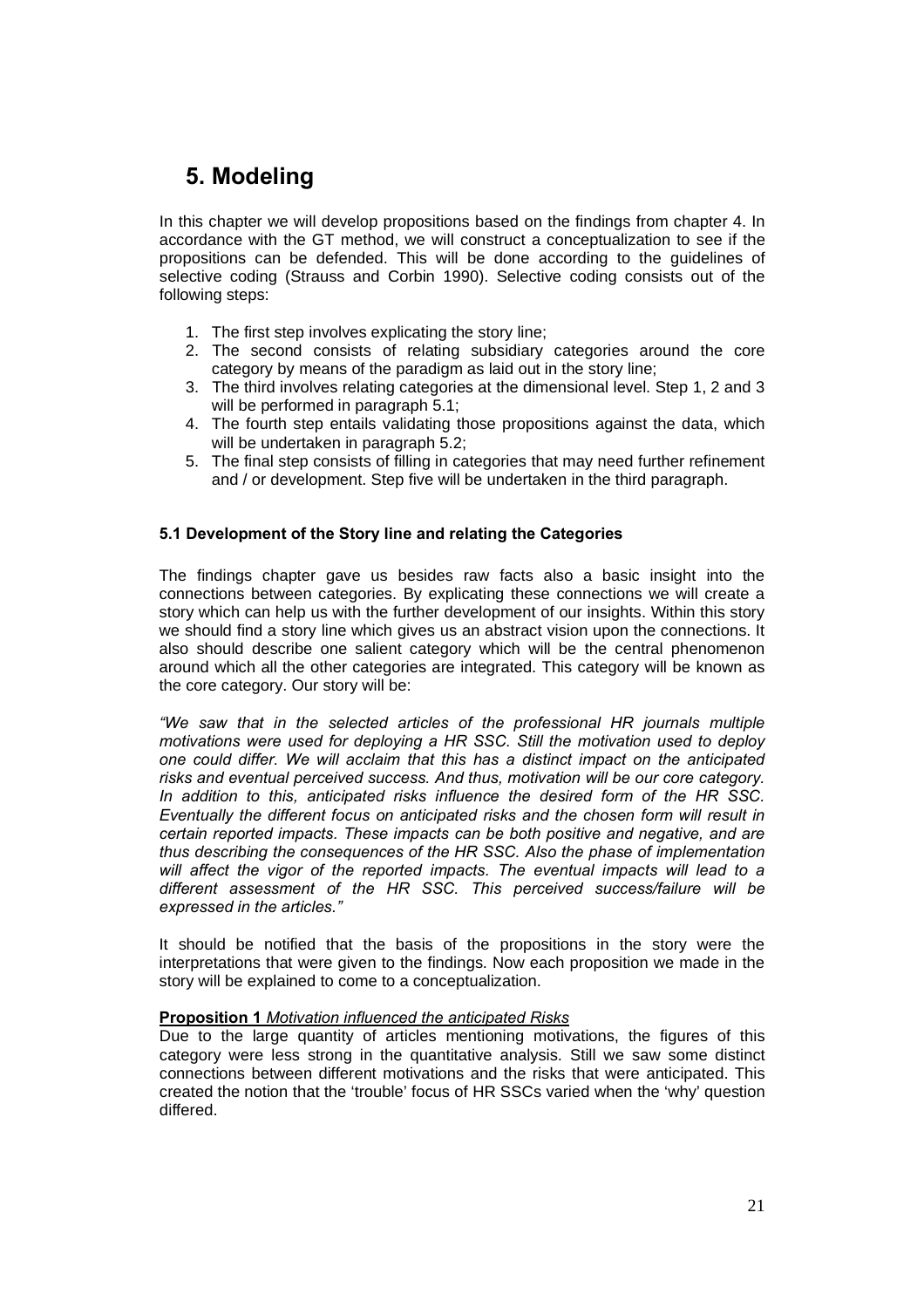# 5. Modeling

In this chapter we will develop propositions based on the findings from chapter 4. In accordance with the GT method, we will construct a conceptualization to see if the propositions can be defended. This will be done according to the guidelines of selective coding (Strauss and Corbin 1990). Selective coding consists out of the following steps:

1. The first step involves explicating the story line;
2. The second consists of relating subsidiary categories around the core category by means of the paradigm as laid out in the story line;
3. The third involves relating categories at the dimensional level. Step 1, 2 and 3 will be performed in paragraph 5.1;
4. The fourth step entails validating those propositions against the data, which will be undertaken in paragraph 5.2;
5. The final step consists of filling in categories that may need further refinement and / or development. Step five will be undertaken in the third paragraph.

### 5.1 Development of the Story line and relating the Categories

The findings chapter gave us besides raw facts also a basic insight into the connections between categories. By explicating these connections we will create a story which can help us with the further development of our insights. Within this story we should find a story line which gives us an abstract vision upon the connections. It also should describe one salient category which will be the central phenomenon around which all the other categories are integrated. This category will be known as the core category. Our story will be:

*"We saw that in the selected articles of the professional HR journals multiple motivations were used for deploying a HR SSC. Still the motivation used to deploy one could differ. We will acclaim that this has a distinct impact on the anticipated risks and eventual perceived success. And thus, motivation will be our core category. In addition to this, anticipated risks influence the desired form of the HR SSC. Eventually the different focus on anticipated risks and the chosen form will result in certain reported impacts. These impacts can be both positive and negative, and are thus describing the consequences of the HR SSC. Also the phase of implementation will affect the vigor of the reported impacts. The eventual impacts will lead to a different assessment of the HR SSC. This perceived success/failure will be expressed in the articles."*

It should be notified that the basis of the propositions in the story were the interpretations that were given to the findings. Now each proposition we made in the story will be explained to come to a conceptualization.

**Proposition 1** *Motivation influenced the anticipated Risks*

Due to the large quantity of articles mentioning motivations, the figures of this category were less strong in the quantitative analysis. Still we saw some distinct connections between different motivations and the risks that were anticipated. This created the notion that the 'trouble' focus of HR SSCs varied when the 'why' question differed.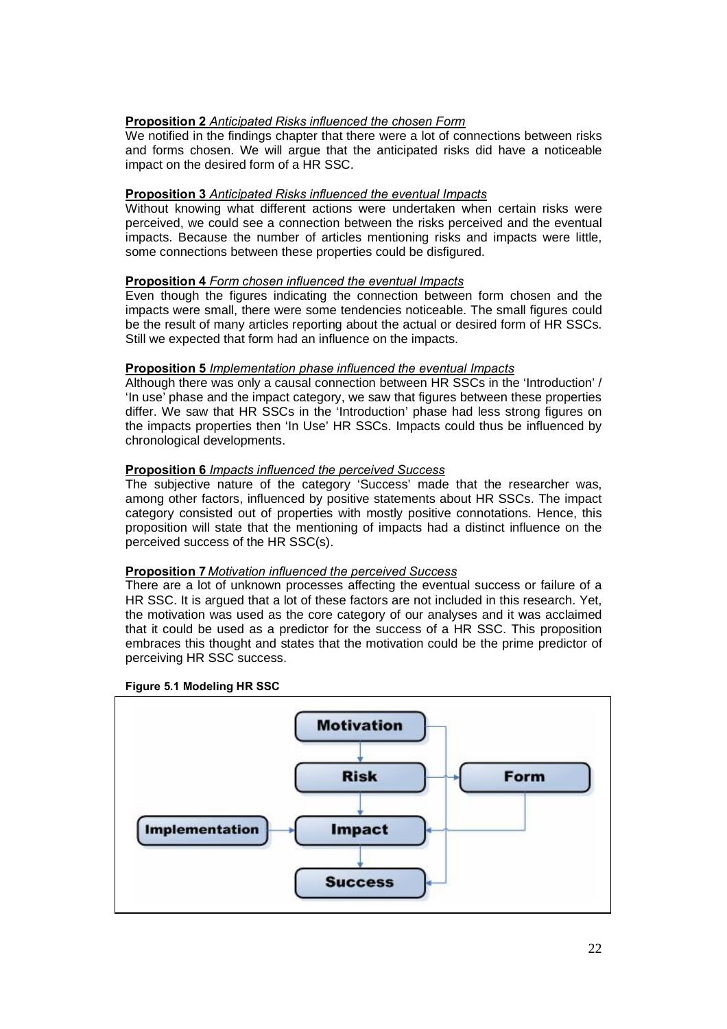**Proposition 2** *Anticipated Risks influenced the chosen Form*
We notified in the findings chapter that there were a lot of connections between risks and forms chosen. We will argue that the anticipated risks did have a noticeable impact on the desired form of a HR SSC.

**Proposition 3** *Anticipated Risks influenced the eventual Impacts*
Without knowing what different actions were undertaken when certain risks were perceived, we could see a connection between the risks perceived and the eventual impacts. Because the number of articles mentioning risks and impacts were little, some connections between these properties could be disfigured.

**Proposition 4** *Form chosen influenced the eventual Impacts*
Even though the figures indicating the connection between form chosen and the impacts were small, there were some tendencies noticeable. The small figures could be the result of many articles reporting about the actual or desired form of HR SSCs. Still we expected that form had an influence on the impacts.

**Proposition 5** *Implementation phase influenced the eventual Impacts*
Although there was only a causal connection between HR SSCs in the 'Introduction' / 'In use' phase and the impact category, we saw that figures between these properties differ. We saw that HR SSCs in the 'Introduction' phase had less strong figures on the impacts properties then 'In Use' HR SSCs. Impacts could thus be influenced by chronological developments.

**Proposition 6** *Impacts influenced the perceived Success*
The subjective nature of the category 'Success' made that the researcher was, among other factors, influenced by positive statements about HR SSCs. The impact category consisted out of properties with mostly positive connotations. Hence, this proposition will state that the mentioning of impacts had a distinct influence on the perceived success of the HR SSC(s).

**Proposition 7** *Motivation influenced the perceived Success*
There are a lot of unknown processes affecting the eventual success or failure of a HR SSC. It is argued that a lot of these factors are not included in this research. Yet, the motivation was used as the core category of our analyses and it was acclaimed that it could be used as a predictor for the success of a HR SSC. This proposition embraces this thought and states that the motivation could be the prime predictor of perceiving HR SSC success.

**Figure 5.1 Modeling HR SSC**

Motivation → Risk → Impact → Success; Risk → Form; Form → Impact; Implementation → Impact; Motivation → Success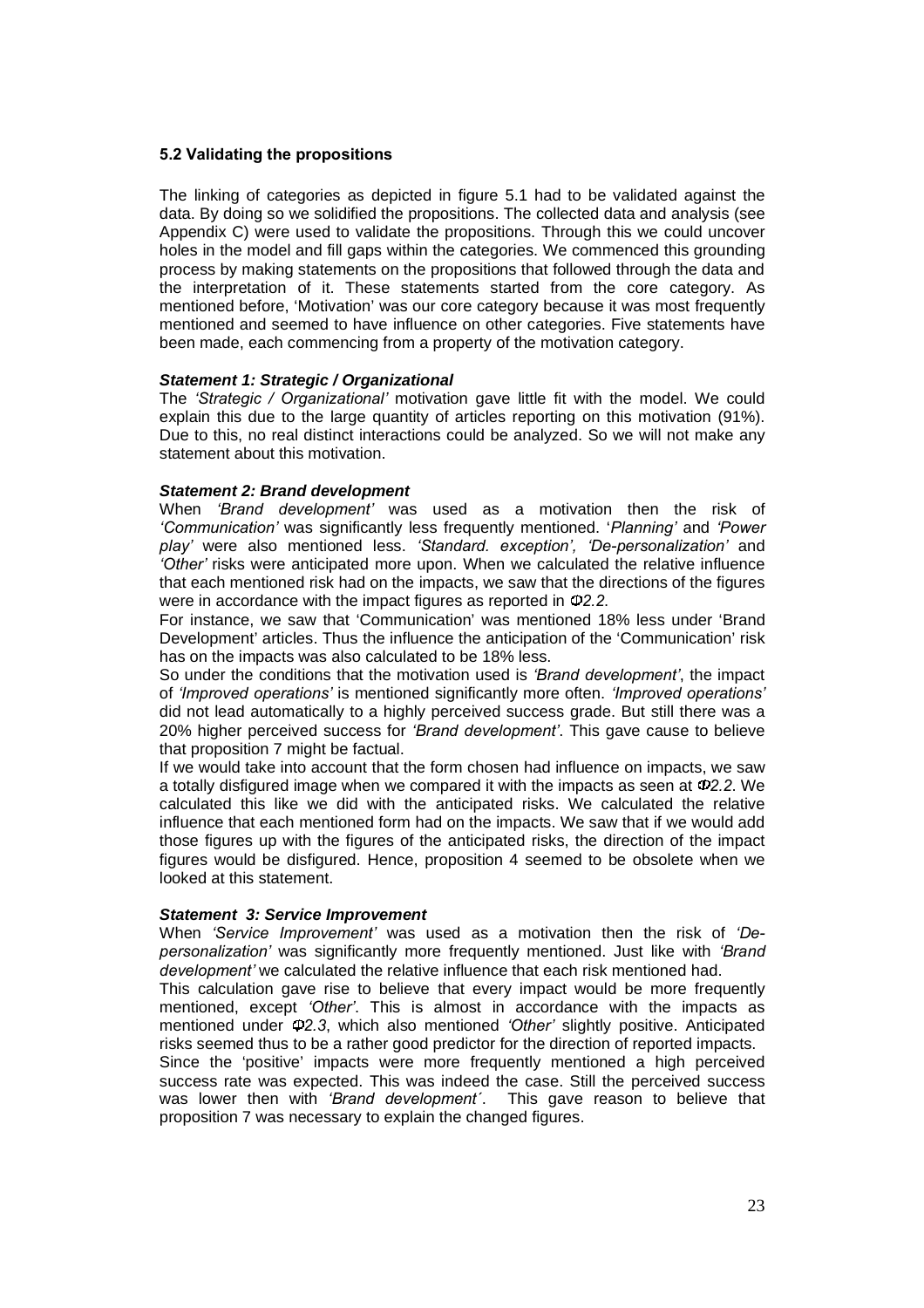### 5.2 Validating the propositions

The linking of categories as depicted in figure 5.1 had to be validated against the data. By doing so we solidified the propositions. The collected data and analysis (see Appendix C) were used to validate the propositions. Through this we could uncover holes in the model and fill gaps within the categories. We commenced this grounding process by making statements on the propositions that followed through the data and the interpretation of it. These statements started from the core category. As mentioned before, 'Motivation' was our core category because it was most frequently mentioned and seemed to have influence on other categories. Five statements have been made, each commencing from a property of the motivation category.

***Statement 1: Strategic / Organizational***

The *'Strategic / Organizational'* motivation gave little fit with the model. We could explain this due to the large quantity of articles reporting on this motivation (91%). Due to this, no real distinct interactions could be analyzed. So we will not make any statement about this motivation.

***Statement 2: Brand development***

When *'Brand development'* was used as a motivation then the risk of *'Communication'* was significantly less frequently mentioned. '*Planning'* and *'Power play'* were also mentioned less. *'Standard. exception', 'De-personalization'* and *'Other'* risks were anticipated more upon. When we calculated the relative influence that each mentioned risk had on the impacts, we saw that the directions of the figures were in accordance with the impact figures as reported in *Ф2.2*.

For instance, we saw that 'Communication' was mentioned 18% less under 'Brand Development' articles. Thus the influence the anticipation of the 'Communication' risk has on the impacts was also calculated to be 18% less.

So under the conditions that the motivation used is *'Brand development'*, the impact of *'Improved operations'* is mentioned significantly more often. *'Improved operations'* did not lead automatically to a highly perceived success grade. But still there was a 20% higher perceived success for *'Brand development'*. This gave cause to believe that proposition 7 might be factual.

If we would take into account that the form chosen had influence on impacts, we saw a totally disfigured image when we compared it with the impacts as seen at *Ф2.2*. We calculated this like we did with the anticipated risks. We calculated the relative influence that each mentioned form had on the impacts. We saw that if we would add those figures up with the figures of the anticipated risks, the direction of the impact figures would be disfigured. Hence, proposition 4 seemed to be obsolete when we looked at this statement.

***Statement 3: Service Improvement***

When *'Service Improvement'* was used as a motivation then the risk of *'De-personalization'* was significantly more frequently mentioned. Just like with *'Brand development'* we calculated the relative influence that each risk mentioned had.

This calculation gave rise to believe that every impact would be more frequently mentioned, except *'Other'*. This is almost in accordance with the impacts as mentioned under *Ф2.3*, which also mentioned *'Other'* slightly positive. Anticipated risks seemed thus to be a rather good predictor for the direction of reported impacts.

Since the 'positive' impacts were more frequently mentioned a high perceived success rate was expected. This was indeed the case. Still the perceived success was lower then with *'Brand development´*. This gave reason to believe that proposition 7 was necessary to explain the changed figures.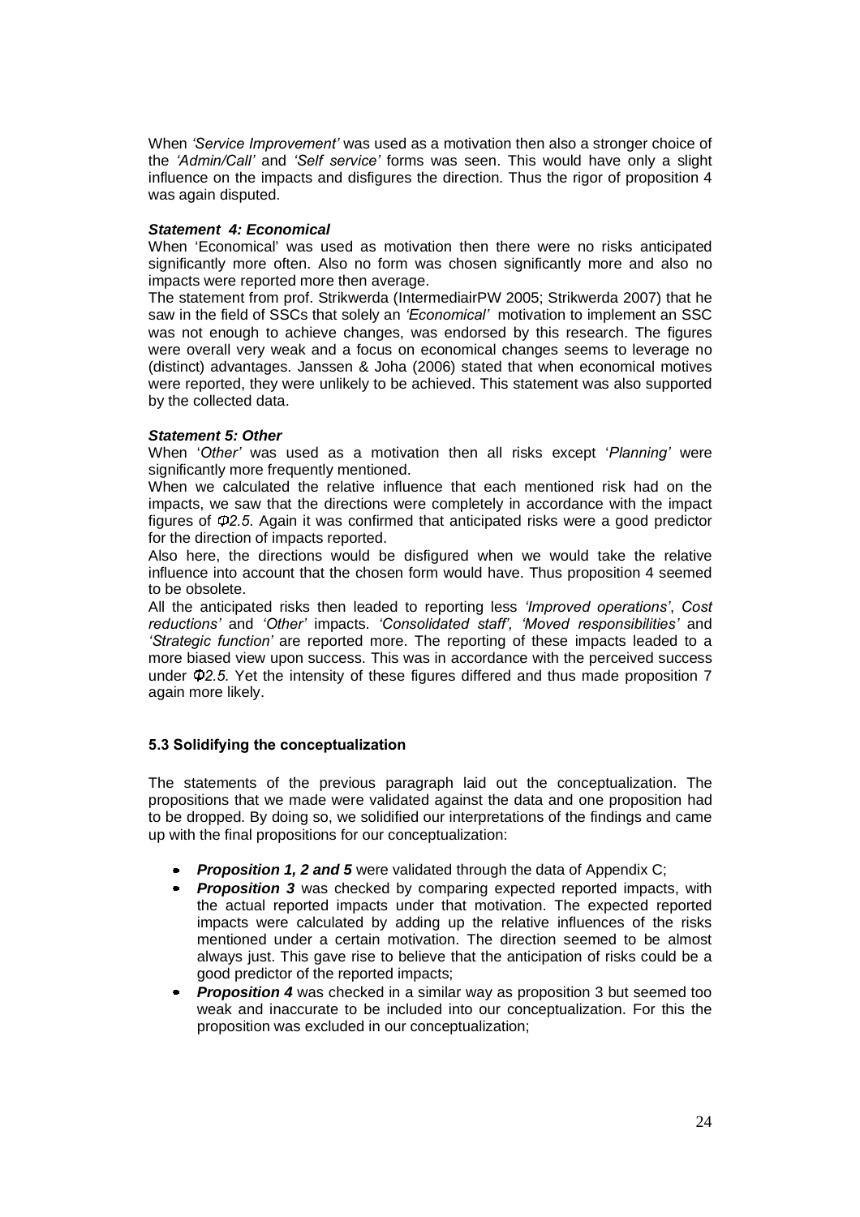When *'Service Improvement'* was used as a motivation then also a stronger choice of the *'Admin/Call'* and *'Self service'* forms was seen. This would have only a slight influence on the impacts and disfigures the direction. Thus the rigor of proposition 4 was again disputed.

***Statement 4: Economical***

When 'Economical' was used as motivation then there were no risks anticipated significantly more often. Also no form was chosen significantly more and also no impacts were reported more then average.

The statement from prof. Strikwerda (IntermediairPW 2005; Strikwerda 2007) that he saw in the field of SSCs that solely an *'Economical'* motivation to implement an SSC was not enough to achieve changes, was endorsed by this research. The figures were overall very weak and a focus on economical changes seems to leverage no (distinct) advantages. Janssen & Joha (2006) stated that when economical motives were reported, they were unlikely to be achieved. This statement was also supported by the collected data.

***Statement 5: Other***

When '*Other'* was used as a motivation then all risks except '*Planning'* were significantly more frequently mentioned.

When we calculated the relative influence that each mentioned risk had on the impacts, we saw that the directions were completely in accordance with the impact figures of *Φ2.5*. Again it was confirmed that anticipated risks were a good predictor for the direction of impacts reported.

Also here, the directions would be disfigured when we would take the relative influence into account that the chosen form would have. Thus proposition 4 seemed to be obsolete.

All the anticipated risks then leaded to reporting less *'Improved operations'*, *Cost reductions'* and *'Other'* impacts. *'Consolidated staff', 'Moved responsibilities'* and *'Strategic function'* are reported more. The reporting of these impacts leaded to a more biased view upon success. This was in accordance with the perceived success under *Φ2.5*. Yet the intensity of these figures differed and thus made proposition 7 again more likely.

### 5.3 Solidifying the conceptualization

The statements of the previous paragraph laid out the conceptualization. The propositions that we made were validated against the data and one proposition had to be dropped. By doing so, we solidified our interpretations of the findings and came up with the final propositions for our conceptualization:

- ***Proposition 1, 2 and 5*** were validated through the data of Appendix C;
- ***Proposition 3*** was checked by comparing expected reported impacts, with the actual reported impacts under that motivation. The expected reported impacts were calculated by adding up the relative influences of the risks mentioned under a certain motivation. The direction seemed to be almost always just. This gave rise to believe that the anticipation of risks could be a good predictor of the reported impacts;
- ***Proposition 4*** was checked in a similar way as proposition 3 but seemed too weak and inaccurate to be included into our conceptualization. For this the proposition was excluded in our conceptualization;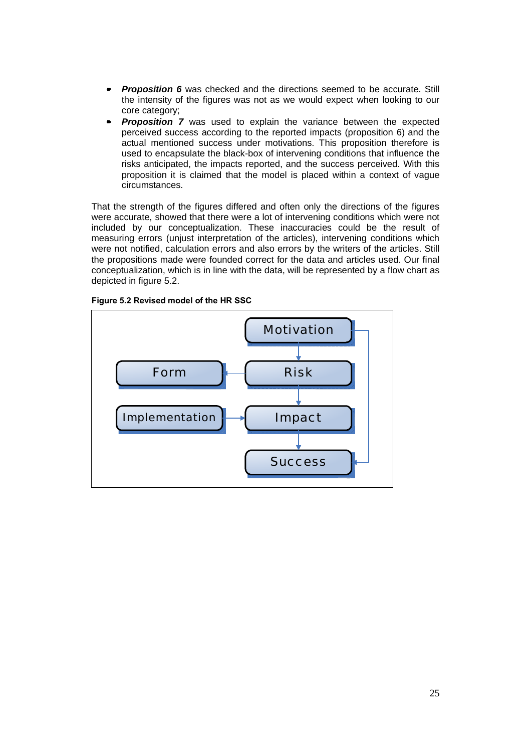- ***Proposition 6*** was checked and the directions seemed to be accurate. Still the intensity of the figures was not as we would expect when looking to our core category;
- ***Proposition 7*** was used to explain the variance between the expected perceived success according to the reported impacts (proposition 6) and the actual mentioned success under motivations. This proposition therefore is used to encapsulate the black-box of intervening conditions that influence the risks anticipated, the impacts reported, and the success perceived. With this proposition it is claimed that the model is placed within a context of vague circumstances.

That the strength of the figures differed and often only the directions of the figures were accurate, showed that there were a lot of intervening conditions which were not included by our conceptualization. These inaccuracies could be the result of measuring errors (unjust interpretation of the articles), intervening conditions which were not notified, calculation errors and also errors by the writers of the articles. Still the propositions made were founded correct for the data and articles used. Our final conceptualization, which is in line with the data, will be represented by a flow chart as depicted in figure 5.2.

**Figure 5.2 Revised model of the HR SSC**

Motivation

Form

Risk

Implementation

Impact

Success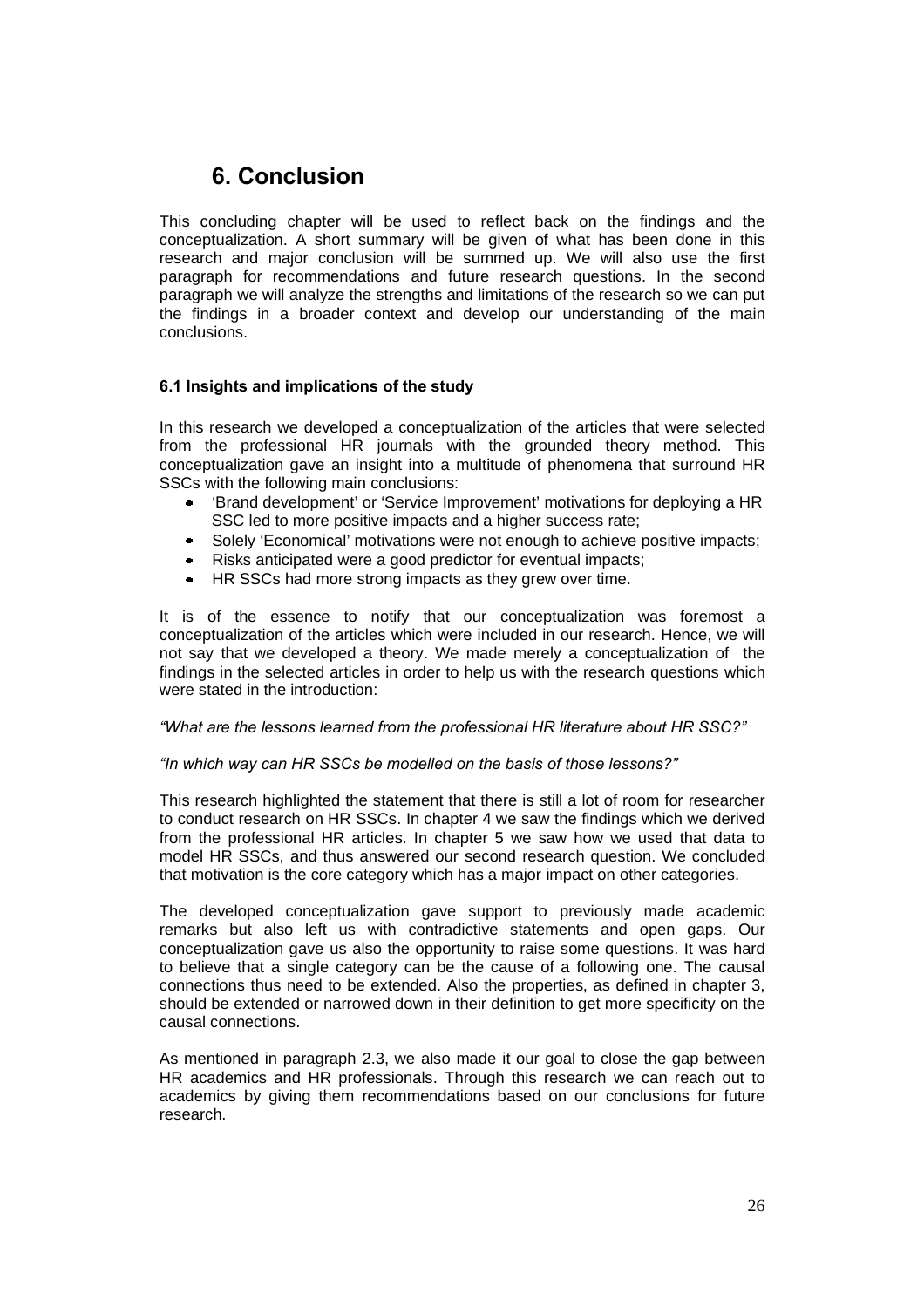# 6. Conclusion

This concluding chapter will be used to reflect back on the findings and the conceptualization. A short summary will be given of what has been done in this research and major conclusion will be summed up. We will also use the first paragraph for recommendations and future research questions. In the second paragraph we will analyze the strengths and limitations of the research so we can put the findings in a broader context and develop our understanding of the main conclusions.

### 6.1 Insights and implications of the study

In this research we developed a conceptualization of the articles that were selected from the professional HR journals with the grounded theory method. This conceptualization gave an insight into a multitude of phenomena that surround HR SSCs with the following main conclusions:

- 'Brand development' or 'Service Improvement' motivations for deploying a HR SSC led to more positive impacts and a higher success rate;
- Solely 'Economical' motivations were not enough to achieve positive impacts;
- Risks anticipated were a good predictor for eventual impacts;
- HR SSCs had more strong impacts as they grew over time.

It is of the essence to notify that our conceptualization was foremost a conceptualization of the articles which were included in our research. Hence, we will not say that we developed a theory. We made merely a conceptualization of the findings in the selected articles in order to help us with the research questions which were stated in the introduction:

*"What are the lessons learned from the professional HR literature about HR SSC?"*

*"In which way can HR SSCs be modelled on the basis of those lessons?"*

This research highlighted the statement that there is still a lot of room for researcher to conduct research on HR SSCs. In chapter 4 we saw the findings which we derived from the professional HR articles. In chapter 5 we saw how we used that data to model HR SSCs, and thus answered our second research question. We concluded that motivation is the core category which has a major impact on other categories.

The developed conceptualization gave support to previously made academic remarks but also left us with contradictive statements and open gaps. Our conceptualization gave us also the opportunity to raise some questions. It was hard to believe that a single category can be the cause of a following one. The causal connections thus need to be extended. Also the properties, as defined in chapter 3, should be extended or narrowed down in their definition to get more specificity on the causal connections.

As mentioned in paragraph 2.3, we also made it our goal to close the gap between HR academics and HR professionals. Through this research we can reach out to academics by giving them recommendations based on our conclusions for future research.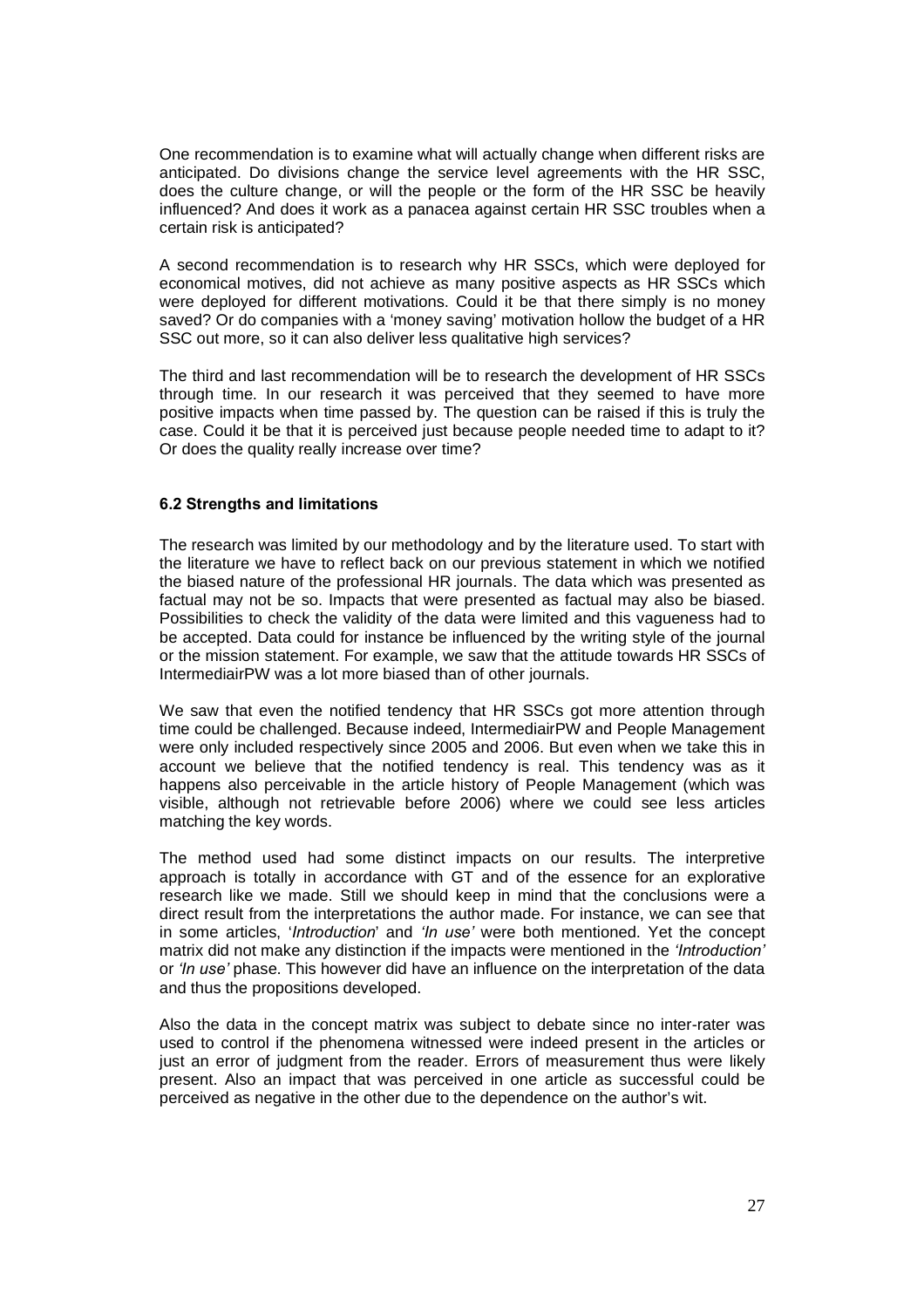One recommendation is to examine what will actually change when different risks are anticipated. Do divisions change the service level agreements with the HR SSC, does the culture change, or will the people or the form of the HR SSC be heavily influenced? And does it work as a panacea against certain HR SSC troubles when a certain risk is anticipated?

A second recommendation is to research why HR SSCs, which were deployed for economical motives, did not achieve as many positive aspects as HR SSCs which were deployed for different motivations. Could it be that there simply is no money saved? Or do companies with a 'money saving' motivation hollow the budget of a HR SSC out more, so it can also deliver less qualitative high services?

The third and last recommendation will be to research the development of HR SSCs through time. In our research it was perceived that they seemed to have more positive impacts when time passed by. The question can be raised if this is truly the case. Could it be that it is perceived just because people needed time to adapt to it? Or does the quality really increase over time?

### 6.2 Strengths and limitations

The research was limited by our methodology and by the literature used. To start with the literature we have to reflect back on our previous statement in which we notified the biased nature of the professional HR journals. The data which was presented as factual may not be so. Impacts that were presented as factual may also be biased. Possibilities to check the validity of the data were limited and this vagueness had to be accepted. Data could for instance be influenced by the writing style of the journal or the mission statement. For example, we saw that the attitude towards HR SSCs of IntermediairPW was a lot more biased than of other journals.

We saw that even the notified tendency that HR SSCs got more attention through time could be challenged. Because indeed, IntermediairPW and People Management were only included respectively since 2005 and 2006. But even when we take this in account we believe that the notified tendency is real. This tendency was as it happens also perceivable in the article history of People Management (which was visible, although not retrievable before 2006) where we could see less articles matching the key words.

The method used had some distinct impacts on our results. The interpretive approach is totally in accordance with GT and of the essence for an explorative research like we made. Still we should keep in mind that the conclusions were a direct result from the interpretations the author made. For instance, we can see that in some articles, '*Introduction*' and *'In use'* were both mentioned. Yet the concept matrix did not make any distinction if the impacts were mentioned in the *'Introduction'* or *'In use'* phase. This however did have an influence on the interpretation of the data and thus the propositions developed.

Also the data in the concept matrix was subject to debate since no inter-rater was used to control if the phenomena witnessed were indeed present in the articles or just an error of judgment from the reader. Errors of measurement thus were likely present. Also an impact that was perceived in one article as successful could be perceived as negative in the other due to the dependence on the author's wit.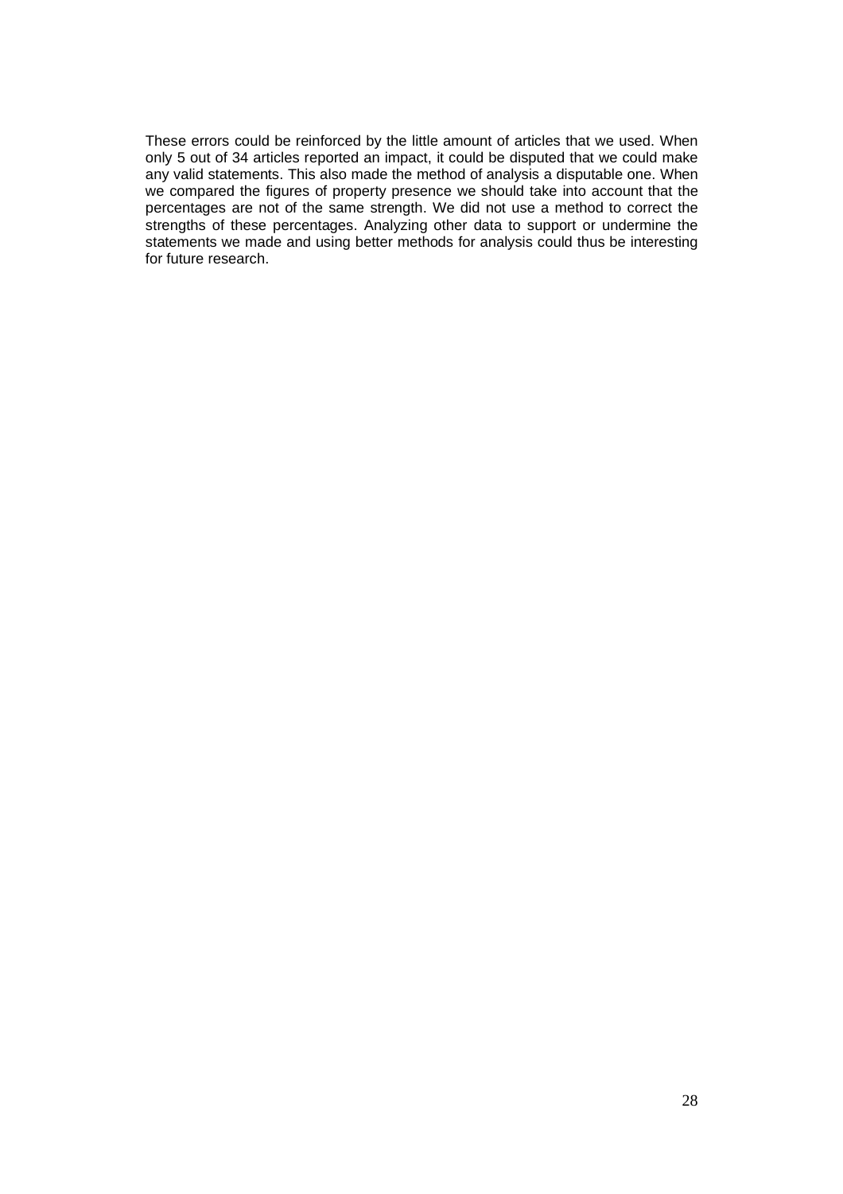These errors could be reinforced by the little amount of articles that we used. When only 5 out of 34 articles reported an impact, it could be disputed that we could make any valid statements. This also made the method of analysis a disputable one. When we compared the figures of property presence we should take into account that the percentages are not of the same strength. We did not use a method to correct the strengths of these percentages. Analyzing other data to support or undermine the statements we made and using better methods for analysis could thus be interesting for future research.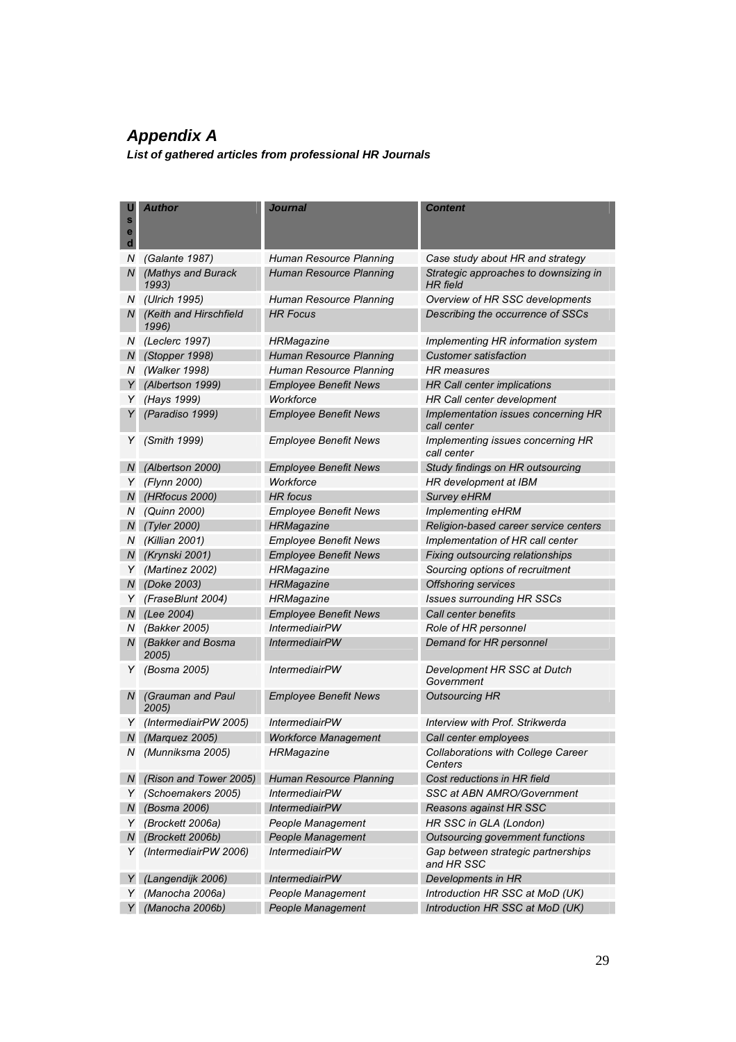## *Appendix A*

***List of gathered articles from professional HR Journals***

| Used | *Author* | *Journal* | *Content* |
|---|---|---|---|
| N | *(Galante 1987)* | *Human Resource Planning* | *Case study about HR and strategy* |
| N | *(Mathys and Burack 1993)* | *Human Resource Planning* | *Strategic approaches to downsizing in HR field* |
| N | *(Ulrich 1995)* | *Human Resource Planning* | *Overview of HR SSC developments* |
| N | *(Keith and Hirschfield 1996)* | *HR Focus* | *Describing the occurrence of SSCs* |
| N | *(Leclerc 1997)* | *HRMagazine* | *Implementing HR information system* |
| N | *(Stopper 1998)* | *Human Resource Planning* | *Customer satisfaction* |
| N | *(Walker 1998)* | *Human Resource Planning* | *HR measures* |
| Y | *(Albertson 1999)* | *Employee Benefit News* | *HR Call center implications* |
| Y | *(Hays 1999)* | *Workforce* | *HR Call center development* |
| Y | *(Paradiso 1999)* | *Employee Benefit News* | *Implementation issues concerning HR call center* |
| Y | *(Smith 1999)* | *Employee Benefit News* | *Implementing issues concerning HR call center* |
| N | *(Albertson 2000)* | *Employee Benefit News* | *Study findings on HR outsourcing* |
| Y | *(Flynn 2000)* | *Workforce* | *HR development at IBM* |
| N | *(HRfocus 2000)* | *HR focus* | *Survey eHRM* |
| N | *(Quinn 2000)* | *Employee Benefit News* | *Implementing eHRM* |
| N | *(Tyler 2000)* | *HRMagazine* | *Religion-based career service centers* |
| N | *(Killian 2001)* | *Employee Benefit News* | *Implementation of HR call center* |
| N | *(Krynski 2001)* | *Employee Benefit News* | *Fixing outsourcing relationships* |
| Y | *(Martinez 2002)* | *HRMagazine* | *Sourcing options of recruitment* |
| N | *(Doke 2003)* | *HRMagazine* | *Offshoring services* |
| Y | *(FraseBlunt 2004)* | *HRMagazine* | *Issues surrounding HR SSCs* |
| N | *(Lee 2004)* | *Employee Benefit News* | *Call center benefits* |
| N | *(Bakker 2005)* | *IntermediairPW* | *Role of HR personnel* |
| N | *(Bakker and Bosma 2005)* | *IntermediairPW* | *Demand for HR personnel* |
| Y | *(Bosma 2005)* | *IntermediairPW* | *Development HR SSC at Dutch Government* |
| N | *(Grauman and Paul 2005)* | *Employee Benefit News* | *Outsourcing HR* |
| Y | *(IntermediairPW 2005)* | *IntermediairPW* | *Interview with Prof. Strikwerda* |
| N | *(Marquez 2005)* | *Workforce Management* | *Call center employees* |
| N | *(Munniksma 2005)* | *HRMagazine* | *Collaborations with College Career Centers* |
| N | *(Rison and Tower 2005)* | *Human Resource Planning* | *Cost reductions in HR field* |
| Y | *(Schoemakers 2005)* | *IntermediairPW* | *SSC at ABN AMRO/Government* |
| N | *(Bosma 2006)* | *IntermediairPW* | *Reasons against HR SSC* |
| Y | *(Brockett 2006a)* | *People Management* | *HR SSC in GLA (London)* |
| N | *(Brockett 2006b)* | *People Management* | *Outsourcing government functions* |
| Y | *(IntermediairPW 2006)* | *IntermediairPW* | *Gap between strategic partnerships and HR SSC* |
| Y | *(Langendijk 2006)* | *IntermediairPW* | *Developments in HR* |
| Y | *(Manocha 2006a)* | *People Management* | *Introduction HR SSC at MoD (UK)* |
| Y | *(Manocha 2006b)* | *People Management* | *Introduction HR SSC at MoD (UK)* |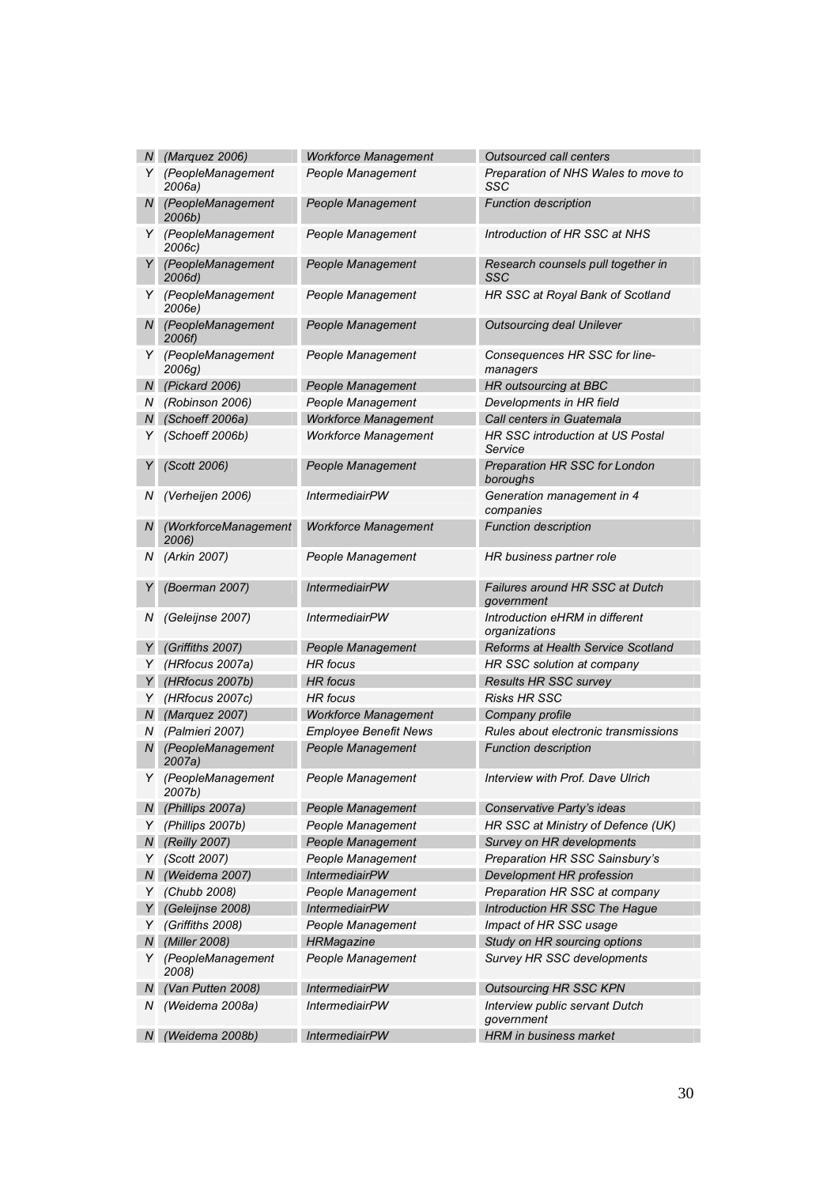| | | | |
|---|---|---|---|
| *N* | *(Marquez 2006)* | *Workforce Management* | *Outsourced call centers* |
| *Y* | *(PeopleManagement 2006a)* | *People Management* | *Preparation of NHS Wales to move to SSC* |
| *N* | *(PeopleManagement 2006b)* | *People Management* | *Function description* |
| *Y* | *(PeopleManagement 2006c)* | *People Management* | *Introduction of HR SSC at NHS* |
| *Y* | *(PeopleManagement 2006d)* | *People Management* | *Research counsels pull together in SSC* |
| *Y* | *(PeopleManagement 2006e)* | *People Management* | *HR SSC at Royal Bank of Scotland* |
| *N* | *(PeopleManagement 2006f)* | *People Management* | *Outsourcing deal Unilever* |
| *Y* | *(PeopleManagement 2006g)* | *People Management* | *Consequences HR SSC for line-managers* |
| *N* | *(Pickard 2006)* | *People Management* | *HR outsourcing at BBC* |
| *N* | *(Robinson 2006)* | *People Management* | *Developments in HR field* |
| *N* | *(Schoeff 2006a)* | *Workforce Management* | *Call centers in Guatemala* |
| *Y* | *(Schoeff 2006b)* | *Workforce Management* | *HR SSC introduction at US Postal Service* |
| *Y* | *(Scott 2006)* | *People Management* | *Preparation HR SSC for London boroughs* |
| *N* | *(Verheijen 2006)* | *IntermediairPW* | *Generation management in 4 companies* |
| *N* | *(WorkforceManagement 2006)* | *Workforce Management* | *Function description* |
| *N* | *(Arkin 2007)* | *People Management* | *HR business partner role* |
| *Y* | *(Boerman 2007)* | *IntermediairPW* | *Failures around HR SSC at Dutch government* |
| *N* | *(Geleijnse 2007)* | *IntermediairPW* | *Introduction eHRM in different organizations* |
| *Y* | *(Griffiths 2007)* | *People Management* | *Reforms at Health Service Scotland* |
| *Y* | *(HRfocus 2007a)* | *HR focus* | *HR SSC solution at company* |
| *Y* | *(HRfocus 2007b)* | *HR focus* | *Results HR SSC survey* |
| *Y* | *(HRfocus 2007c)* | *HR focus* | *Risks HR SSC* |
| *N* | *(Marquez 2007)* | *Workforce Management* | *Company profile* |
| *N* | *(Palmieri 2007)* | *Employee Benefit News* | *Rules about electronic transmissions* |
| *N* | *(PeopleManagement 2007a)* | *People Management* | *Function description* |
| *Y* | *(PeopleManagement 2007b)* | *People Management* | *Interview with Prof. Dave Ulrich* |
| *N* | *(Phillips 2007a)* | *People Management* | *Conservative Party's ideas* |
| *Y* | *(Phillips 2007b)* | *People Management* | *HR SSC at Ministry of Defence (UK)* |
| *N* | *(Reilly 2007)* | *People Management* | *Survey on HR developments* |
| *Y* | *(Scott 2007)* | *People Management* | *Preparation HR SSC Sainsbury's* |
| *N* | *(Weidema 2007)* | *IntermediairPW* | *Development HR profession* |
| *Y* | *(Chubb 2008)* | *People Management* | *Preparation HR SSC at company* |
| *Y* | *(Geleijnse 2008)* | *IntermediairPW* | *Introduction HR SSC The Hague* |
| *Y* | *(Griffiths 2008)* | *People Management* | *Impact of HR SSC usage* |
| *N* | *(Miller 2008)* | *HRMagazine* | *Study on HR sourcing options* |
| *Y* | *(PeopleManagement 2008)* | *People Management* | *Survey HR SSC developments* |
| *N* | *(Van Putten 2008)* | *IntermediairPW* | *Outsourcing HR SSC KPN* |
| *N* | *(Weidema 2008a)* | *IntermediairPW* | *Interview public servant Dutch government* |
| *N* | *(Weidema 2008b)* | *IntermediairPW* | *HRM in business market* |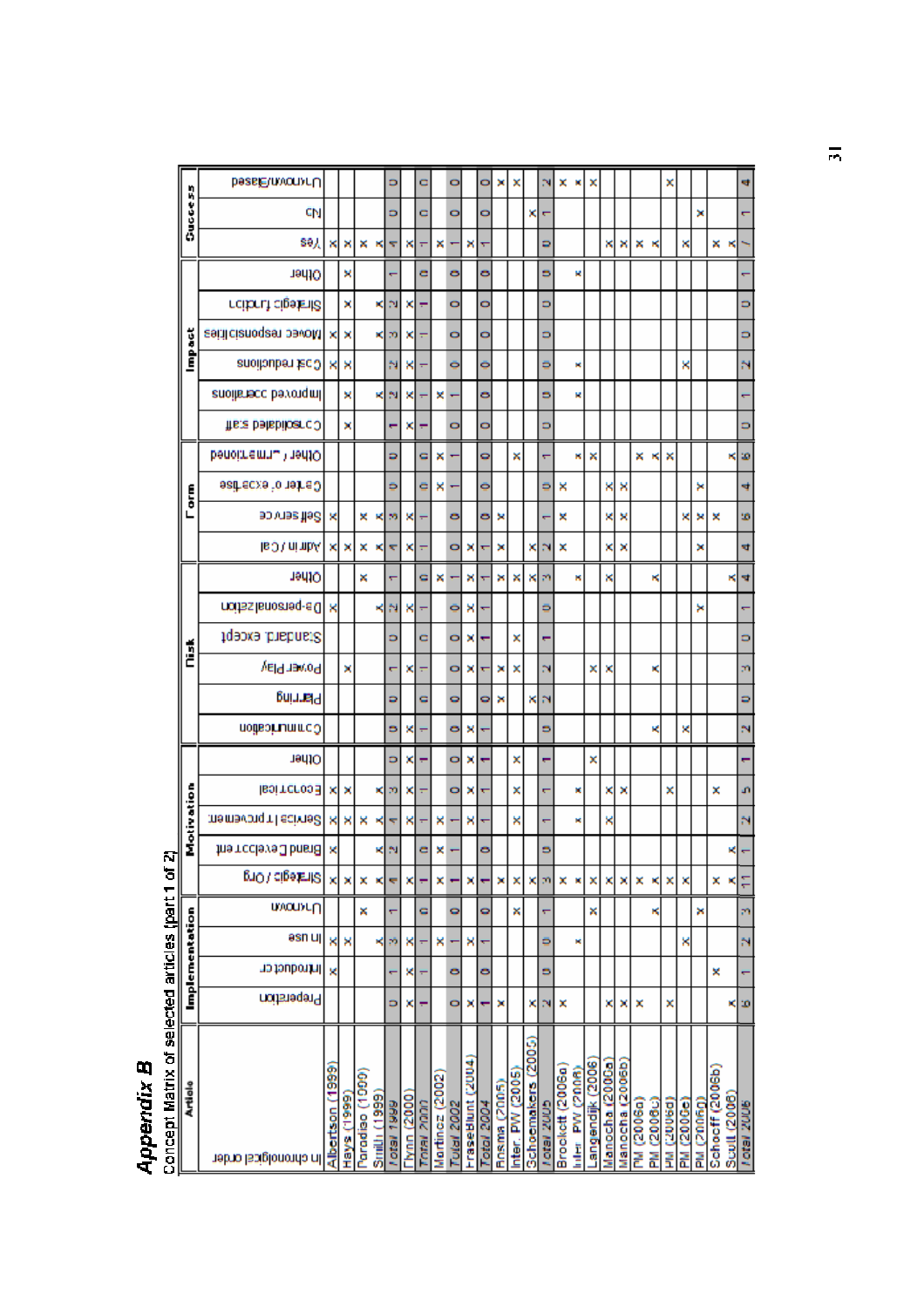# *Appendix B*

Concept Matrix of selected articles (part 1 of 2)

| Article | Implementation | | | | Motivation | | | | | Risk | | | | | | Form | | | | Impact | | | | | | Success | | |
|---|---|---|---|---|---|---|---|---|---|---|---|---|---|---|---|---|---|---|---|---|---|---|---|---|---|---|---|---|
| In chronological order | Preparation | Introduction | In use | Unknown | Strategic / Org | Brand Development | Service Improvement | Economical | Other | Communication | Planning | Power Play | Standard. except | De-personalization | Other | Admin / Cal | Self service | Center of expertise | Other / Transformed | Centralized staff | Improved operations | Cost reductions | Moved responsibilities | Strategic function | Other | Yes | No | Unknown/Based |
| Albertson (1999) | | x | x | | x | x | x | x | | | | | | x | | x | x | | | | | x | x | | | x | | |
| Hays (1999) | | | x | | x | | x | x | | | | x | | | | x | | | | x | x | x | x | x | x | x | | |
| Paradiso (1999) | | | | x | x | | x | | | | | | | | x | x | x | | | | | | | | | x | | |
| Smith (1999) | | | x | | x | x | x | x | | | | | | x | | x | x | | | | x | | x | x | | x | | |
| Total 1999 | 0 | 1 | 3 | 1 | 4 | 2 | 4 | 3 | 0 | 0 | 0 | 1 | 0 | 2 | 1 | 4 | 3 | 0 | 0 | 1 | 2 | 2 | 3 | 2 | 1 | 4 | 0 | 0 |
| Flynn (2000) | x | x | x | | x | | x | x | x | x | | x | | x | | x | x | | | x | x | x | x | x | | x | | |
| Total 2000 | 1 | 1 | 1 | 0 | 1 | 0 | 1 | 1 | 1 | 1 | 0 | 1 | 0 | 1 | 0 | 1 | 1 | 0 | 0 | 1 | 1 | 1 | 1 | 1 | 0 | 1 | 0 | 0 |
| Martinez (2002) | | | x | | x | x | x | | | | | | | | x | | | x | x | | x | | | | | x | | |
| Total 2002 | 0 | 0 | 1 | 0 | 1 | 1 | 1 | 0 | 0 | 0 | 0 | 0 | 0 | 0 | 1 | 0 | 0 | 1 | 1 | 0 | 1 | 0 | 0 | 0 | 0 | 1 | 0 | 0 |
| FraseBlunt (2004) | x | | x | | x | | x | x | x | x | | x | x | x | x | x | | | | | | | | | | x | | |
| Total 2004 | 1 | 0 | 1 | 0 | 1 | 0 | 1 | 1 | 1 | 1 | 0 | 1 | 1 | 1 | 1 | 1 | 0 | 0 | 0 | 0 | 0 | 0 | 0 | 0 | 0 | 1 | 0 | 0 |
| Rosma (2005) | x | | | | x | | | | | | x | x | | | x | x | x | | | | | | | | | | | x |
| Inter. PW (2005) | | | | x | x | | x | x | x | | | x | x | | x | | | | x | | | | | | | | | x |
| Schoemakers (2005) | x | | | | x | | | | | | x | | | | x | x | | | | | | | | | | | x | |
| Total 2005 | 2 | 0 | 0 | 1 | 3 | 0 | 1 | 1 | 1 | 0 | 2 | 2 | 1 | 0 | 3 | 2 | 1 | 0 | 1 | 0 | 0 | 0 | 0 | 0 | 0 | 0 | 1 | 2 |
| Brockett (2006a) | x | | | | x | | | | | | | | | | | x | x | x | | | x | x | | | x | | | x |
| Inter. PW (2006) | | | x | | x | | x | x | | | | | | | x | | | | x | | | | | | | | | x |
| Langendijk (2006) | | | | x | x | | | | x | | | x | | | | | | | x | | | | | | | | | x |
| Manocha (2006a) | x | | | | x | | x | x | | | | x | | | x | x | x | x | | | | | | | | x | | |
| Manocha (2006b) | x | | | | x | | | x | | | | | | | | x | x | x | | | | | | | | x | | |
| PM (2006a) | x | | | | x | | | | | | | | | | | | | | x | | | | | | | x | | |
| PM (2006c) | | | | x | x | | | | | x | | x | | | x | | | | x | | | | | | | x | | |
| PM (2006d) | x | | | | x | | | x | | | | | | | | | | | x | | | | | | | | | x |
| PM (2006e) | | | x | | x | | | | | x | | | | | | | x | | | | | x | | | | x | | |
| PM (2006g) | | | | x | | | | | | | | | | x | | x | x | x | | | | | | | | | x | |
| Schoeff (2006b) | | x | | | x | | | x | | | | | | | | | x | | | | | | | | | x | | |
| Scott (2006) | x | | | | x | x | | | | | | | | | x | | | | x | | | | | | | x | | |
| Total 2006 | 6 | 1 | 2 | 3 | 11 | 1 | 2 | 5 | 1 | 2 | 0 | 3 | 0 | 1 | 4 | 4 | 6 | 4 | 6 | 0 | 1 | 2 | 0 | 0 | 1 | 7 | 1 | 4 |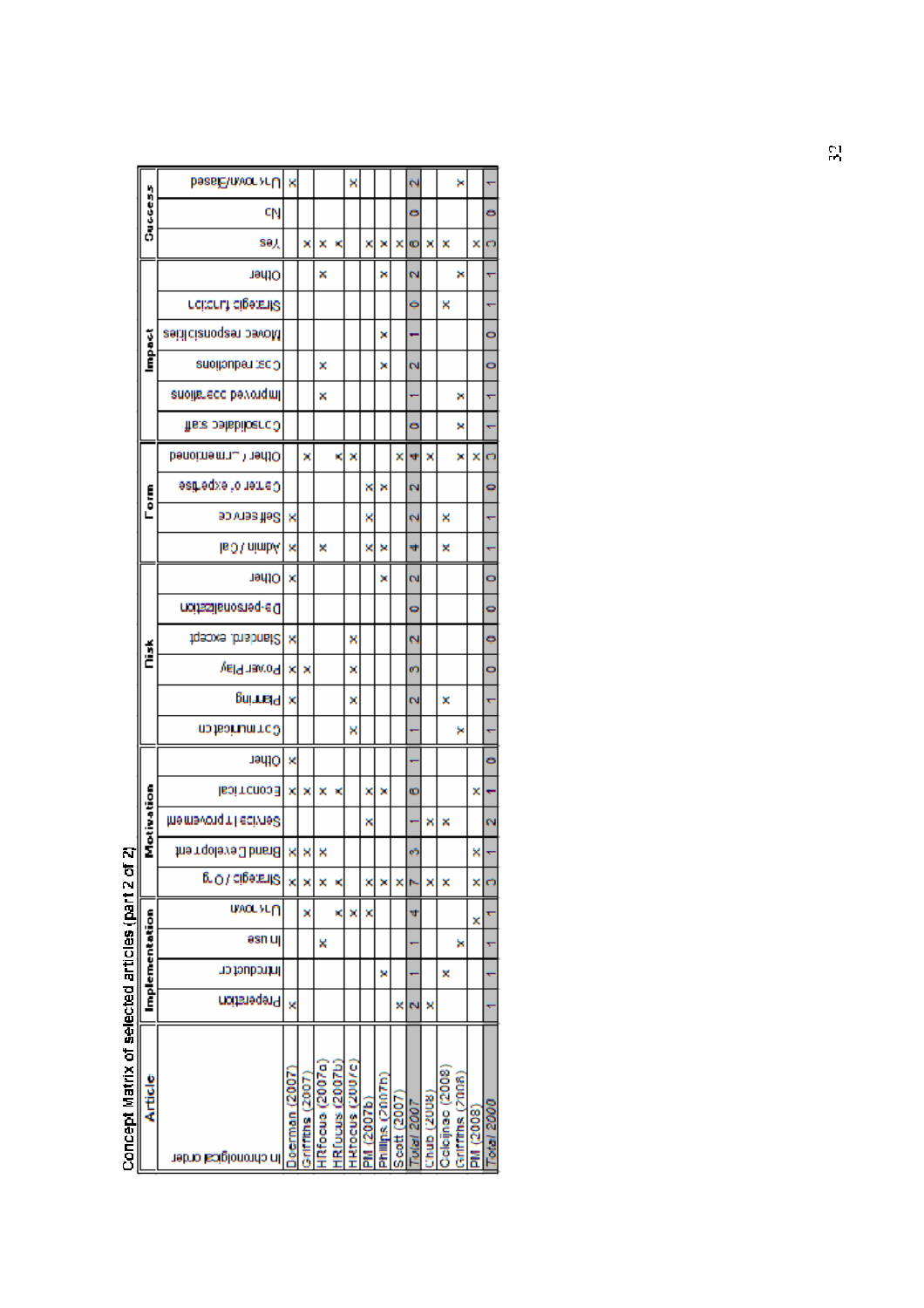Concept Matrix of selected articles (part 2 of 2)

| Article | Implementation | | | | Motivation | | | | | Risk | | | | | | Form | | | | Impact | | | | | | Success | | |
|---|---|---|---|---|---|---|---|---|---|---|---|---|---|---|---|---|---|---|---|---|---|---|---|---|---|---|---|---|
| In chronological order | Preparation | Introduction | In use | Unknown | Strategic / Org. | Brand Development | Service Improvement | Economical | Other | Communication | Planning | Power Play | Standard. except | De-personalization | Other | Admin / Cal | Self service | Center of expertise | Other / unmentioned | Consolidated staff | Improved operations | Cost reductions | Mover responsibilities | Strategic function | Other | Yes | No | Unknown/Biased |
| Doorman (2007) | x | | | | x | x | | x | x | | x | x | x | | x | x | x | | | | | | | | | | | x |
| Griffiths (2007) | | | | x | x | x | | x | | | | x | | | | | | | x | | | | | | | x | | |
| HRfocus (2007a) | | | x | | x | x | | x | | | | | | | | x | | | | | x | x | | | x | x | | |
| HRfocus (2007b) | | | | x | x | | | x | | | | | | | | | | | x | | | | | | | x | | |
| HRfocus (2007c) | | | | x | | | | | | x | x | x | x | | | | | | x | | | | | | | | | x |
| PM (2007b) | | | | x | x | | x | x | | | | | | | | x | x | x | | | | | | | | x | | |
| Phillips (2007b) | | x | | | x | | | x | | | | | | | x | x | | x | | | | x | x | | x | x | | |
| Scott (2007) | x | | | | x | | | | | | | | | | | | | | x | | | | | | | x | | |
| *Total 2007* | 2 | 1 | 1 | 4 | 7 | 3 | 1 | 6 | 1 | 1 | 2 | 3 | 2 | 0 | 2 | 4 | 2 | 2 | 4 | 0 | 1 | 2 | 1 | 0 | 2 | 6 | 0 | 2 |
| Chub (2008) | x | | | | x | | x | | | | | | | | | | | | x | | | | | | | x | | |
| Colcijnac (2008) | | x | | | x | | x | | | | x | | | | | x | x | | | | | | | x | | x | | |
| Griffiths (2008) | | | x | | | | | | | x | | | | | | | | | x | x | x | | | | x | | | x |
| PM (2008) | | | | x | x | x | | x | | | | | | | | | | | x | | | | | | | x | | |
| *Total 2008* | 1 | 1 | 1 | 1 | 3 | 1 | 2 | 1 | 0 | 1 | 1 | 0 | 0 | 0 | 0 | 1 | 1 | 0 | 3 | 1 | 1 | 0 | 0 | 1 | 1 | 3 | 0 | 1 |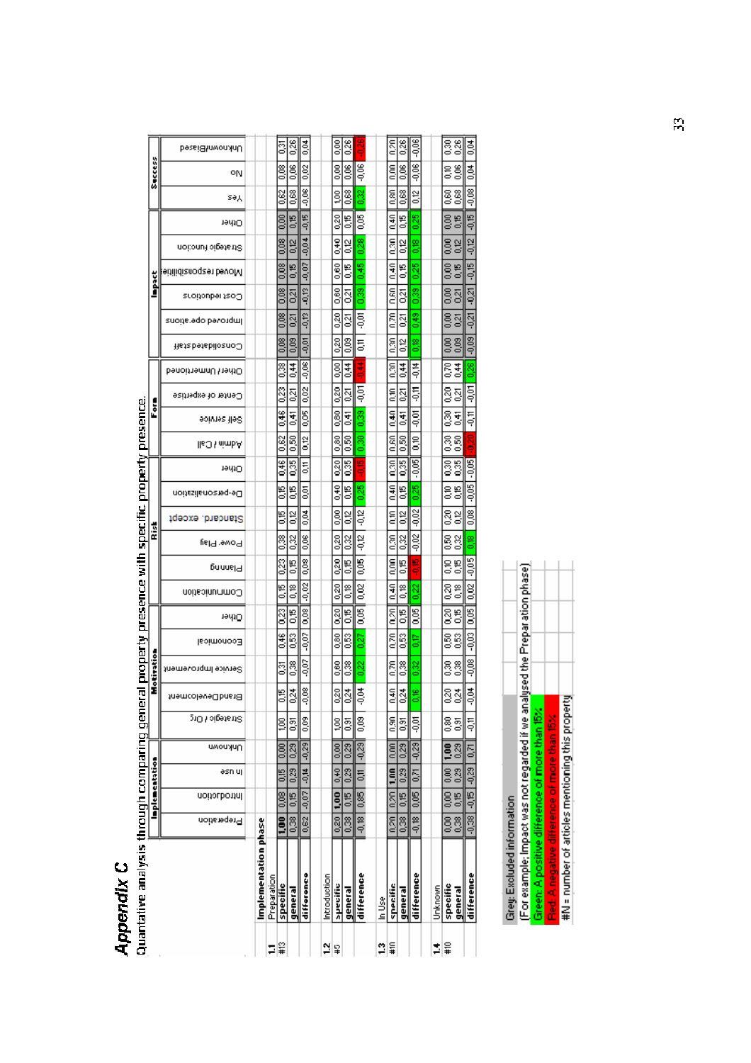# Appendix C

Quantative analysis through comparing general property presence with specific property presence.

| | | | Implementation | | | | Motivation | | | | | Risk | | | | | | Form | | | | Impact | | | | | | Success | | |
|---|---|---|---|---|---|---|---|---|---|---|---|---|---|---|---|---|---|---|---|---|---|---|---|---|---|---|---|---|---|---|
| | | | Preparation | Introduction | In use | Unknown | Strategic / Org | Brand Development | Service Improvement | Economical | Other | Communication | Planning | Power Play | Standard. except | De-personalization | Other | Admin / Call | Self service | Center of expertise | Other / Unmentioned | Consolidated staff | Improved operations | Cost reductions | Moved responsibilities | Strategic function | Other | Yes | No | Unknown/Biased |
| | | **Implementation phase** | | | | | | | | | | | | | | | | | | | | | | | | | | | | |
| **1.1** | | Preparation | | | | | | | | | | | | | | | | | | | | | | | | | | | | |
| #13 | | **specific** | 1,00 | 0,08 | 0,15 | 0,00 | 1,00 | 0,15 | 0,31 | 0,46 | 0,23 | 0,15 | 0,23 | 0,38 | 0,15 | 0,15 | 0,46 | 0,62 | 0,46 | 0,23 | 0,38 | 0,08 | 0,08 | 0,08 | 0,08 | 0,08 | 0,00 | 0,62 | 0,08 | 0,31 |
| | | **general** | 0,38 | 0,15 | 0,29 | 0,29 | 0,91 | 0,24 | 0,38 | 0,53 | 0,15 | 0,18 | 0,15 | 0,32 | 0,12 | 0,15 | 0,35 | 0,50 | 0,41 | 0,21 | 0,44 | 0,09 | 0,21 | 0,21 | 0,15 | 0,12 | 0,15 | 0,68 | 0,06 | 0,26 |
| | | **difference** | 0,62 | -0,07 | -0,14 | -0,29 | 0,09 | -0,08 | -0,07 | -0,07 | 0,08 | -0,02 | 0,08 | 0,06 | 0,04 | 0,01 | 0,11 | 0,12 | 0,05 | 0,02 | -0,06 | -0,01 | -0,13 | -0,13 | -0,07 | -0,04 | -0,15 | -0,06 | 0,02 | 0,04 |
| **1.2** | | Introduction | | | | | | | | | | | | | | | | | | | | | | | | | | | | |
| #5 | | **specific** | 0,20 | 1,00 | 0,40 | 0,00 | 1,00 | 0,20 | 0,60 | 0,80 | 0,20 | 0,20 | 0,20 | 0,20 | 0,00 | 0,40 | 0,20 | 0,80 | 0,80 | 0,20 | 0,00 | 0,20 | 0,20 | 0,60 | 0,60 | 0,40 | 0,20 | 1,00 | 0,00 | 0,00 |
| | | **general** | 0,38 | 0,15 | 0,29 | 0,29 | 0,91 | 0,24 | 0,38 | 0,53 | 0,15 | 0,18 | 0,15 | 0,32 | 0,12 | 0,15 | 0,35 | 0,50 | 0,41 | 0,21 | 0,44 | 0,09 | 0,21 | 0,21 | 0,15 | 0,12 | 0,15 | 0,68 | 0,06 | 0,26 |
| | | **difference** | -0,18 | 0,85 | 0,11 | -0,29 | 0,09 | -0,04 | 0,22 | 0,27 | 0,05 | 0,02 | 0,05 | -0,12 | -0,12 | 0,25 | -0,15 | 0,30 | 0,39 | -0,01 | -0,44 | 0,11 | -0,01 | 0,39 | 0,45 | 0,28 | 0,05 | 0,32 | -0,06 | -0,26 |
| **1.3** | | In Use | | | | | | | | | | | | | | | | | | | | | | | | | | | | |
| #10 | | **specific** | 0,20 | 0,20 | 1,00 | 0,00 | 0,90 | 0,40 | 0,70 | 0,70 | 0,20 | 0,40 | 0,00 | 0,30 | 0,10 | 0,40 | 0,30 | 0,60 | 0,40 | 0,10 | 0,30 | 0,30 | 0,70 | 0,60 | 0,40 | 0,30 | 0,40 | 0,80 | 0,00 | 0,20 |
| | | **general** | 0,38 | 0,15 | 0,29 | 0,29 | 0,91 | 0,24 | 0,38 | 0,53 | 0,15 | 0,18 | 0,15 | 0,32 | 0,12 | 0,15 | 0,35 | 0,50 | 0,41 | 0,21 | 0,44 | 0,12 | 0,21 | 0,21 | 0,15 | 0,12 | 0,15 | 0,68 | 0,06 | 0,26 |
| | | **difference** | -0,18 | 0,05 | 0,71 | -0,29 | -0,01 | 0,16 | 0,32 | 0,17 | 0,05 | 0,22 | -0,15 | -0,02 | -0,02 | 0,25 | -0,05 | 0,10 | -0,01 | -0,11 | -0,14 | 0,18 | 0,49 | 0,39 | 0,25 | 0,18 | 0,25 | 0,12 | -0,06 | -0,06 |
| **1.4** | | Unknown | | | | | | | | | | | | | | | | | | | | | | | | | | | | |
| #10 | | **specific** | 0,00 | 0,00 | 0,00 | 1,00 | 0,80 | 0,20 | 0,30 | 0,50 | 0,20 | 0,20 | 0,10 | 0,50 | 0,20 | 0,10 | 0,30 | 0,30 | 0,30 | 0,20 | 0,70 | 0,00 | 0,00 | 0,00 | 0,00 | 0,00 | 0,00 | 0,60 | 0,10 | 0,30 |
| | | **general** | 0,38 | 0,15 | 0,29 | 0,29 | 0,91 | 0,24 | 0,38 | 0,53 | 0,15 | 0,18 | 0,15 | 0,32 | 0,12 | 0,15 | 0,35 | 0,50 | 0,41 | 0,21 | 0,44 | 0,09 | 0,21 | 0,21 | 0,15 | 0,12 | 0,15 | 0,68 | 0,06 | 0,26 |
| | | **difference** | -0,38 | -0,15 | -0,29 | 0,71 | -0,11 | -0,04 | -0,08 | -0,03 | 0,05 | 0,02 | -0,05 | 0,18 | 0,08 | -0,05 | -0,05 | -0,20 | -0,11 | -0,01 | 0,26 | -0,09 | -0,21 | -0,21 | -0,15 | -0,12 | -0,15 | -0,08 | 0,04 | 0,04 |

Grey: Excluded information
(For example: Impact was not regarded if we analysed the Preparation phase)
Green: A positive difference of more than 15%
Red: A negative difference of more than 15%
#N = number of articles mentioning this property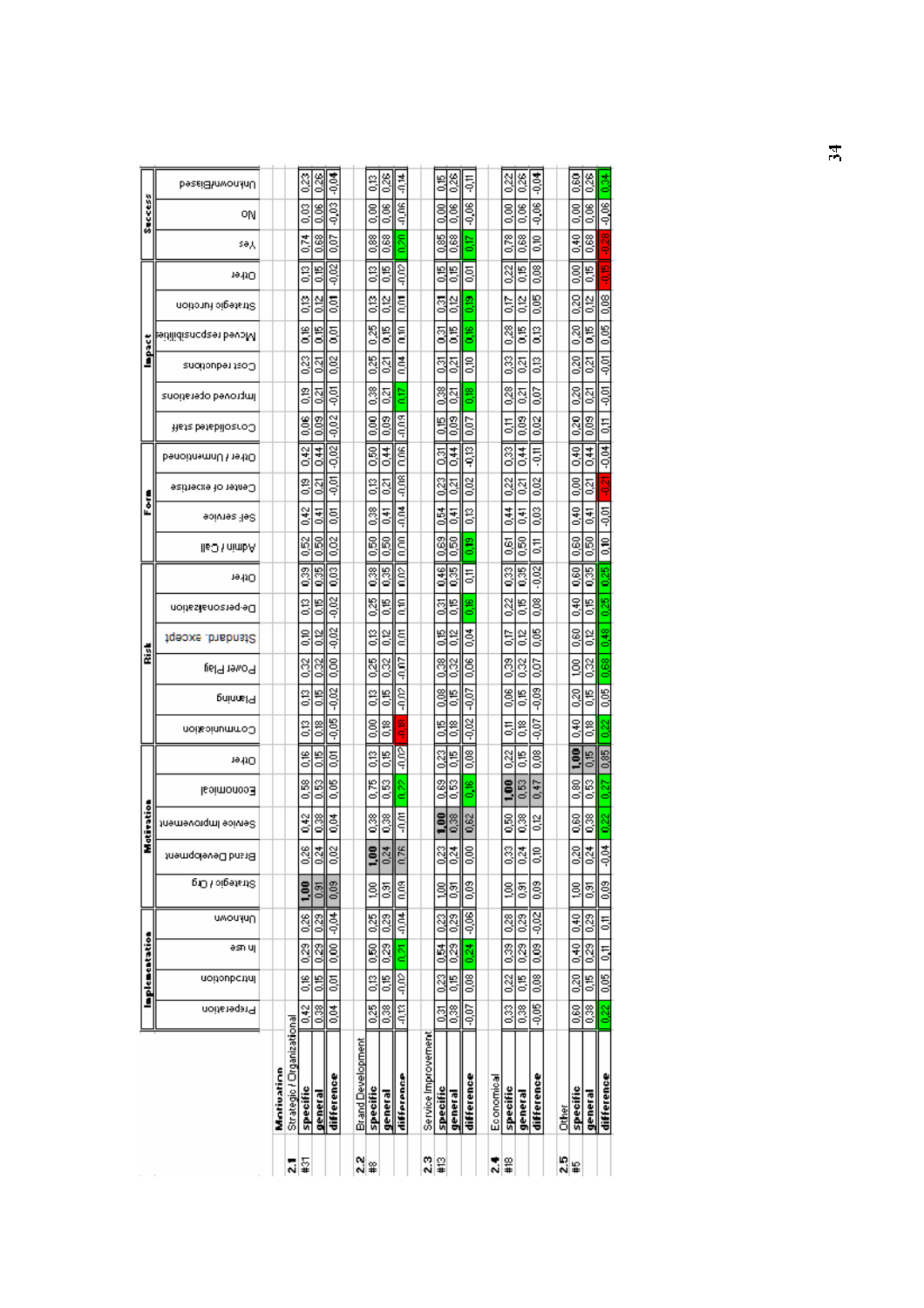| | | Implementation | | | | Motivation | | | | | Risk | | | | | | Form | | | | Impact | | | | | | Success | | |
|---|---|---|---|---|---|---|---|---|---|---|---|---|---|---|---|---|---|---|---|---|---|---|---|---|---|---|---|---|---|
| | | Preparation | Introduction | In use | Unknown | Strategic / Org | Brand Development | Service Improvement | Economical | Other | Communication | Planning | Power Play | Standard. except | De-personalization | Other | Admin / Call | Self service | Center of expertise | Other / Unmentioned | Consolidated staff | Improved operations | Cost reductions | Moved responsibilities | Strategic function | Other | Yes | No | Unknown/Biased |
| **Motivation** | | | | | | | | | | | | | | | | | | | | | | | | | | | | | |
| **2.1** | Strategic / Organizational | | | | | | | | | | | | | | | | | | | | | | | | | | | | |
| #31 | **specific** | 0,42 | 0,16 | 0,29 | 0,26 | 1,00 | 0,26 | 0,42 | 0,58 | 0,16 | 0,13 | 0,13 | 0,32 | 0,10 | 0,13 | 0,39 | 0,52 | 0,42 | 0,19 | 0,42 | 0,06 | 0,19 | 0,23 | 0,16 | 0,13 | 0,13 | 0,74 | 0,03 | 0,23 |
| | **general** | 0,38 | 0,15 | 0,29 | 0,29 | 0,91 | 0,24 | 0,38 | 0,53 | 0,15 | 0,18 | 0,15 | 0,32 | 0,12 | 0,15 | 0,35 | 0,50 | 0,41 | 0,21 | 0,44 | 0,09 | 0,21 | 0,21 | 0,15 | 0,12 | 0,15 | 0,68 | 0,06 | 0,26 |
| | **difference** | 0,04 | 0,01 | 0,00 | -0,04 | 0,09 | 0,02 | 0,04 | 0,05 | 0,01 | -0,05 | -0,02 | 0,00 | -0,02 | -0,02 | 0,03 | 0,02 | 0,01 | -0,01 | -0,02 | -0,02 | -0,01 | 0,02 | 0,01 | 0,01 | -0,02 | 0,07 | -0,03 | -0,04 |
| **2.2** | Brand Development | | | | | | | | | | | | | | | | | | | | | | | | | | | | |
| #8 | **specific** | 0,25 | 0,13 | 0,50 | 0,25 | 1,00 | 1,00 | 0,38 | 0,75 | 0,13 | 0,00 | 0,13 | 0,25 | 0,13 | 0,25 | 0,38 | 0,50 | 0,38 | 0,13 | 0,50 | 0,00 | 0,38 | 0,25 | 0,25 | 0,13 | 0,13 | 0,88 | 0,00 | 0,13 |
| | **general** | 0,38 | 0,15 | 0,29 | 0,29 | 0,91 | 0,24 | 0,38 | 0,53 | 0,15 | 0,18 | 0,15 | 0,32 | 0,12 | 0,15 | 0,35 | 0,50 | 0,41 | 0,21 | 0,44 | 0,09 | 0,21 | 0,21 | 0,15 | 0,12 | 0,15 | 0,68 | 0,06 | 0,26 |
| | **difference** | -0,13 | -0,02 | 0,21 | -0,04 | 0,09 | 0,76 | -0,01 | 0,22 | -0,02 | -0,18 | -0,02 | -0,07 | 0,01 | 0,10 | 0,02 | 0,00 | -0,04 | -0,08 | 0,06 | -0,09 | 0,17 | 0,04 | 0,10 | 0,01 | -0,02 | 0,20 | -0,06 | -0,14 |
| **2.3** | Service Improvement | | | | | | | | | | | | | | | | | | | | | | | | | | | | |
| #13 | **specific** | 0,31 | 0,23 | 0,54 | 0,23 | 1,00 | 0,23 | 1,00 | 0,69 | 0,23 | 0,15 | 0,08 | 0,38 | 0,15 | 0,31 | 0,46 | 0,69 | 0,54 | 0,23 | 0,31 | 0,15 | 0,38 | 0,31 | 0,31 | 0,31 | 0,15 | 0,85 | 0,00 | 0,15 |
| | **general** | 0,38 | 0,15 | 0,29 | 0,29 | 0,91 | 0,24 | 0,38 | 0,53 | 0,15 | 0,18 | 0,15 | 0,32 | 0,12 | 0,15 | 0,35 | 0,50 | 0,41 | 0,21 | 0,44 | 0,09 | 0,21 | 0,21 | 0,15 | 0,12 | 0,15 | 0,68 | 0,06 | 0,26 |
| | **difference** | -0,07 | 0,08 | 0,24 | -0,06 | 0,09 | 0,00 | 0,62 | 0,16 | 0,08 | -0,02 | -0,07 | 0,06 | 0,04 | 0,16 | 0,11 | 0,19 | 0,13 | 0,02 | -0,13 | 0,07 | 0,18 | 0,10 | 0,16 | 0,19 | 0,01 | 0,17 | -0,06 | -0,11 |
| **2.4** | Economical | | | | | | | | | | | | | | | | | | | | | | | | | | | | |
| #18 | **specific** | 0,33 | 0,22 | 0,39 | 0,28 | 1,00 | 0,33 | 0,50 | 1,00 | 0,22 | 0,11 | 0,06 | 0,39 | 0,17 | 0,22 | 0,33 | 0,61 | 0,44 | 0,22 | 0,33 | 0,11 | 0,28 | 0,33 | 0,28 | 0,17 | 0,22 | 0,78 | 0,00 | 0,22 |
| | **general** | 0,38 | 0,15 | 0,29 | 0,29 | 0,91 | 0,24 | 0,38 | 0,53 | 0,15 | 0,18 | 0,15 | 0,32 | 0,12 | 0,15 | 0,35 | 0,50 | 0,41 | 0,21 | 0,44 | 0,09 | 0,21 | 0,21 | 0,15 | 0,12 | 0,15 | 0,68 | 0,06 | 0,26 |
| | **difference** | -0,05 | 0,08 | 0,09 | -0,02 | 0,09 | 0,10 | 0,12 | 0,47 | 0,08 | -0,07 | -0,09 | 0,07 | 0,05 | 0,08 | -0,02 | 0,11 | 0,03 | 0,02 | -0,11 | 0,02 | 0,07 | 0,13 | 0,13 | 0,05 | 0,08 | 0,10 | -0,06 | -0,04 |
| **2.5** | Other | | | | | | | | | | | | | | | | | | | | | | | | | | | | |
| #5 | **specific** | 0,60 | 0,20 | 0,40 | 0,40 | 1,00 | 0,20 | 0,60 | 0,80 | 1,00 | 0,40 | 0,20 | 1,00 | 0,60 | 0,40 | 0,60 | 0,60 | 0,40 | 0,00 | 0,40 | 0,20 | 0,20 | 0,20 | 0,20 | 0,20 | 0,00 | 0,40 | 0,00 | 0,60 |
| | **general** | 0,38 | 0,15 | 0,29 | 0,29 | 0,91 | 0,24 | 0,38 | 0,53 | 0,15 | 0,18 | 0,15 | 0,32 | 0,12 | 0,15 | 0,35 | 0,50 | 0,41 | 0,21 | 0,44 | 0,09 | 0,21 | 0,21 | 0,15 | 0,12 | 0,15 | 0,68 | 0,06 | 0,26 |
| | **difference** | 0,22 | 0,05 | 0,11 | 0,11 | 0,09 | -0,04 | 0,22 | 0,27 | 0,85 | 0,22 | 0,05 | 0,68 | 0,48 | 0,25 | 0,25 | 0,10 | -0,01 | -0,21 | -0,04 | 0,11 | -0,01 | -0,01 | 0,05 | 0,08 | -0,15 | -0,28 | -0,06 | 0,34 |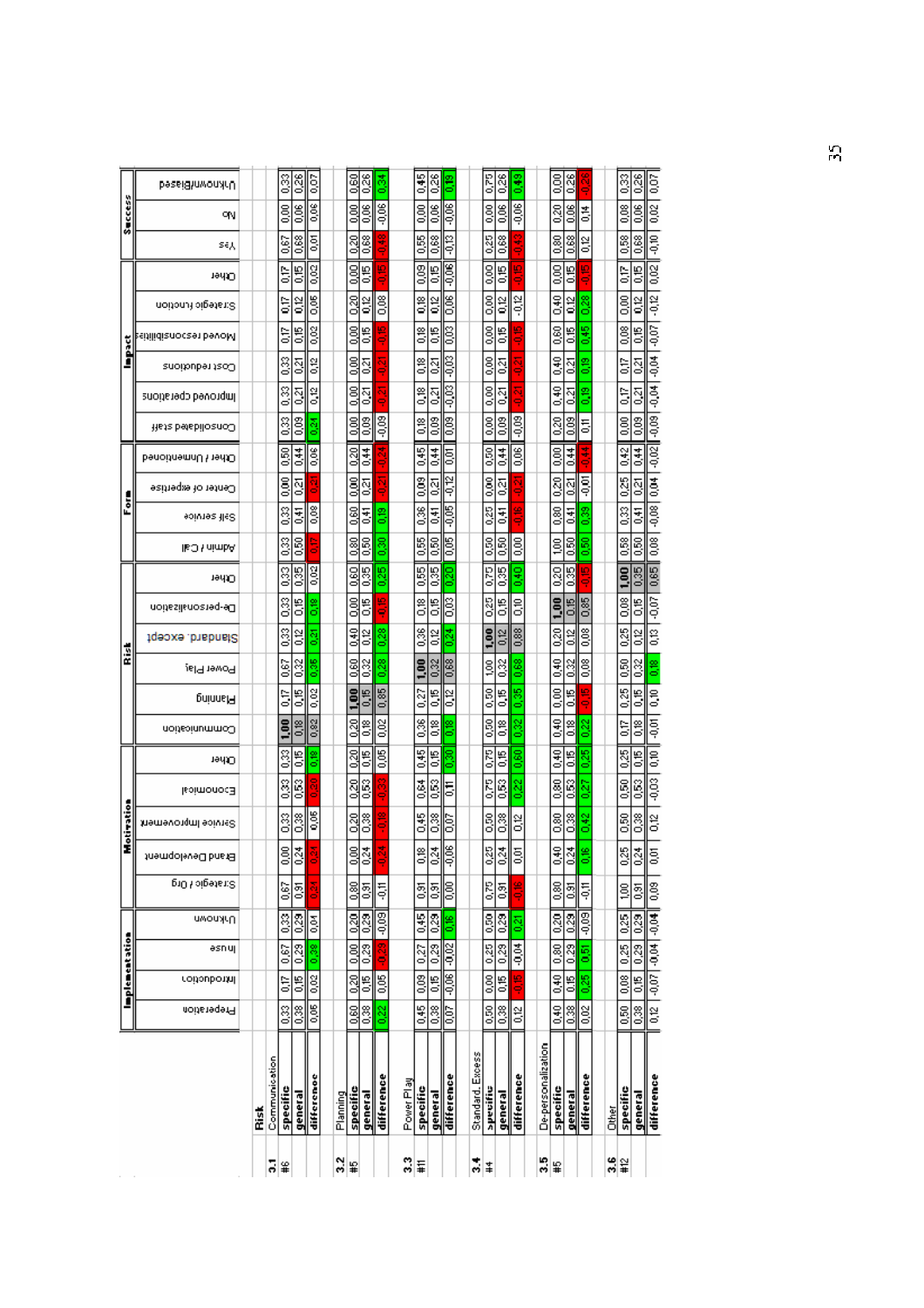| | | Implementation | | | | Motivation | | | | | Risk | | | | | | Form | | | | Impact | | | | | | Success | | |
|---|---|---|---|---|---|---|---|---|---|---|---|---|---|---|---|---|---|---|---|---|---|---|---|---|---|---|---|---|---|
| | | Preperation | Introduction | Inuse | Unknown | Stratgic / Org | Brand Development | Service Improvement | Economical | Other | Communication | Planning | Power Play | Standard. except | De-personalization | Other | Admin / Call | Self service | Center of expertise | Other / Unmentioned | Consolidated staff | Improved operations | Cost reductions | Moved responsibilities | Strategic function | Other | Yes | No | Unknown/Biased |
| **Risk** | | | | | | | | | | | | | | | | | | | | | | | | | | | | | |
| **3.1** | Communication | | | | | | | | | | | | | | | | | | | | | | | | | | | | |
| #6 | **specific** | 0,33 | 0,17 | 0,67 | 0,33 | 0,67 | 0,00 | 0,33 | 0,33 | 0,33 | **1,00** | 0,17 | 0,67 | 0,33 | 0,33 | 0,33 | 0,33 | 0,33 | 0,00 | 0,50 | 0,33 | 0,33 | 0,33 | 0,17 | 0,17 | 0,17 | 0,67 | 0,00 | 0,33 |
| | **general** | 0,38 | 0,15 | 0,29 | 0,29 | 0,91 | 0,24 | 0,38 | 0,53 | 0,15 | 0,18 | 0,15 | 0,32 | 0,12 | 0,15 | 0,35 | 0,50 | 0,41 | 0,21 | 0,44 | 0,09 | 0,21 | 0,21 | 0,15 | 0,12 | 0,15 | 0,68 | 0,06 | 0,26 |
| | **difference** | 0,05 | 0,02 | 0,38 | 0,04 | 0,24 | 0,24 | 0,05 | 0,20 | 0,18 | 0,82 | 0,02 | 0,35 | 0,21 | 0,18 | 0,02 | 0,17 | 0,08 | 0,21 | 0,06 | 0,24 | 0,12 | 0,12 | 0,02 | 0,05 | 0,02 | 0,01 | 0,06 | 0,07 |
| **3.2** | Planning | | | | | | | | | | | | | | | | | | | | | | | | | | | | |
| #5 | **specific** | 0,60 | 0,20 | 0,00 | 0,20 | 0,80 | 0,00 | 0,20 | 0,20 | 0,20 | 0,20 | **1,00** | 0,60 | 0,40 | 0,00 | 0,60 | 0,80 | 0,60 | 0,00 | 0,20 | 0,00 | 0,00 | 0,00 | 0,00 | 0,20 | 0,00 | 0,20 | 0,00 | 0,60 |
| | **general** | 0,38 | 0,15 | 0,29 | 0,29 | 0,91 | 0,24 | 0,38 | 0,53 | 0,15 | 0,18 | 0,15 | 0,32 | 0,12 | 0,15 | 0,35 | 0,50 | 0,41 | 0,21 | 0,44 | 0,09 | 0,21 | 0,21 | 0,15 | 0,12 | 0,15 | 0,68 | 0,06 | 0,26 |
| | **difference** | 0,22 | 0,05 | -0,29 | -0,09 | -0,11 | -0,24 | -0,18 | -0,33 | 0,05 | 0,02 | 0,85 | 0,28 | 0,28 | -0,15 | 0,25 | 0,30 | 0,19 | -0,21 | -0,24 | -0,09 | -0,21 | -0,21 | -0,15 | 0,08 | -0,15 | -0,48 | -0,06 | 0,34 |
| **3.3** | Power Play | | | | | | | | | | | | | | | | | | | | | | | | | | | | |
| #11 | **specific** | 0,45 | 0,09 | 0,27 | 0,45 | 0,91 | 0,18 | 0,45 | 0,64 | 0,45 | 0,36 | 0,27 | **1,00** | 0,36 | 0,18 | 0,55 | 0,55 | 0,36 | 0,09 | 0,45 | 0,18 | 0,18 | 0,18 | 0,18 | 0,18 | 0,09 | 0,55 | 0,00 | 0,45 |
| | **general** | 0,38 | 0,15 | 0,29 | 0,29 | 0,91 | 0,24 | 0,38 | 0,53 | 0,15 | 0,18 | 0,15 | 0,32 | 0,12 | 0,15 | 0,35 | 0,50 | 0,41 | 0,21 | 0,44 | 0,09 | 0,21 | 0,21 | 0,15 | 0,12 | 0,15 | 0,68 | 0,06 | 0,26 |
| | **difference** | 0,07 | -0,06 | -0,02 | 0,16 | 0,00 | -0,06 | 0,07 | 0,11 | 0,30 | 0,18 | 0,12 | 0,68 | 0,24 | 0,03 | 0,20 | 0,05 | -0,05 | -0,12 | 0,01 | 0,09 | -0,03 | -0,03 | 0,03 | 0,06 | -0,06 | -0,13 | -0,06 | 0,19 |
| **3.4** | Standard. Excess | | | | | | | | | | | | | | | | | | | | | | | | | | | | |
| #4 | **specific** | 0,50 | 0,00 | 0,25 | 0,50 | 0,75 | 0,25 | 0,50 | 0,75 | 0,75 | 0,50 | 0,50 | 1,00 | **1,00** | 0,25 | 0,75 | 0,50 | 0,25 | 0,00 | 0,50 | 0,00 | 0,00 | 0,00 | 0,00 | 0,00 | 0,00 | 0,25 | 0,00 | 0,75 |
| | **general** | 0,38 | 0,15 | 0,29 | 0,29 | 0,91 | 0,24 | 0,38 | 0,53 | 0,15 | 0,18 | 0,15 | 0,32 | 0,12 | 0,15 | 0,35 | 0,50 | 0,41 | 0,21 | 0,44 | 0,09 | 0,21 | 0,21 | 0,15 | 0,12 | 0,15 | 0,68 | 0,06 | 0,26 |
| | **difference** | 0,12 | -0,15 | -0,04 | 0,21 | -0,16 | 0,01 | 0,12 | 0,22 | 0,60 | 0,32 | 0,35 | 0,68 | 0,88 | 0,10 | 0,40 | 0,00 | -0,16 | -0,21 | 0,06 | -0,09 | -0,21 | -0,21 | -0,15 | -0,12 | -0,15 | -0,43 | -0,06 | 0,49 |
| **3.5** | De-personalization | | | | | | | | | | | | | | | | | | | | | | | | | | | | |
| #5 | **specific** | 0,40 | 0,40 | 0,80 | 0,20 | 0,80 | 0,40 | 0,80 | 0,80 | 0,40 | 0,40 | 0,00 | 0,40 | 0,20 | **1,00** | 0,20 | 1,00 | 0,80 | 0,20 | 0,00 | 0,20 | 0,40 | 0,40 | 0,60 | 0,40 | 0,00 | 0,80 | 0,20 | 0,00 |
| | **general** | 0,38 | 0,15 | 0,29 | 0,29 | 0,91 | 0,24 | 0,38 | 0,53 | 0,15 | 0,18 | 0,15 | 0,32 | 0,12 | 0,15 | 0,35 | 0,50 | 0,41 | 0,21 | 0,44 | 0,09 | 0,21 | 0,21 | 0,15 | 0,12 | 0,15 | 0,68 | 0,06 | 0,26 |
| | **difference** | 0,02 | 0,25 | 0,51 | -0,09 | -0,11 | 0,16 | 0,42 | 0,27 | 0,25 | 0,22 | -0,15 | 0,08 | 0,08 | 0,85 | -0,15 | 0,50 | 0,39 | -0,01 | -0,44 | 0,11 | 0,19 | 0,19 | 0,45 | 0,28 | -0,15 | 0,12 | 0,14 | -0,26 |
| **3.6** | Other | | | | | | | | | | | | | | | | | | | | | | | | | | | | |
| #12 | **specific** | 0,50 | 0,08 | 0,25 | 0,25 | 1,00 | 0,25 | 0,50 | 0,50 | 0,25 | 0,17 | 0,25 | 0,50 | 0,25 | 0,08 | **1,00** | 0,58 | 0,33 | 0,25 | 0,42 | 0,00 | 0,17 | 0,17 | 0,08 | 0,00 | 0,17 | 0,58 | 0,08 | 0,33 |
| | **general** | 0,38 | 0,15 | 0,29 | 0,29 | 0,91 | 0,24 | 0,38 | 0,53 | 0,15 | 0,18 | 0,15 | 0,32 | 0,12 | 0,15 | 0,35 | 0,50 | 0,41 | 0,21 | 0,44 | 0,09 | 0,21 | 0,21 | 0,15 | 0,12 | 0,15 | 0,68 | 0,06 | 0,26 |
| | **difference** | 0,12 | -0,07 | -0,04 | -0,04 | 0,09 | 0,01 | 0,12 | -0,03 | 0,10 | -0,01 | 0,10 | 0,18 | 0,13 | -0,07 | 0,65 | 0,08 | -0,08 | 0,04 | -0,02 | -0,09 | -0,04 | -0,04 | -0,07 | -0,12 | 0,02 | -0,10 | 0,02 | 0,07 |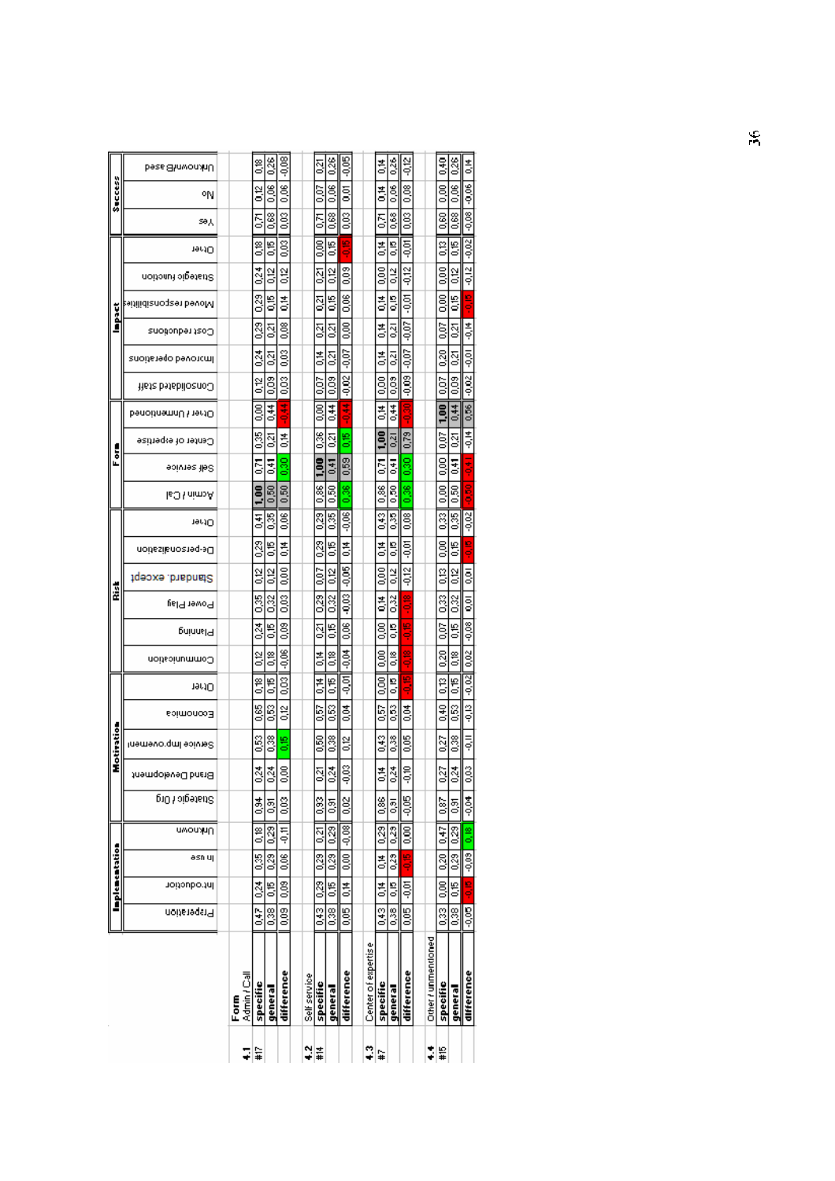| | | Implementation | | | | Motivation | | | | | Risk | | | | | | Form | | | | Impact | | | | | | Success | | |
|---|---|---|---|---|---|---|---|---|---|---|---|---|---|---|---|---|---|---|---|---|---|---|---|---|---|---|---|---|---|
| | **Form** | Preparation | Introduction | In use | Unknown | Strategic / Org | Brand Development | Service improvement | Economics | Other | Communication | Planning | Power Play | Standard. except | De-personalization | Other | Admin / Call | Self service | Center of expertise | Other / Unmentioned | Consolidated staff | Improved operations | Cost reductions | Moved responsibilities | Strategic function | Other | Yes | No | Unknown/Based |
| **4.1** | Admin / Call | | | | | | | | | | | | | | | | | | | | | | | | | | | | |
| #17 | **specific** | 0,47 | 0,24 | 0,35 | 0,18 | 0,94 | 0,24 | 0,53 | 0,65 | 0,18 | 0,12 | 0,24 | 0,35 | 0,12 | 0,29 | 0,41 | 1,00 | 0,71 | 0,35 | 0,00 | 0,12 | 0,24 | 0,29 | 0,29 | 0,24 | 0,18 | 0,71 | 0,12 | 0,18 |
| | **general** | 0,38 | 0,15 | 0,29 | 0,29 | 0,91 | 0,24 | 0,38 | 0,53 | 0,15 | 0,18 | 0,15 | 0,32 | 0,12 | 0,15 | 0,35 | 0,50 | 0,41 | 0,21 | 0,44 | 0,09 | 0,21 | 0,21 | 0,15 | 0,12 | 0,15 | 0,68 | 0,06 | 0,26 |
| | **difference** | 0,09 | 0,09 | 0,06 | -0,11 | 0,03 | 0,00 | 0,15 | 0,12 | 0,03 | -0,06 | 0,09 | 0,03 | 0,00 | 0,14 | 0,06 | 0,50 | 0,30 | 0,14 | -0,44 | 0,03 | 0,03 | 0,08 | 0,14 | 0,12 | 0,03 | 0,03 | 0,06 | -0,08 |
| **4.2** | Self service | | | | | | | | | | | | | | | | | | | | | | | | | | | | |
| #14 | **specific** | 0,43 | 0,29 | 0,29 | 0,21 | 0,93 | 0,21 | 0,50 | 0,57 | 0,14 | 0,14 | 0,21 | 0,29 | 0,07 | 0,29 | 0,29 | 0,86 | 1,00 | 0,36 | 0,00 | 0,07 | 0,14 | 0,21 | 0,21 | 0,21 | 0,00 | 0,71 | 0,07 | 0,21 |
| | **general** | 0,38 | 0,15 | 0,29 | 0,29 | 0,91 | 0,24 | 0,38 | 0,53 | 0,15 | 0,18 | 0,15 | 0,32 | 0,12 | 0,15 | 0,35 | 0,50 | 0,41 | 0,21 | 0,44 | 0,09 | 0,21 | 0,21 | 0,15 | 0,12 | 0,15 | 0,68 | 0,06 | 0,26 |
| | **difference** | 0,05 | 0,14 | 0,00 | -0,08 | 0,02 | -0,03 | 0,12 | 0,04 | -0,01 | -0,04 | 0,06 | -0,03 | -0,05 | 0,14 | -0,06 | 0,36 | 0,59 | 0,15 | -0,44 | -0,02 | -0,07 | 0,00 | 0,06 | 0,09 | -0,15 | 0,03 | 0,01 | -0,05 |
| **4.3** | Center of expertise | | | | | | | | | | | | | | | | | | | | | | | | | | | | |
| #7 | **specific** | 0,43 | 0,14 | 0,14 | 0,29 | 0,86 | 0,14 | 0,43 | 0,57 | 0,00 | 0,00 | 0,00 | 0,14 | 0,00 | 0,14 | 0,43 | 0,86 | 0,71 | 1,00 | 0,14 | 0,00 | 0,14 | 0,14 | 0,14 | 0,00 | 0,14 | 0,71 | 0,14 | 0,14 |
| | **general** | 0,38 | 0,15 | 0,29 | 0,29 | 0,91 | 0,24 | 0,38 | 0,53 | 0,15 | 0,18 | 0,15 | 0,32 | 0,12 | 0,15 | 0,35 | 0,50 | 0,41 | 0,21 | 0,44 | 0,09 | 0,21 | 0,21 | 0,15 | 0,12 | 0,15 | 0,68 | 0,06 | 0,26 |
| | **difference** | 0,05 | -0,01 | -0,15 | 0,00 | -0,05 | -0,10 | 0,05 | 0,04 | -0,15 | -0,18 | -0,15 | -0,18 | -0,12 | -0,01 | 0,08 | 0,36 | 0,30 | 0,79 | -0,30 | -0,09 | -0,07 | -0,07 | -0,01 | -0,12 | -0,01 | 0,03 | 0,08 | -0,12 |
| **4.4** | Other / unmentioned | | | | | | | | | | | | | | | | | | | | | | | | | | | | |
| #15 | **specific** | 0,33 | 0,00 | 0,20 | 0,47 | 0,87 | 0,27 | 0,27 | 0,40 | 0,13 | 0,20 | 0,07 | 0,33 | 0,13 | 0,00 | 0,33 | 0,00 | 0,00 | 0,07 | 1,00 | 0,07 | 0,20 | 0,07 | 0,00 | 0,00 | 0,13 | 0,60 | 0,00 | 0,40 |
| | **general** | 0,38 | 0,15 | 0,29 | 0,29 | 0,91 | 0,24 | 0,38 | 0,53 | 0,15 | 0,18 | 0,15 | 0,32 | 0,12 | 0,15 | 0,35 | 0,50 | 0,41 | 0,21 | 0,44 | 0,09 | 0,21 | 0,21 | 0,15 | 0,12 | 0,15 | 0,68 | 0,06 | 0,26 |
| | **difference** | -0,05 | -0,15 | -0,09 | 0,18 | -0,04 | 0,03 | -0,11 | -0,13 | -0,02 | 0,02 | -0,08 | 0,01 | 0,01 | -0,15 | -0,02 | -0,50 | -0,41 | -0,14 | 0,56 | -0,02 | -0,01 | -0,14 | -0,15 | -0,12 | -0,02 | -0,08 | -0,06 | 0,14 |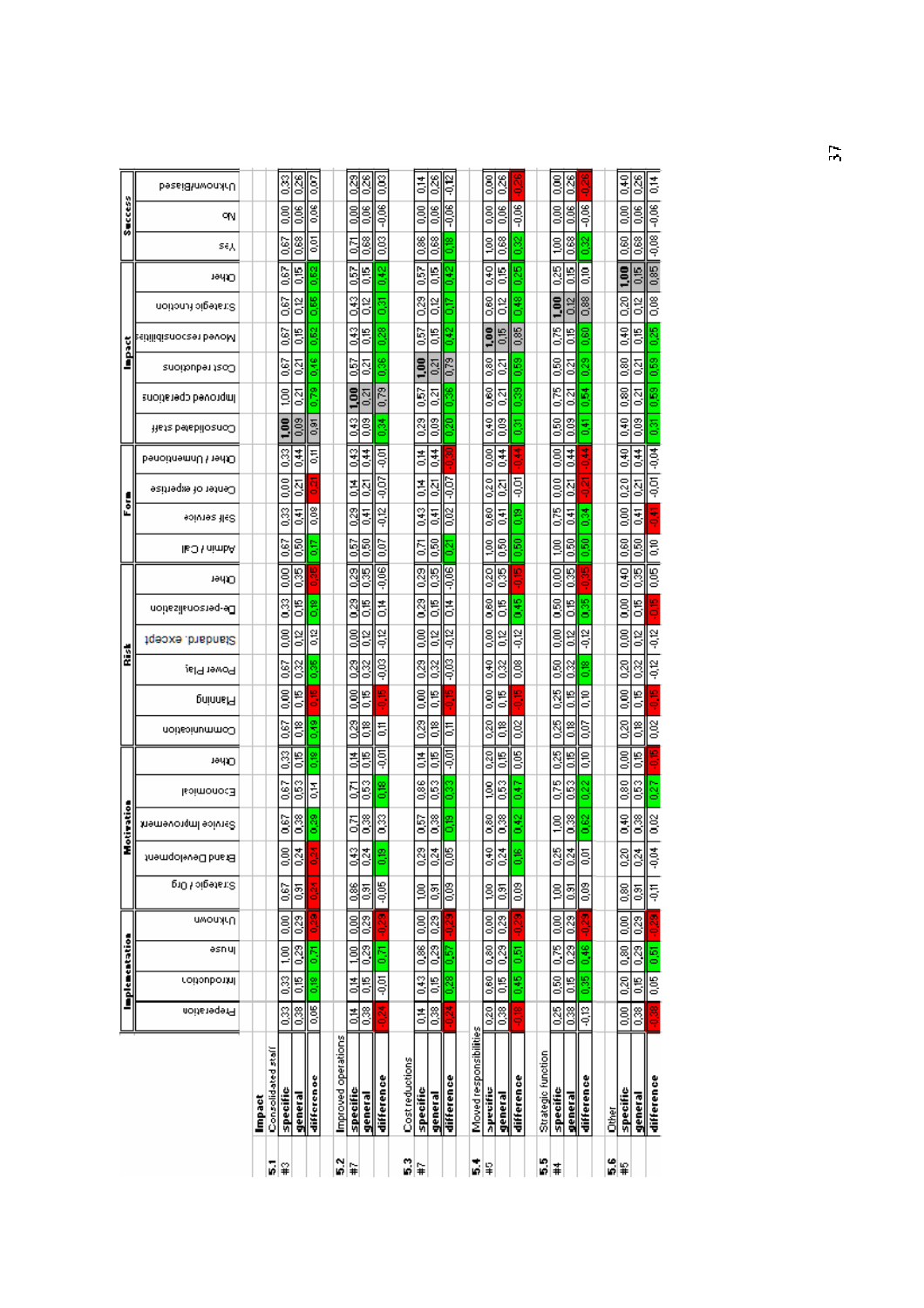| | | Implementation | | | | Motivation | | | | | Risk | | | | | | Form | | | | Impact | | | | | | Success | | |
|---|---|---|---|---|---|---|---|---|---|---|---|---|---|---|---|---|---|---|---|---|---|---|---|---|---|---|---|---|---|
| | | Preperation | Introduction | Inuse | Unknown | Strategic / Org | Brand Development | Service Improvement | Economical | Other | Communication | Planning | Power Play | Standard. except | De-personalization | Other | Admin / Call | Self service | Center of expertise | Other / Unmentioned | Consolidated staff | Improved operations | Cost reductions | Moved responsibilities | Strategic function | Other | Yes | No | Unknown/Biased |
| **Impact** | | | | | | | | | | | | | | | | | | | | | | | | | | | | | |
| **5.1** | Consolidated staff | | | | | | | | | | | | | | | | | | | | | | | | | | | | |
| #3 | **specific** | 0,33 | 0,33 | 1,00 | 0,00 | 0,67 | 0,00 | 0,67 | 0,67 | 0,33 | 0,67 | 0,00 | 0,67 | 0,00 | 0,33 | 0,00 | 0,67 | 0,33 | 0,00 | 0,33 | **1,00** | 1,00 | 0,67 | 0,67 | 0,67 | 0,67 | 0,67 | 0,00 | 0,33 |
| | **general** | 0,38 | 0,15 | 0,29 | 0,29 | 0,91 | 0,24 | 0,38 | 0,53 | 0,15 | 0,18 | 0,15 | 0,32 | 0,12 | 0,15 | 0,35 | 0,50 | 0,41 | 0,21 | 0,44 | 0,09 | 0,21 | 0,21 | 0,15 | 0,12 | 0,15 | 0,68 | 0,06 | 0,26 |
| | **difference** | -0,05 | 0,18 | 0,71 | -0,29 | -0,24 | -0,24 | 0,29 | 0,14 | 0,18 | 0,49 | -0,15 | 0,35 | -0,12 | 0,18 | -0,35 | 0,17 | -0,08 | -0,21 | -0,11 | 0,91 | 0,79 | 0,46 | 0,52 | 0,55 | 0,53 | -0,01 | -0,06 | 0,07 |
| **5.2** | Improved operations | | | | | | | | | | | | | | | | | | | | | | | | | | | | |
| #7 | **specific** | 0,14 | 0,14 | 1,00 | 0,00 | 0,86 | 0,43 | 0,71 | 0,71 | 0,14 | 0,29 | 0,00 | 0,29 | 0,00 | 0,29 | 0,29 | 0,57 | 0,29 | 0,14 | 0,43 | 0,43 | **1,00** | 0,57 | 0,43 | 0,43 | 0,57 | 0,71 | 0,00 | 0,29 |
| | **general** | 0,38 | 0,15 | 0,29 | 0,29 | 0,91 | 0,24 | 0,38 | 0,53 | 0,15 | 0,18 | 0,15 | 0,32 | 0,12 | 0,15 | 0,35 | 0,50 | 0,41 | 0,21 | 0,44 | 0,09 | 0,21 | 0,21 | 0,15 | 0,12 | 0,15 | 0,68 | 0,06 | 0,26 |
| | **difference** | -0,24 | -0,01 | 0,71 | -0,29 | -0,05 | 0,19 | 0,33 | 0,18 | -0,01 | 0,11 | -0,15 | -0,03 | -0,12 | 0,14 | -0,06 | 0,07 | -0,12 | -0,07 | -0,01 | 0,34 | 0,79 | 0,36 | 0,28 | 0,31 | 0,42 | 0,03 | -0,06 | 0,03 |
| **5.3** | Cost reductions | | | | | | | | | | | | | | | | | | | | | | | | | | | | |
| #7 | **specific** | 0,14 | 0,43 | 0,86 | 0,00 | 1,00 | 0,29 | 0,57 | 0,86 | 0,14 | 0,29 | 0,00 | 0,29 | 0,00 | 0,29 | 0,29 | 0,71 | 0,43 | 0,14 | 0,14 | 0,29 | 0,57 | **1,00** | 0,57 | 0,29 | 0,57 | 0,86 | 0,00 | 0,14 |
| | **general** | 0,38 | 0,15 | 0,29 | 0,29 | 0,91 | 0,24 | 0,38 | 0,53 | 0,15 | 0,18 | 0,15 | 0,32 | 0,12 | 0,15 | 0,35 | 0,50 | 0,41 | 0,21 | 0,44 | 0,09 | 0,21 | 0,21 | 0,15 | 0,12 | 0,15 | 0,68 | 0,06 | 0,26 |
| | **difference** | -0,24 | 0,28 | 0,57 | -0,29 | 0,09 | 0,05 | 0,19 | 0,33 | -0,01 | 0,11 | -0,15 | -0,03 | -0,12 | 0,14 | -0,06 | 0,21 | 0,02 | -0,07 | -0,30 | 0,20 | 0,36 | 0,79 | 0,42 | 0,17 | 0,42 | 0,18 | -0,06 | -0,12 |
| **5.4** | Moved responsibilities | | | | | | | | | | | | | | | | | | | | | | | | | | | | |
| #5 | **specific** | 0,20 | 0,60 | 0,80 | 0,00 | 1,00 | 0,40 | 0,80 | 1,00 | 0,20 | 0,20 | 0,00 | 0,40 | 0,00 | 0,60 | 0,20 | 1,00 | 0,60 | 0,20 | 0,00 | 0,40 | 0,60 | 0,80 | **1,00** | 0,60 | 0,40 | 1,00 | 0,00 | 0,00 |
| | **general** | 0,38 | 0,15 | 0,29 | 0,29 | 0,91 | 0,24 | 0,38 | 0,53 | 0,15 | 0,18 | 0,15 | 0,32 | 0,12 | 0,15 | 0,35 | 0,50 | 0,41 | 0,21 | 0,44 | 0,09 | 0,21 | 0,21 | 0,15 | 0,12 | 0,15 | 0,68 | 0,06 | 0,26 |
| | **difference** | -0,18 | 0,45 | 0,51 | -0,29 | 0,09 | 0,16 | 0,42 | 0,47 | 0,05 | 0,02 | -0,15 | 0,08 | -0,12 | 0,45 | -0,15 | 0,50 | 0,19 | -0,01 | -0,44 | 0,31 | 0,39 | 0,59 | 0,85 | 0,48 | 0,25 | 0,32 | -0,06 | -0,26 |
| **5.5** | Strategic function | | | | | | | | | | | | | | | | | | | | | | | | | | | | |
| #4 | **specific** | 0,25 | 0,50 | 0,75 | 0,00 | 1,00 | 0,25 | 1,00 | 0,75 | 0,25 | 0,25 | 0,25 | 0,50 | 0,00 | 0,50 | 0,00 | 1,00 | 0,75 | 0,00 | 0,00 | 0,50 | 0,75 | 0,50 | 0,75 | **1,00** | 0,25 | 1,00 | 0,00 | 0,00 |
| | **general** | 0,38 | 0,15 | 0,29 | 0,29 | 0,91 | 0,24 | 0,38 | 0,53 | 0,15 | 0,18 | 0,15 | 0,32 | 0,12 | 0,15 | 0,35 | 0,50 | 0,41 | 0,21 | 0,44 | 0,09 | 0,21 | 0,21 | 0,15 | 0,12 | 0,15 | 0,68 | 0,06 | 0,26 |
| | **difference** | -0,13 | 0,35 | 0,46 | -0,29 | 0,09 | 0,01 | 0,62 | 0,22 | 0,10 | 0,07 | 0,10 | 0,18 | -0,12 | 0,35 | -0,35 | 0,50 | 0,34 | -0,21 | -0,44 | 0,41 | 0,54 | 0,29 | 0,60 | 0,88 | 0,10 | 0,32 | -0,06 | -0,26 |
| **5.6** | Other | | | | | | | | | | | | | | | | | | | | | | | | | | | | |
| #5 | **specific** | 0,00 | 0,20 | 0,80 | 0,00 | 0,80 | 0,20 | 0,40 | 0,80 | 0,00 | 0,20 | 0,00 | 0,20 | 0,00 | 0,00 | 0,40 | 0,60 | 0,00 | 0,20 | 0,40 | 0,40 | 0,80 | 0,80 | 0,40 | 0,20 | **1,00** | 0,60 | 0,00 | 0,40 |
| | **general** | 0,38 | 0,15 | 0,29 | 0,29 | 0,91 | 0,24 | 0,38 | 0,53 | 0,15 | 0,18 | 0,15 | 0,32 | 0,12 | 0,15 | 0,35 | 0,50 | 0,41 | 0,21 | 0,44 | 0,09 | 0,21 | 0,21 | 0,15 | 0,12 | 0,15 | 0,68 | 0,06 | 0,26 |
| | **difference** | -0,38 | 0,05 | 0,51 | -0,29 | -0,11 | -0,04 | 0,02 | 0,27 | -0,15 | 0,02 | -0,15 | -0,12 | -0,12 | -0,15 | 0,05 | 0,10 | -0,41 | -0,01 | -0,04 | 0,31 | 0,59 | 0,59 | 0,25 | 0,08 | 0,85 | -0,08 | -0,06 | 0,14 |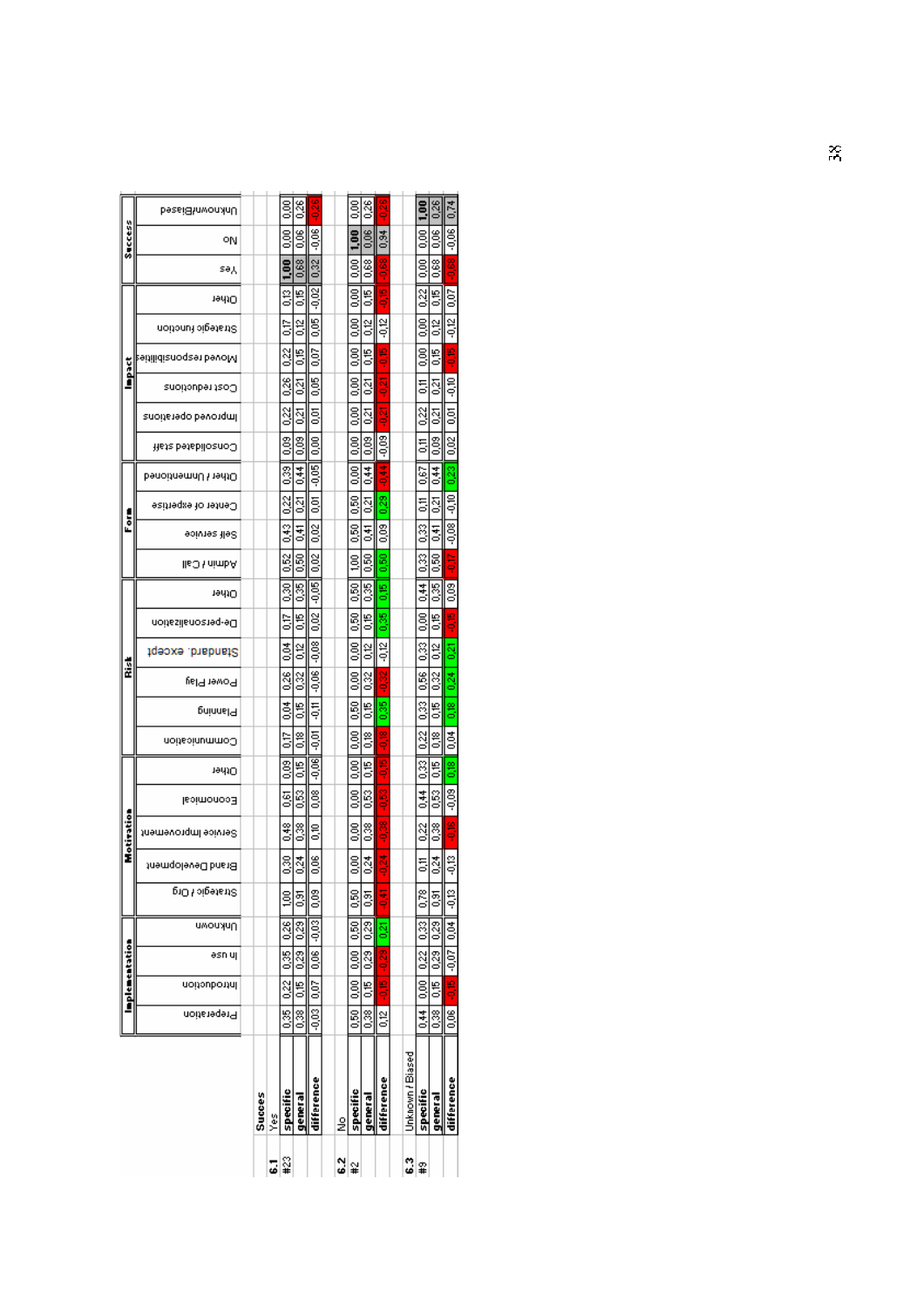| | | Implementation | | | | Motivation | | | | | Risk | | | | | | Form | | | | Impact | | | | | | Success | | |
|---|---|---|---|---|---|---|---|---|---|---|---|---|---|---|---|---|---|---|---|---|---|---|---|---|---|---|---|---|---|
| | | Preperation | Introdution | In use | Unknown | Stategic / Org | Brand Development | Service Improvement | Economical | Other | Communication | Planning | Power Play | Standard. except | De-personalization | Other | Admin / Call | Self service | Center of expertise | Other / Unmentioned | Consolidated staff | Improved operations | Cost reductions | Moved responsibilities | Strategic function | Other | Yes | No | Unknown/Biased |
| | **Succes** | | | | | | | | | | | | | | | | | | | | | | | | | | | | |
| **6.1** | Yes | | | | | | | | | | | | | | | | | | | | | | | | | | | | |
| #23 | **specific** | 0,35 | 0,22 | 0,35 | 0,26 | 1,00 | 0,30 | 0,48 | 0,61 | 0,09 | 0,17 | 0,04 | 0,26 | 0,04 | 0,17 | 0,30 | 0,52 | 0,43 | 0,22 | 0,39 | 0,09 | 0,22 | 0,26 | 0,22 | 0,17 | 0,13 | 1,00 | 0,00 | 0,00 |
| | **general** | 0,38 | 0,15 | 0,29 | 0,29 | 0,91 | 0,24 | 0,38 | 0,53 | 0,15 | 0,18 | 0,15 | 0,32 | 0,12 | 0,15 | 0,35 | 0,50 | 0,41 | 0,21 | 0,44 | 0,09 | 0,21 | 0,21 | 0,15 | 0,12 | 0,15 | 0,68 | 0,06 | 0,26 |
| | **difference** | -0,03 | 0,07 | 0,06 | -0,03 | 0,09 | 0,06 | 0,10 | 0,08 | -0,06 | -0,01 | -0,11 | -0,06 | -0,08 | 0,02 | -0,05 | 0,02 | 0,02 | 0,01 | -0,05 | 0,00 | 0,01 | 0,05 | 0,07 | 0,05 | -0,02 | 0,32 | -0,06 | -0,26 |
| **6.2** | No | | | | | | | | | | | | | | | | | | | | | | | | | | | | |
| #2 | **specific** | 0,50 | 0,00 | 0,00 | 0,50 | 0,50 | 0,00 | 0,00 | 0,00 | 0,00 | 0,00 | 0,50 | 0,00 | 0,00 | 0,50 | 0,50 | 1,00 | 0,50 | 0,50 | 0,00 | 0,00 | 0,00 | 0,00 | 0,00 | 0,00 | 0,00 | 0,00 | 1,00 | 0,00 |
| | **general** | 0,38 | 0,15 | 0,29 | 0,29 | 0,91 | 0,24 | 0,38 | 0,53 | 0,15 | 0,18 | 0,15 | 0,32 | 0,12 | 0,15 | 0,35 | 0,50 | 0,41 | 0,21 | 0,44 | 0,09 | 0,21 | 0,21 | 0,15 | 0,12 | 0,15 | 0,68 | 0,06 | 0,26 |
| | **difference** | 0,12 | -0,15 | -0,29 | 0,21 | -0,41 | -0,24 | -0,38 | -0,53 | -0,15 | -0,18 | 0,35 | -0,32 | -0,12 | 0,35 | 0,15 | 0,50 | 0,09 | 0,29 | -0,44 | -0,09 | -0,21 | -0,21 | -0,15 | -0,12 | -0,15 | -0,68 | 0,94 | -0,26 |
| **6.3** | Unknown / Biased | | | | | | | | | | | | | | | | | | | | | | | | | | | | |
| #9 | **specific** | 0,44 | 0,00 | 0,22 | 0,33 | 0,78 | 0,11 | 0,22 | 0,44 | 0,33 | 0,22 | 0,33 | 0,56 | 0,33 | 0,00 | 0,44 | 0,33 | 0,33 | 0,11 | 0,67 | 0,11 | 0,22 | 0,11 | 0,00 | 0,00 | 0,22 | 0,00 | 0,00 | 1,00 |
| | **general** | 0,38 | 0,15 | 0,29 | 0,29 | 0,91 | 0,24 | 0,38 | 0,53 | 0,15 | 0,18 | 0,15 | 0,32 | 0,12 | 0,15 | 0,35 | 0,50 | 0,41 | 0,21 | 0,44 | 0,09 | 0,21 | 0,21 | 0,15 | 0,12 | 0,15 | 0,68 | 0,06 | 0,26 |
| | **difference** | 0,06 | -0,15 | -0,07 | 0,04 | -0,13 | -0,13 | -0,16 | -0,09 | 0,18 | 0,04 | 0,18 | 0,24 | 0,21 | -0,15 | 0,09 | -0,17 | -0,08 | -0,10 | 0,23 | 0,02 | 0,01 | -0,10 | -0,15 | -0,12 | 0,07 | -0,68 | -0,06 | 0,74 |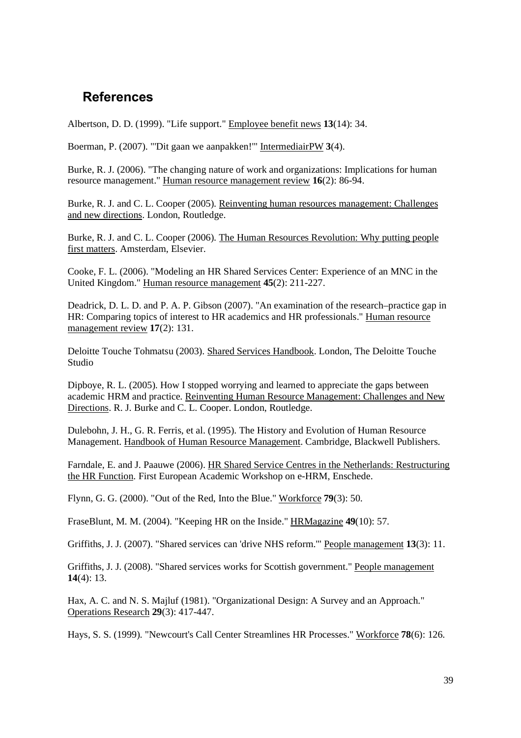## References

Albertson, D. D. (1999). "Life support." Employee benefit news **13**(14): 34.

Boerman, P. (2007). "'Dit gaan we aanpakken!'" IntermediairPW **3**(4).

Burke, R. J. (2006). "The changing nature of work and organizations: Implications for human resource management." Human resource management review **16**(2): 86-94.

Burke, R. J. and C. L. Cooper (2005). Reinventing human resources management: Challenges and new directions. London, Routledge.

Burke, R. J. and C. L. Cooper (2006). The Human Resources Revolution: Why putting people first matters. Amsterdam, Elsevier.

Cooke, F. L. (2006). "Modeling an HR Shared Services Center: Experience of an MNC in the United Kingdom." Human resource management **45**(2): 211-227.

Deadrick, D. L. D. and P. A. P. Gibson (2007). "An examination of the research–practice gap in HR: Comparing topics of interest to HR academics and HR professionals." Human resource management review **17**(2): 131.

Deloitte Touche Tohmatsu (2003). Shared Services Handbook. London, The Deloitte Touche Studio

Dipboye, R. L. (2005). How I stopped worrying and learned to appreciate the gaps between academic HRM and practice. Reinventing Human Resource Management: Challenges and New Directions. R. J. Burke and C. L. Cooper. London, Routledge.

Dulebohn, J. H., G. R. Ferris, et al. (1995). The History and Evolution of Human Resource Management. Handbook of Human Resource Management. Cambridge, Blackwell Publishers.

Farndale, E. and J. Paauwe (2006). HR Shared Service Centres in the Netherlands: Restructuring the HR Function. First European Academic Workshop on e-HRM, Enschede.

Flynn, G. G. (2000). "Out of the Red, Into the Blue." Workforce **79**(3): 50.

FraseBlunt, M. M. (2004). "Keeping HR on the Inside." HRMagazine **49**(10): 57.

Griffiths, J. J. (2007). "Shared services can 'drive NHS reform.'" People management **13**(3): 11.

Griffiths, J. J. (2008). "Shared services works for Scottish government." People management **14**(4): 13.

Hax, A. C. and N. S. Majluf (1981). "Organizational Design: A Survey and an Approach." Operations Research **29**(3): 417-447.

Hays, S. S. (1999). "Newcourt's Call Center Streamlines HR Processes." Workforce **78**(6): 126.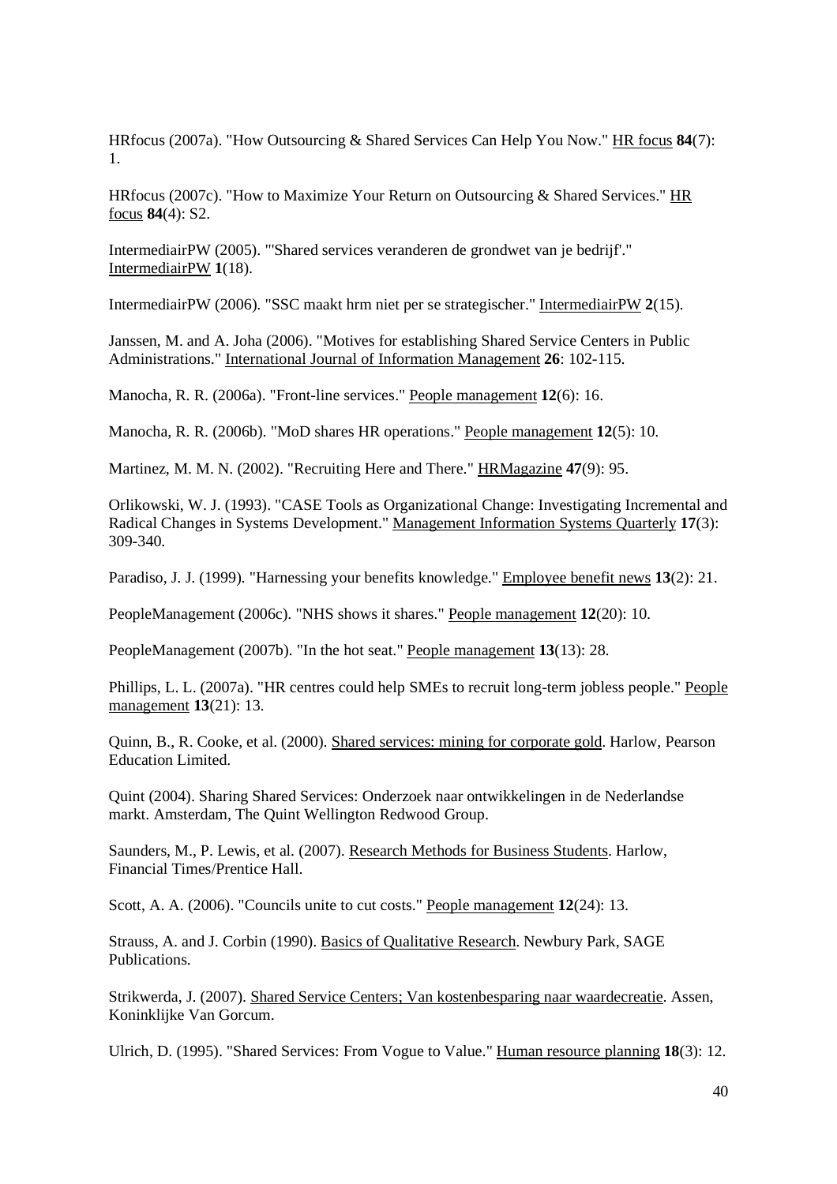HRfocus (2007a). "How Outsourcing & Shared Services Can Help You Now." HR focus **84**(7): 1.

HRfocus (2007c). "How to Maximize Your Return on Outsourcing & Shared Services." HR focus **84**(4): S2.

IntermediairPW (2005). "'Shared services veranderen de grondwet van je bedrijf'." IntermediairPW **1**(18).

IntermediairPW (2006). "SSC maakt hrm niet per se strategischer." IntermediairPW **2**(15).

Janssen, M. and A. Joha (2006). "Motives for establishing Shared Service Centers in Public Administrations." International Journal of Information Management **26**: 102-115.

Manocha, R. R. (2006a). "Front-line services." People management **12**(6): 16.

Manocha, R. R. (2006b). "MoD shares HR operations." People management **12**(5): 10.

Martinez, M. M. N. (2002). "Recruiting Here and There." HRMagazine **47**(9): 95.

Orlikowski, W. J. (1993). "CASE Tools as Organizational Change: Investigating Incremental and Radical Changes in Systems Development." Management Information Systems Quarterly **17**(3): 309-340.

Paradiso, J. J. (1999). "Harnessing your benefits knowledge." Employee benefit news **13**(2): 21.

PeopleManagement (2006c). "NHS shows it shares." People management **12**(20): 10.

PeopleManagement (2007b). "In the hot seat." People management **13**(13): 28.

Phillips, L. L. (2007a). "HR centres could help SMEs to recruit long-term jobless people." People management **13**(21): 13.

Quinn, B., R. Cooke, et al. (2000). Shared services: mining for corporate gold. Harlow, Pearson Education Limited.

Quint (2004). Sharing Shared Services: Onderzoek naar ontwikkelingen in de Nederlandse markt. Amsterdam, The Quint Wellington Redwood Group.

Saunders, M., P. Lewis, et al. (2007). Research Methods for Business Students. Harlow, Financial Times/Prentice Hall.

Scott, A. A. (2006). "Councils unite to cut costs." People management **12**(24): 13.

Strauss, A. and J. Corbin (1990). Basics of Qualitative Research. Newbury Park, SAGE Publications.

Strikwerda, J. (2007). Shared Service Centers; Van kostenbesparing naar waardecreatie. Assen, Koninklijke Van Gorcum.

Ulrich, D. (1995). "Shared Services: From Vogue to Value." Human resource planning **18**(3): 12.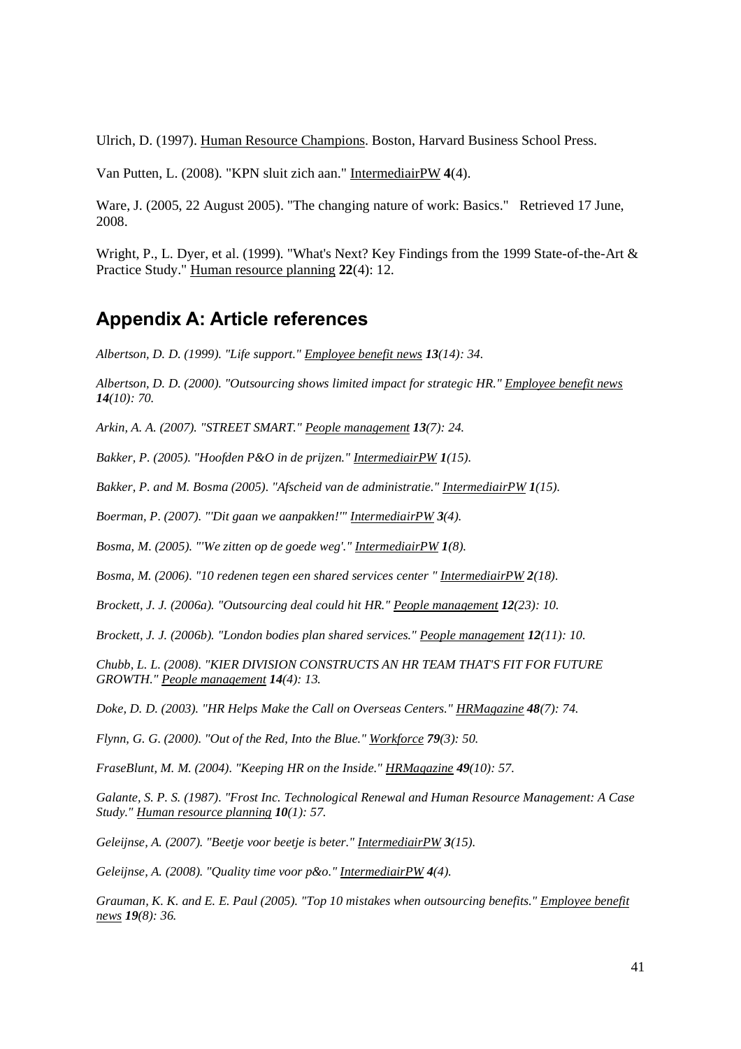Ulrich, D. (1997). Human Resource Champions. Boston, Harvard Business School Press.

Van Putten, L. (2008). "KPN sluit zich aan." IntermediairPW **4**(4).

Ware, J. (2005, 22 August 2005). "The changing nature of work: Basics." Retrieved 17 June, 2008.

Wright, P., L. Dyer, et al. (1999). "What's Next? Key Findings from the 1999 State-of-the-Art & Practice Study." Human resource planning **22**(4): 12.

## Appendix A: Article references

*Albertson, D. D. (1999). "Life support." Employee benefit news **13**(14): 34.*

*Albertson, D. D. (2000). "Outsourcing shows limited impact for strategic HR." Employee benefit news **14**(10): 70.*

*Arkin, A. A. (2007). "STREET SMART." People management **13**(7): 24.*

*Bakker, P. (2005). "Hoofden P&O in de prijzen." IntermediairPW **1**(15).*

*Bakker, P. and M. Bosma (2005). "Afscheid van de administratie." IntermediairPW **1**(15).*

*Boerman, P. (2007). "'Dit gaan we aanpakken!'" IntermediairPW **3**(4).*

*Bosma, M. (2005). "'We zitten op de goede weg'." IntermediairPW **1**(8).*

*Bosma, M. (2006). "10 redenen tegen een shared services center " IntermediairPW **2**(18).*

*Brockett, J. J. (2006a). "Outsourcing deal could hit HR." People management **12**(23): 10.*

*Brockett, J. J. (2006b). "London bodies plan shared services." People management **12**(11): 10.*

*Chubb, L. L. (2008). "KIER DIVISION CONSTRUCTS AN HR TEAM THAT'S FIT FOR FUTURE GROWTH." People management **14**(4): 13.*

*Doke, D. D. (2003). "HR Helps Make the Call on Overseas Centers." HRMagazine **48**(7): 74.*

*Flynn, G. G. (2000). "Out of the Red, Into the Blue." Workforce **79**(3): 50.*

*FraseBlunt, M. M. (2004). "Keeping HR on the Inside." HRMagazine **49**(10): 57.*

*Galante, S. P. S. (1987). "Frost Inc. Technological Renewal and Human Resource Management: A Case Study." Human resource planning **10**(1): 57.*

*Geleijnse, A. (2007). "Beetje voor beetje is beter." IntermediairPW **3**(15).*

*Geleijnse, A. (2008). "Quality time voor p&o." IntermediairPW **4**(4).*

*Grauman, K. K. and E. E. Paul (2005). "Top 10 mistakes when outsourcing benefits." Employee benefit news **19**(8): 36.*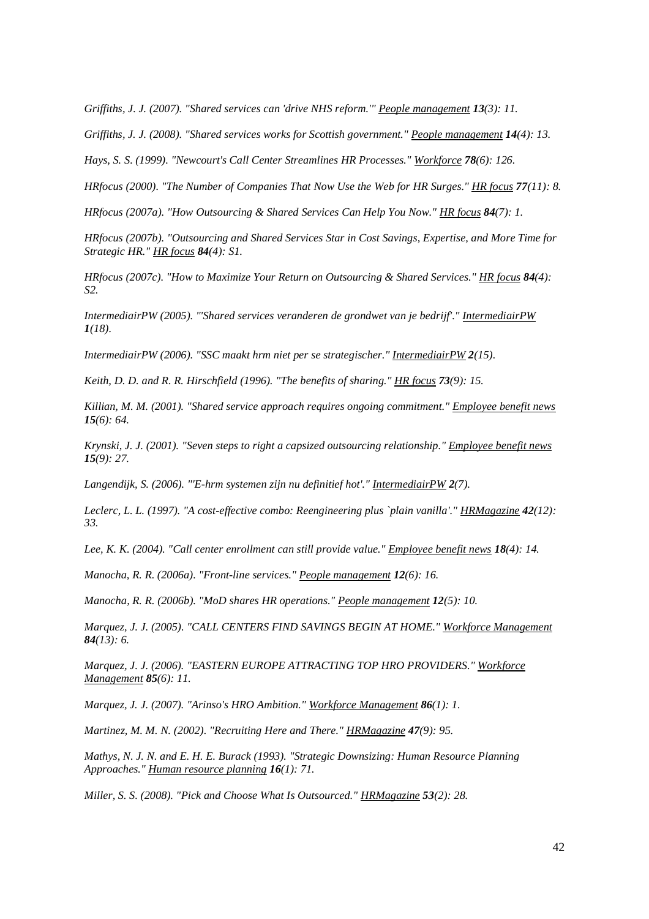*Griffiths, J. J. (2007). "Shared services can 'drive NHS reform.'" People management **13**(3): 11.*

*Griffiths, J. J. (2008). "Shared services works for Scottish government." People management **14**(4): 13.*

*Hays, S. S. (1999). "Newcourt's Call Center Streamlines HR Processes." Workforce **78**(6): 126.*

*HRfocus (2000). "The Number of Companies That Now Use the Web for HR Surges." HR focus **77**(11): 8.*

*HRfocus (2007a). "How Outsourcing & Shared Services Can Help You Now." HR focus **84**(7): 1.*

*HRfocus (2007b). "Outsourcing and Shared Services Star in Cost Savings, Expertise, and More Time for Strategic HR." HR focus **84**(4): S1.*

*HRfocus (2007c). "How to Maximize Your Return on Outsourcing & Shared Services." HR focus **84**(4): S2.*

*IntermediairPW (2005). "'Shared services veranderen de grondwet van je bedrijf'." IntermediairPW **1**(18).*

*IntermediairPW (2006). "SSC maakt hrm niet per se strategischer." IntermediairPW **2**(15).*

*Keith, D. D. and R. R. Hirschfield (1996). "The benefits of sharing." HR focus **73**(9): 15.*

*Killian, M. M. (2001). "Shared service approach requires ongoing commitment." Employee benefit news **15**(6): 64.*

*Krynski, J. J. (2001). "Seven steps to right a capsized outsourcing relationship." Employee benefit news **15**(9): 27.*

*Langendijk, S. (2006). "'E-hrm systemen zijn nu definitief hot'." IntermediairPW **2**(7).*

*Leclerc, L. L. (1997). "A cost-effective combo: Reengineering plus `plain vanilla'." HRMagazine **42**(12): 33.*

*Lee, K. K. (2004). "Call center enrollment can still provide value." Employee benefit news **18**(4): 14.*

*Manocha, R. R. (2006a). "Front-line services." People management **12**(6): 16.*

*Manocha, R. R. (2006b). "MoD shares HR operations." People management **12**(5): 10.*

*Marquez, J. J. (2005). "CALL CENTERS FIND SAVINGS BEGIN AT HOME." Workforce Management **84**(13): 6.*

*Marquez, J. J. (2006). "EASTERN EUROPE ATTRACTING TOP HRO PROVIDERS." Workforce Management **85**(6): 11.*

*Marquez, J. J. (2007). "Arinso's HRO Ambition." Workforce Management **86**(1): 1.*

*Martinez, M. M. N. (2002). "Recruiting Here and There." HRMagazine **47**(9): 95.*

*Mathys, N. J. N. and E. H. E. Burack (1993). "Strategic Downsizing: Human Resource Planning Approaches." Human resource planning **16**(1): 71.*

*Miller, S. S. (2008). "Pick and Choose What Is Outsourced." HRMagazine **53**(2): 28.*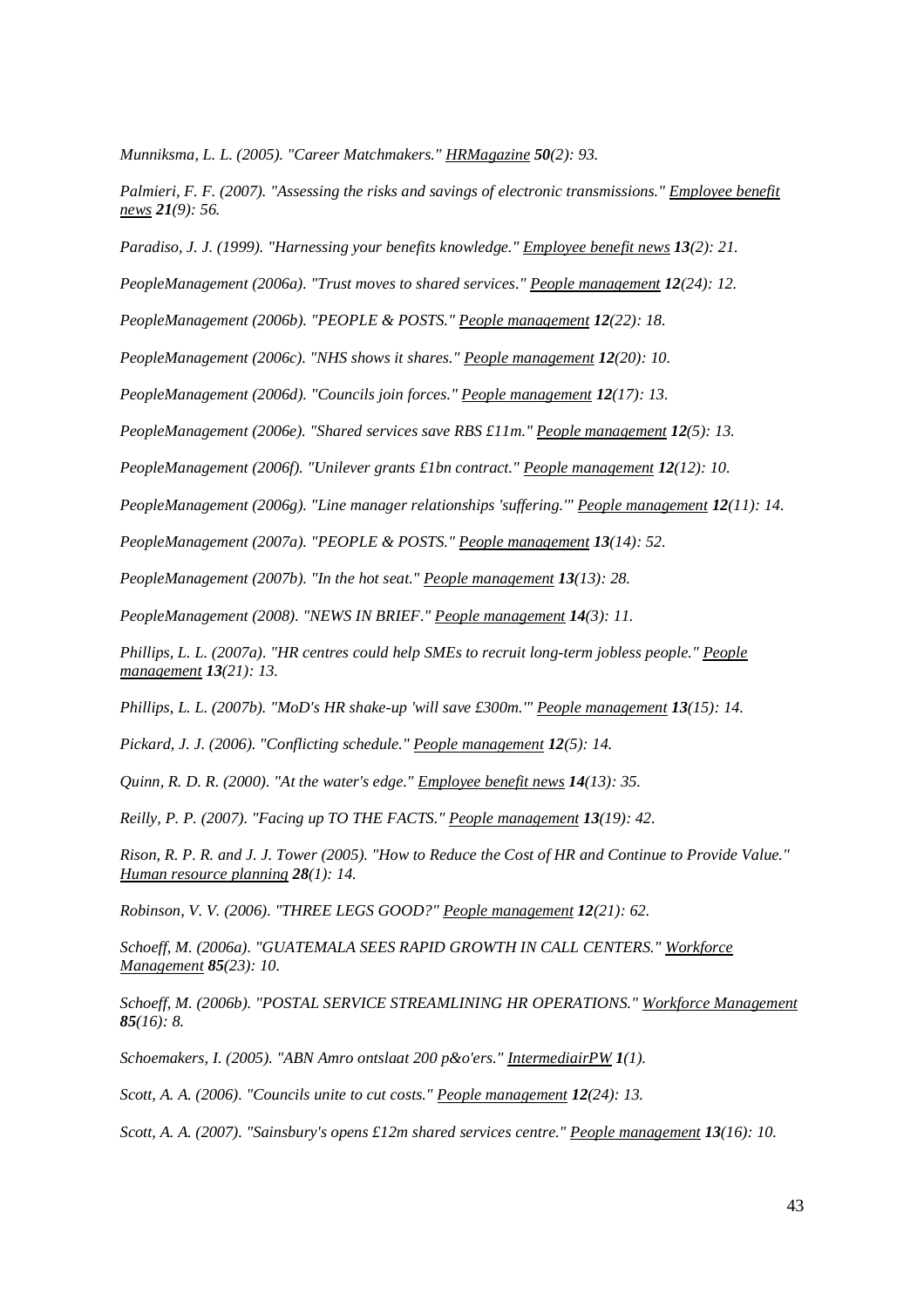*Munniksma, L. L. (2005). "Career Matchmakers." HRMagazine **50**(2): 93.*

*Palmieri, F. F. (2007). "Assessing the risks and savings of electronic transmissions." Employee benefit news **21**(9): 56.*

*Paradiso, J. J. (1999). "Harnessing your benefits knowledge." Employee benefit news **13**(2): 21.*

*PeopleManagement (2006a). "Trust moves to shared services." People management **12**(24): 12.*

*PeopleManagement (2006b). "PEOPLE & POSTS." People management **12**(22): 18.*

*PeopleManagement (2006c). "NHS shows it shares." People management **12**(20): 10.*

*PeopleManagement (2006d). "Councils join forces." People management **12**(17): 13.*

*PeopleManagement (2006e). "Shared services save RBS £11m." People management **12**(5): 13.*

*PeopleManagement (2006f). "Unilever grants £1bn contract." People management **12**(12): 10.*

*PeopleManagement (2006g). "Line manager relationships 'suffering.'" People management **12**(11): 14.*

*PeopleManagement (2007a). "PEOPLE & POSTS." People management **13**(14): 52.*

*PeopleManagement (2007b). "In the hot seat." People management **13**(13): 28.*

*PeopleManagement (2008). "NEWS IN BRIEF." People management **14**(3): 11.*

*Phillips, L. L. (2007a). "HR centres could help SMEs to recruit long-term jobless people." People management **13**(21): 13.*

*Phillips, L. L. (2007b). "MoD's HR shake-up 'will save £300m.'" People management **13**(15): 14.*

*Pickard, J. J. (2006). "Conflicting schedule." People management **12**(5): 14.*

*Quinn, R. D. R. (2000). "At the water's edge." Employee benefit news **14**(13): 35.*

*Reilly, P. P. (2007). "Facing up TO THE FACTS." People management **13**(19): 42.*

*Rison, R. P. R. and J. J. Tower (2005). "How to Reduce the Cost of HR and Continue to Provide Value." Human resource planning **28**(1): 14.*

*Robinson, V. V. (2006). "THREE LEGS GOOD?" People management **12**(21): 62.*

*Schoeff, M. (2006a). "GUATEMALA SEES RAPID GROWTH IN CALL CENTERS." Workforce Management **85**(23): 10.*

*Schoeff, M. (2006b). "POSTAL SERVICE STREAMLINING HR OPERATIONS." Workforce Management **85**(16): 8.*

*Schoemakers, I. (2005). "ABN Amro ontslaat 200 p&o'ers." IntermediairPW **1**(1).*

*Scott, A. A. (2006). "Councils unite to cut costs." People management **12**(24): 13.*

*Scott, A. A. (2007). "Sainsbury's opens £12m shared services centre." People management **13**(16): 10.*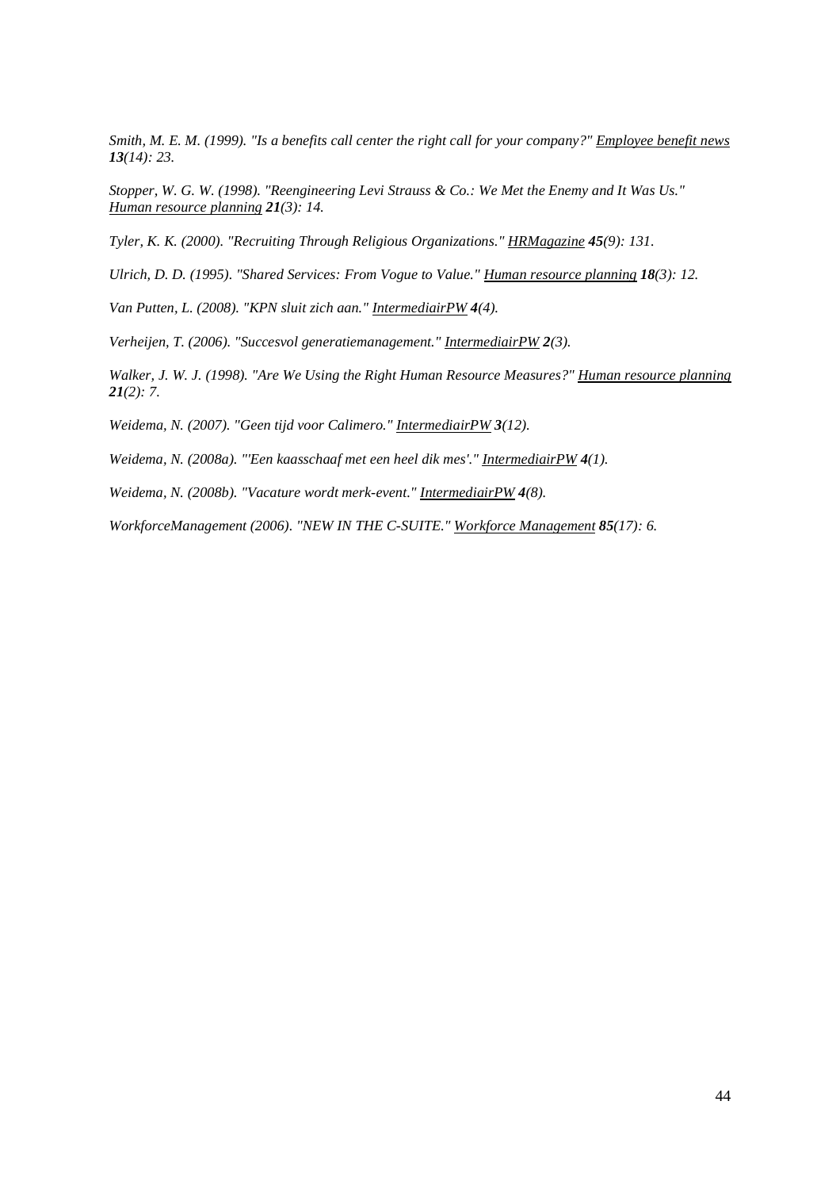*Smith, M. E. M. (1999). "Is a benefits call center the right call for your company?" Employee benefit news **13**(14): 23.*

*Stopper, W. G. W. (1998). "Reengineering Levi Strauss & Co.: We Met the Enemy and It Was Us." Human resource planning **21**(3): 14.*

*Tyler, K. K. (2000). "Recruiting Through Religious Organizations." HRMagazine **45**(9): 131.*

*Ulrich, D. D. (1995). "Shared Services: From Vogue to Value." Human resource planning **18**(3): 12.*

*Van Putten, L. (2008). "KPN sluit zich aan." IntermediairPW **4**(4).*

*Verheijen, T. (2006). "Succesvol generatiemanagement." IntermediairPW **2**(3).*

*Walker, J. W. J. (1998). "Are We Using the Right Human Resource Measures?" Human resource planning **21**(2): 7.*

*Weidema, N. (2007). "Geen tijd voor Calimero." IntermediairPW **3**(12).*

*Weidema, N. (2008a). "'Een kaasschaaf met een heel dik mes'." IntermediairPW **4**(1).*

*Weidema, N. (2008b). "Vacature wordt merk-event." IntermediairPW **4**(8).*

*WorkforceManagement (2006). "NEW IN THE C-SUITE." Workforce Management **85**(17): 6.*